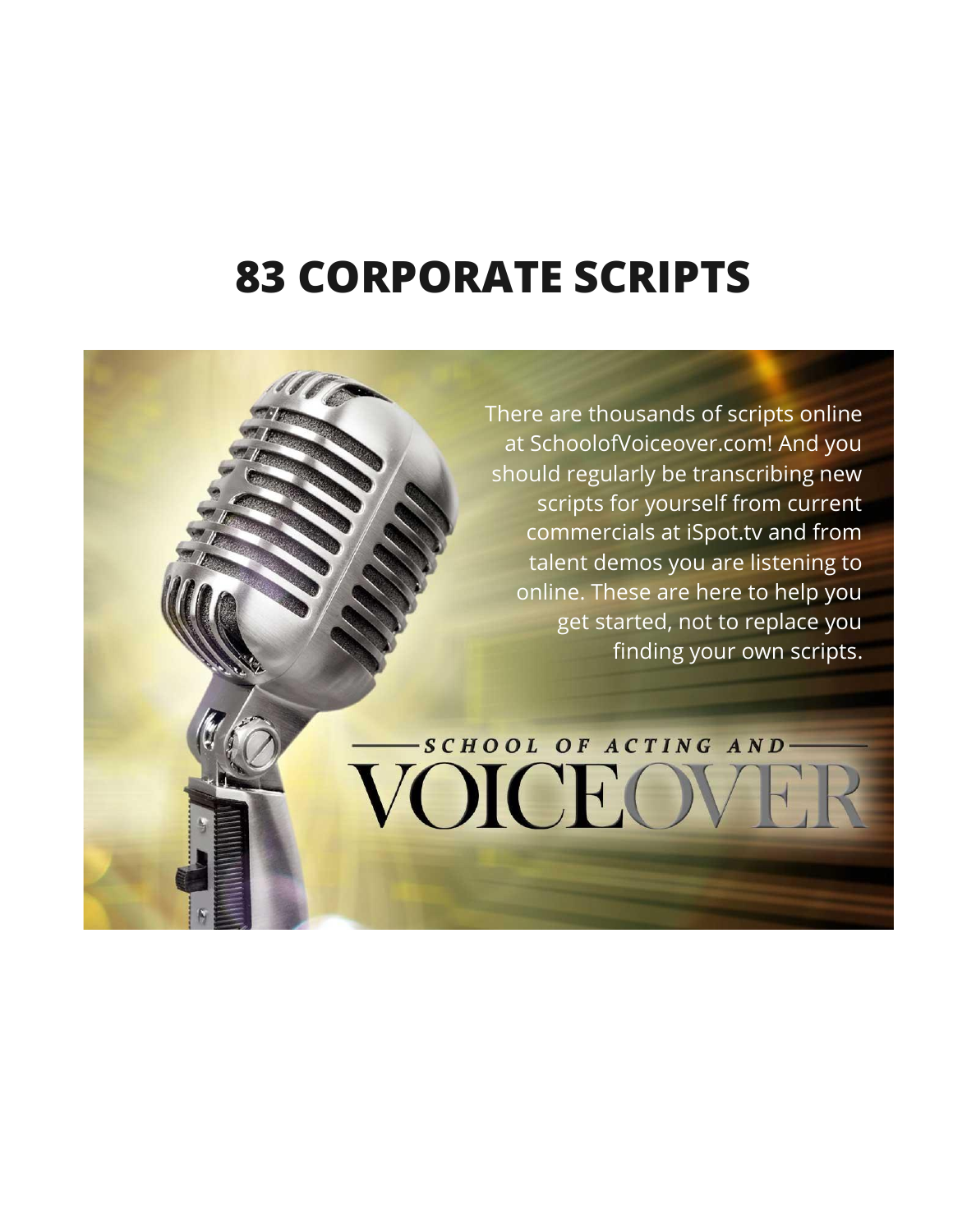# 83 CORPORATE SCRIPTS

There are thousands of scripts online at SchoolofVoiceover.com! And you should regularly be transcribing new scripts for yourself from current commercials at iSpot.tv and from talent demos you are listening to online. These are here to help you get started, not to replace you finding your own scripts.

SCHOOL OF ACTING AND

VOICEOVER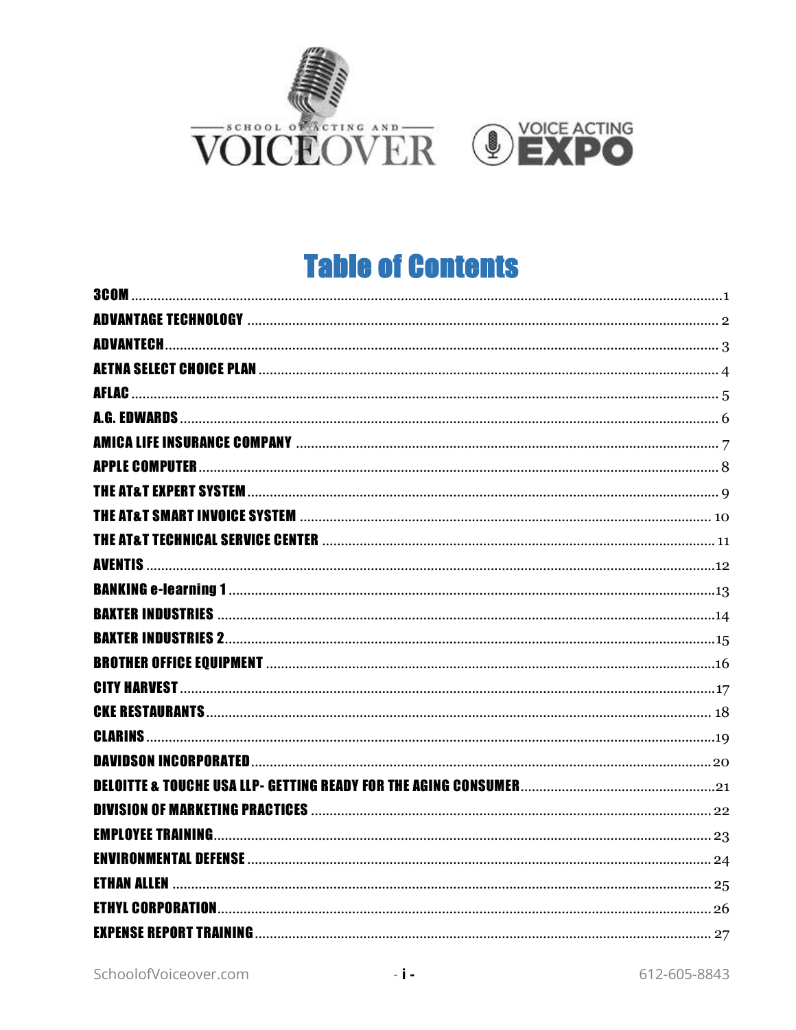# Table of Contents

3COM ............................................................ 1
ADVANTAGE TECHNOLOGY ............................................................ 2
ADVANTECH ............................................................ 3
AETNA SELECT CHOICE PLAN ............................................................ 4
AFLAC ............................................................ 5
A.G. EDWARDS ............................................................ 6
AMICA LIFE INSURANCE COMPANY ............................................................ 7
APPLE COMPUTER ............................................................ 8
THE AT&T EXPERT SYSTEM ............................................................ 9
THE AT&T SMART INVOICE SYSTEM ............................................................ 10
THE AT&T TECHNICAL SERVICE CENTER ............................................................ 11
AVENTIS ............................................................ 12
BANKING e-learning 1 ............................................................ 13
BAXTER INDUSTRIES ............................................................ 14
BAXTER INDUSTRIES 2 ............................................................ 15
BROTHER OFFICE EQUIPMENT ............................................................ 16
CITY HARVEST ............................................................ 17
CKE RESTAURANTS ............................................................ 18
CLARINS ............................................................ 19
DAVIDSON INCORPORATED ............................................................ 20
DELOITTE & TOUCHE USA LLP- GETTING READY FOR THE AGING CONSUMER ............................................................ 21
DIVISION OF MARKETING PRACTICES ............................................................ 22
EMPLOYEE TRAINING ............................................................ 23
ENVIRONMENTAL DEFENSE ............................................................ 24
ETHAN ALLEN ............................................................ 25
ETHYL CORPORATION ............................................................ 26
EXPENSE REPORT TRAINING ............................................................ 27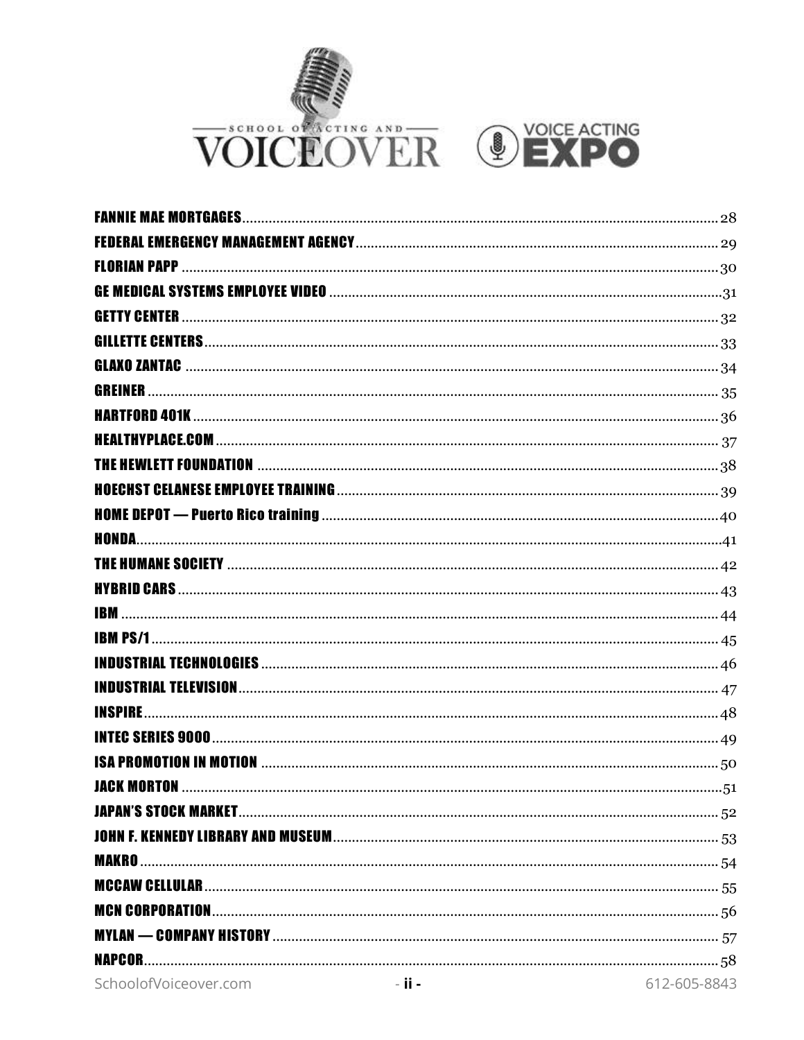FANNIE MAE MORTGAGES ........ 28
FEDERAL EMERGENCY MANAGEMENT AGENCY ........ 29
FLORIAN PAPP ........ 30
GE MEDICAL SYSTEMS EMPLOYEE VIDEO ........ 31
GETTY CENTER ........ 32
GILLETTE CENTERS ........ 33
GLAXO ZANTAC ........ 34
GREINER ........ 35
HARTFORD 401K ........ 36
HEALTHYPLACE.COM ........ 37
THE HEWLETT FOUNDATION ........ 38
HOECHST CELANESE EMPLOYEE TRAINING ........ 39
HOME DEPOT — Puerto Rico training ........ 40
HONDA ........ 41
THE HUMANE SOCIETY ........ 42
HYBRID CARS ........ 43
IBM ........ 44
IBM PS/1 ........ 45
INDUSTRIAL TECHNOLOGIES ........ 46
INDUSTRIAL TELEVISION ........ 47
INSPIRE ........ 48
INTEC SERIES 9000 ........ 49
ISA PROMOTION IN MOTION ........ 50
JACK MORTON ........ 51
JAPAN'S STOCK MARKET ........ 52
JOHN F. KENNEDY LIBRARY AND MUSEUM ........ 53
MAKRO ........ 54
MCCAW CELLULAR ........ 55
MCN CORPORATION ........ 56
MYLAN — COMPANY HISTORY ........ 57
NAPCOR ........ 58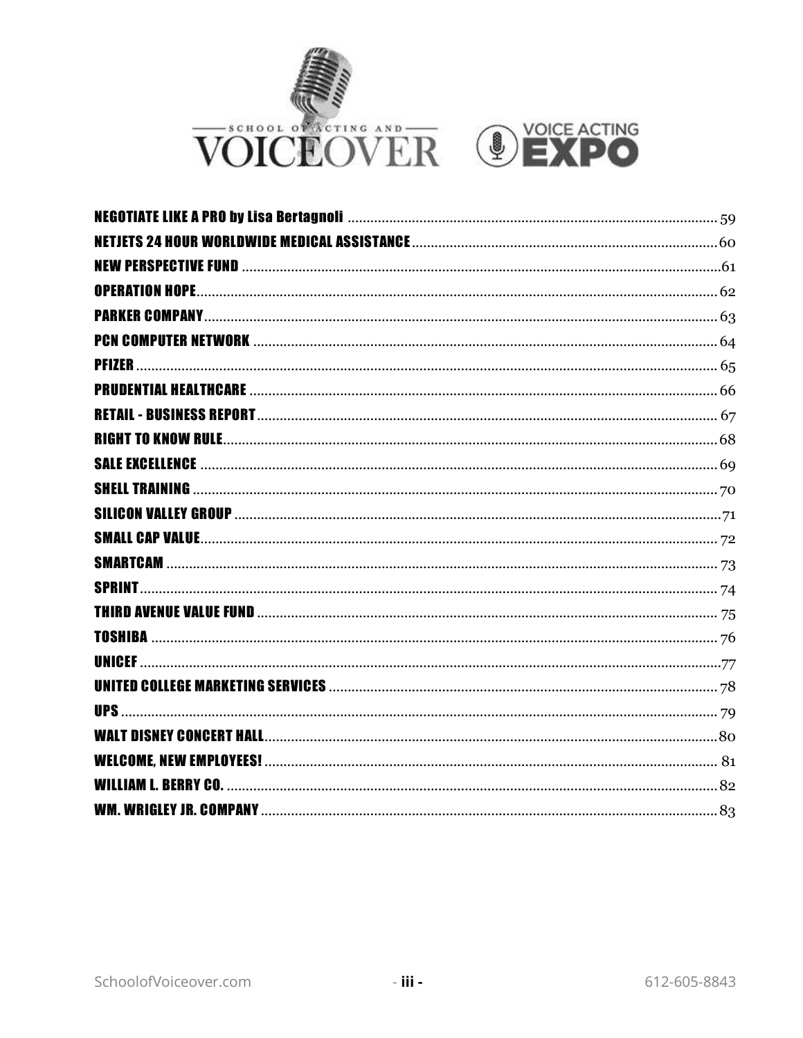NEGOTIATE LIKE A PRO by Lisa Bertagnoli ........ 59
NETJETS 24 HOUR WORLDWIDE MEDICAL ASSISTANCE ........ 60
NEW PERSPECTIVE FUND ........ 61
OPERATION HOPE ........ 62
PARKER COMPANY ........ 63
PCN COMPUTER NETWORK ........ 64
PFIZER ........ 65
PRUDENTIAL HEALTHCARE ........ 66
RETAIL - BUSINESS REPORT ........ 67
RIGHT TO KNOW RULE ........ 68
SALE EXCELLENCE ........ 69
SHELL TRAINING ........ 70
SILICON VALLEY GROUP ........ 71
SMALL CAP VALUE ........ 72
SMARTCAM ........ 73
SPRINT ........ 74
THIRD AVENUE VALUE FUND ........ 75
TOSHIBA ........ 76
UNICEF ........ 77
UNITED COLLEGE MARKETING SERVICES ........ 78
UPS ........ 79
WALT DISNEY CONCERT HALL ........ 80
WELCOME, NEW EMPLOYEES! ........ 81
WILLIAM L. BERRY CO. ........ 82
WM. WRIGLEY JR. COMPANY ........ 83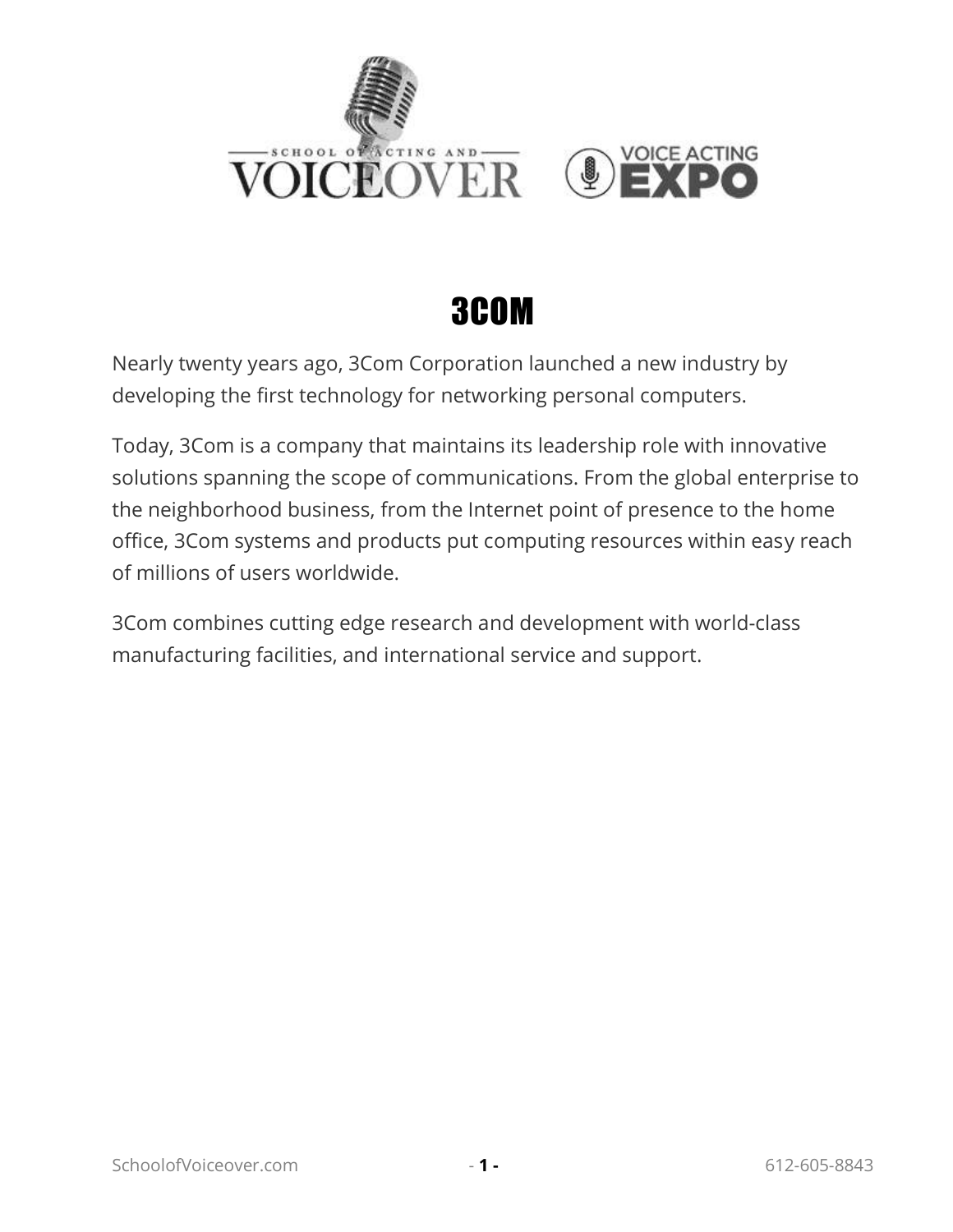# 3COM

Nearly twenty years ago, 3Com Corporation launched a new industry by developing the first technology for networking personal computers.

Today, 3Com is a company that maintains its leadership role with innovative solutions spanning the scope of communications. From the global enterprise to the neighborhood business, from the Internet point of presence to the home office, 3Com systems and products put computing resources within easy reach of millions of users worldwide.

3Com combines cutting edge research and development with world-class manufacturing facilities, and international service and support.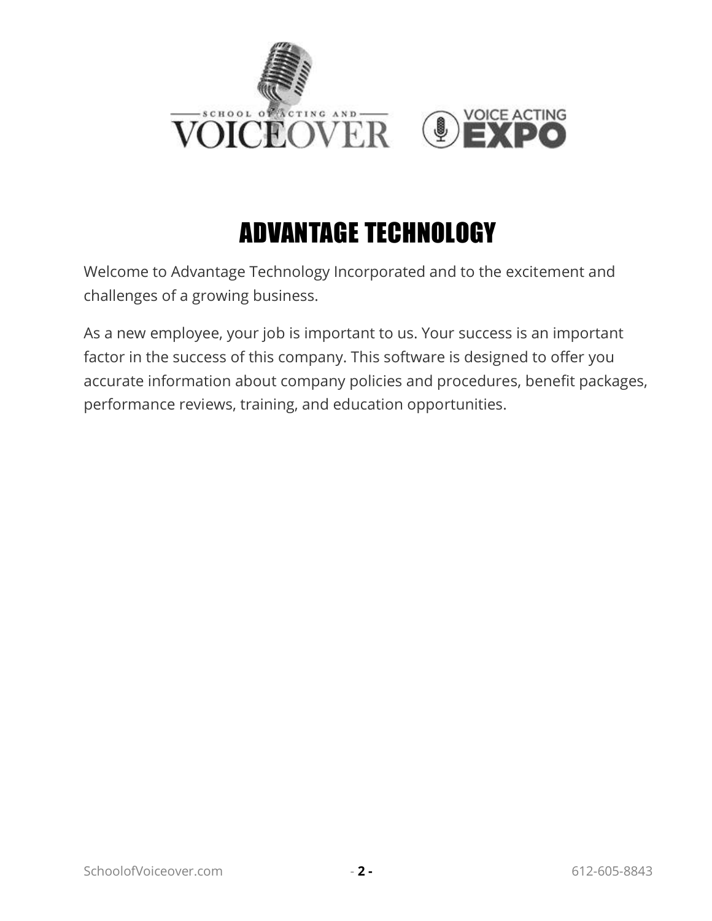# ADVANTAGE TECHNOLOGY

Welcome to Advantage Technology Incorporated and to the excitement and challenges of a growing business.

As a new employee, your job is important to us. Your success is an important factor in the success of this company. This software is designed to offer you accurate information about company policies and procedures, benefit packages, performance reviews, training, and education opportunities.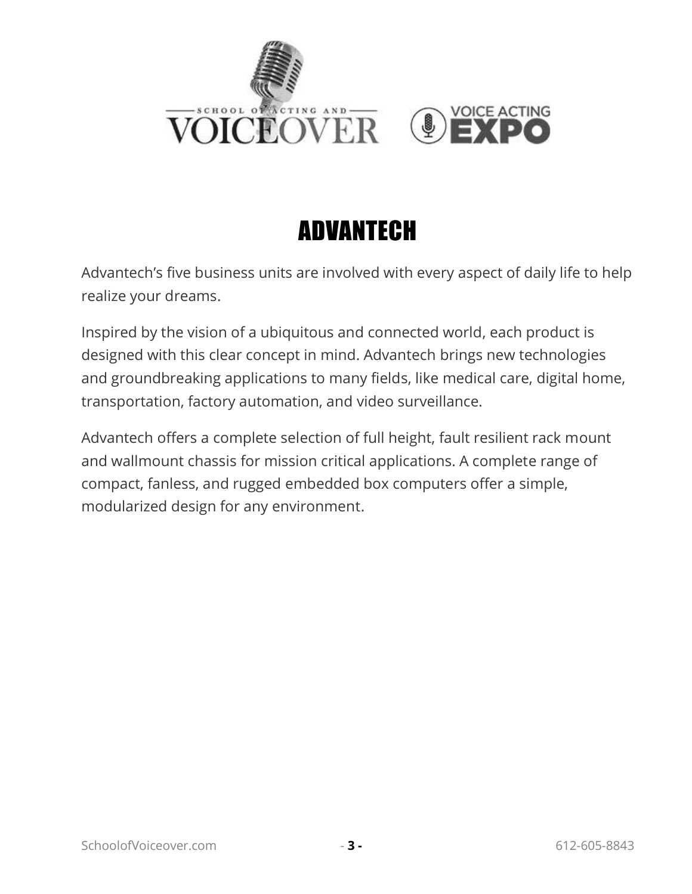# ADVANTECH

Advantech's five business units are involved with every aspect of daily life to help realize your dreams.

Inspired by the vision of a ubiquitous and connected world, each product is designed with this clear concept in mind. Advantech brings new technologies and groundbreaking applications to many fields, like medical care, digital home, transportation, factory automation, and video surveillance.

Advantech offers a complete selection of full height, fault resilient rack mount and wallmount chassis for mission critical applications. A complete range of compact, fanless, and rugged embedded box computers offer a simple, modularized design for any environment.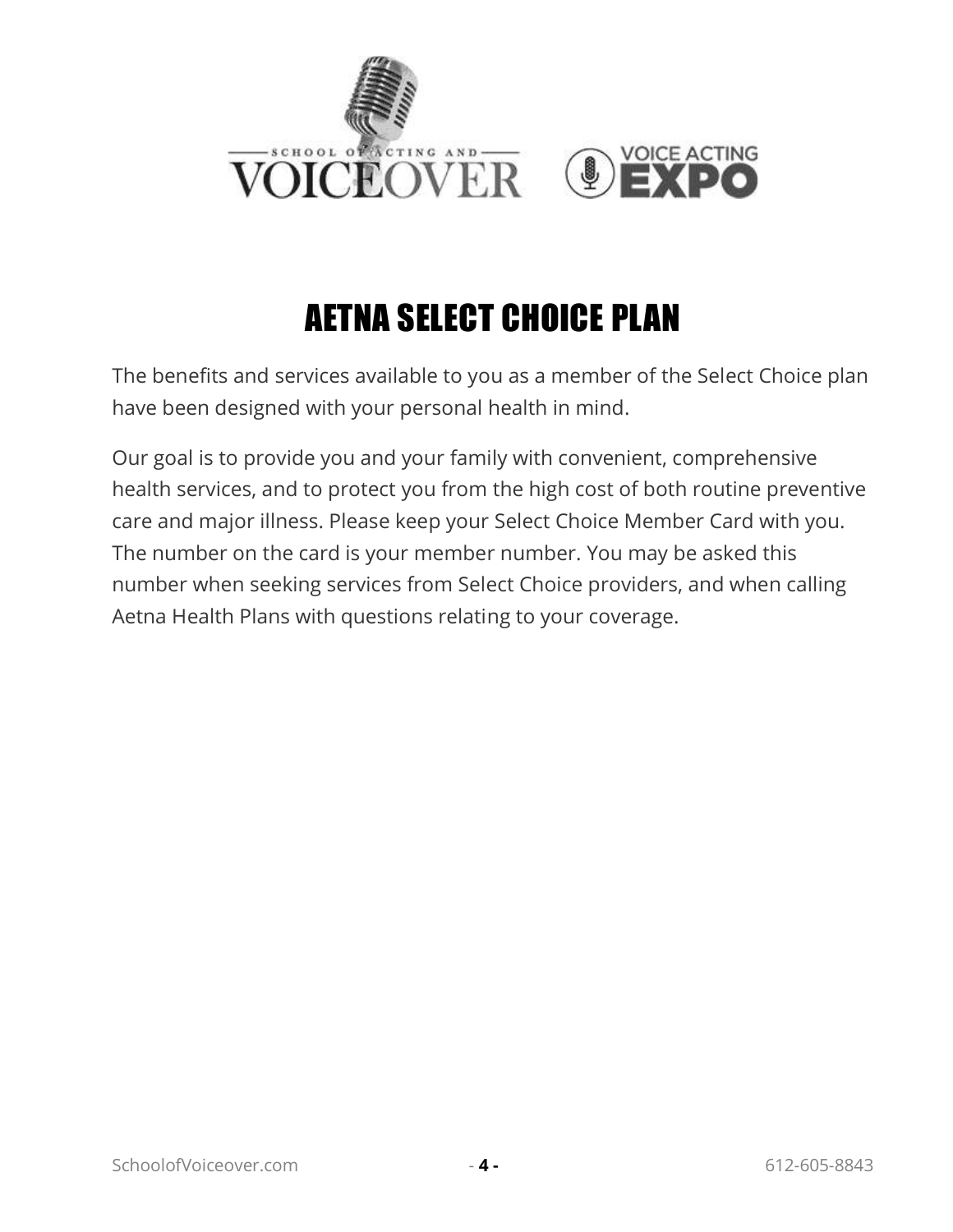# AETNA SELECT CHOICE PLAN

The benefits and services available to you as a member of the Select Choice plan have been designed with your personal health in mind.

Our goal is to provide you and your family with convenient, comprehensive health services, and to protect you from the high cost of both routine preventive care and major illness. Please keep your Select Choice Member Card with you. The number on the card is your member number. You may be asked this number when seeking services from Select Choice providers, and when calling Aetna Health Plans with questions relating to your coverage.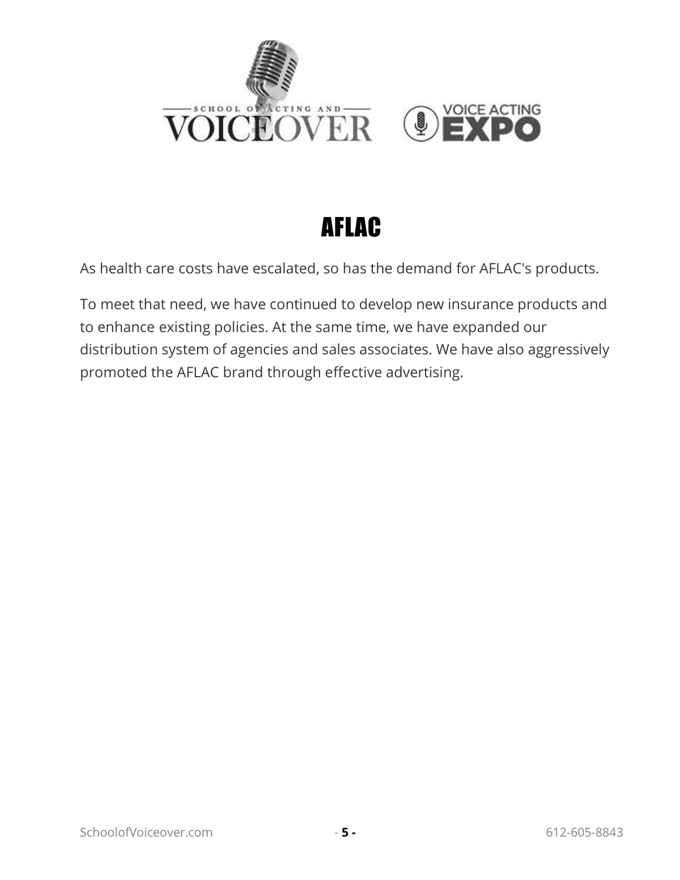# AFLAC

As health care costs have escalated, so has the demand for AFLAC's products.

To meet that need, we have continued to develop new insurance products and to enhance existing policies. At the same time, we have expanded our distribution system of agencies and sales associates. We have also aggressively promoted the AFLAC brand through effective advertising.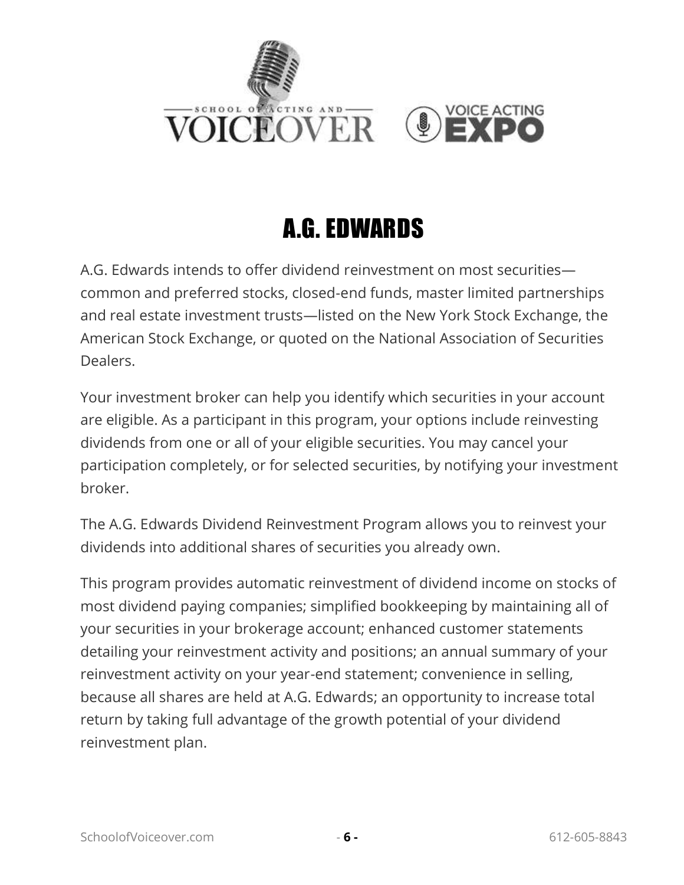# A.G. EDWARDS

A.G. Edwards intends to offer dividend reinvestment on most securities—common and preferred stocks, closed-end funds, master limited partnerships and real estate investment trusts—listed on the New York Stock Exchange, the American Stock Exchange, or quoted on the National Association of Securities Dealers.

Your investment broker can help you identify which securities in your account are eligible. As a participant in this program, your options include reinvesting dividends from one or all of your eligible securities. You may cancel your participation completely, or for selected securities, by notifying your investment broker.

The A.G. Edwards Dividend Reinvestment Program allows you to reinvest your dividends into additional shares of securities you already own.

This program provides automatic reinvestment of dividend income on stocks of most dividend paying companies; simplified bookkeeping by maintaining all of your securities in your brokerage account; enhanced customer statements detailing your reinvestment activity and positions; an annual summary of your reinvestment activity on your year-end statement; convenience in selling, because all shares are held at A.G. Edwards; an opportunity to increase total return by taking full advantage of the growth potential of your dividend reinvestment plan.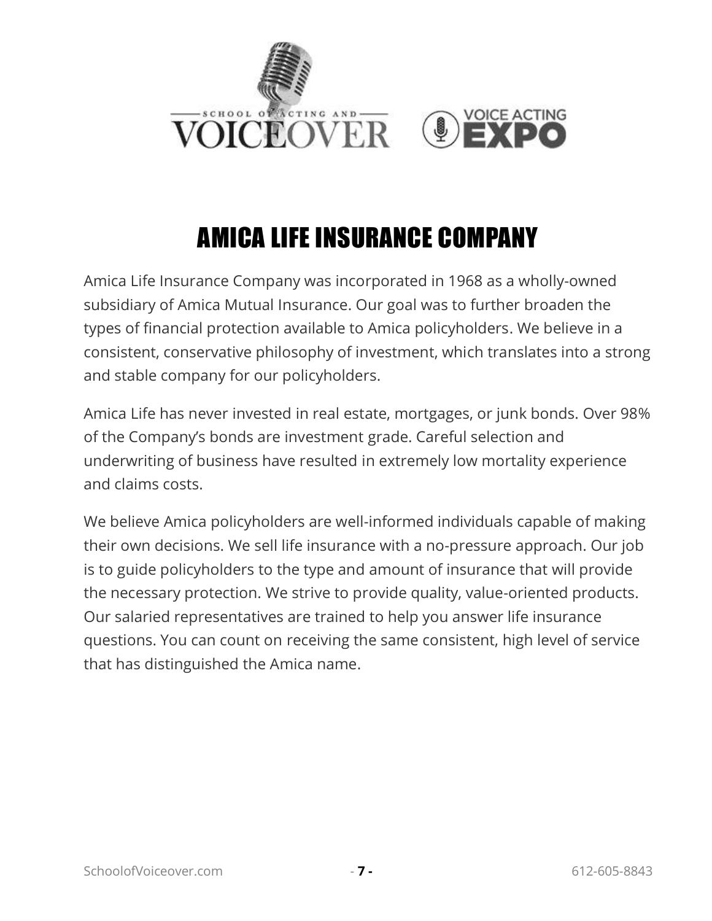# AMICA LIFE INSURANCE COMPANY

Amica Life Insurance Company was incorporated in 1968 as a wholly-owned subsidiary of Amica Mutual Insurance. Our goal was to further broaden the types of financial protection available to Amica policyholders. We believe in a consistent, conservative philosophy of investment, which translates into a strong and stable company for our policyholders.

Amica Life has never invested in real estate, mortgages, or junk bonds. Over 98% of the Company's bonds are investment grade. Careful selection and underwriting of business have resulted in extremely low mortality experience and claims costs.

We believe Amica policyholders are well-informed individuals capable of making their own decisions. We sell life insurance with a no-pressure approach. Our job is to guide policyholders to the type and amount of insurance that will provide the necessary protection. We strive to provide quality, value-oriented products. Our salaried representatives are trained to help you answer life insurance questions. You can count on receiving the same consistent, high level of service that has distinguished the Amica name.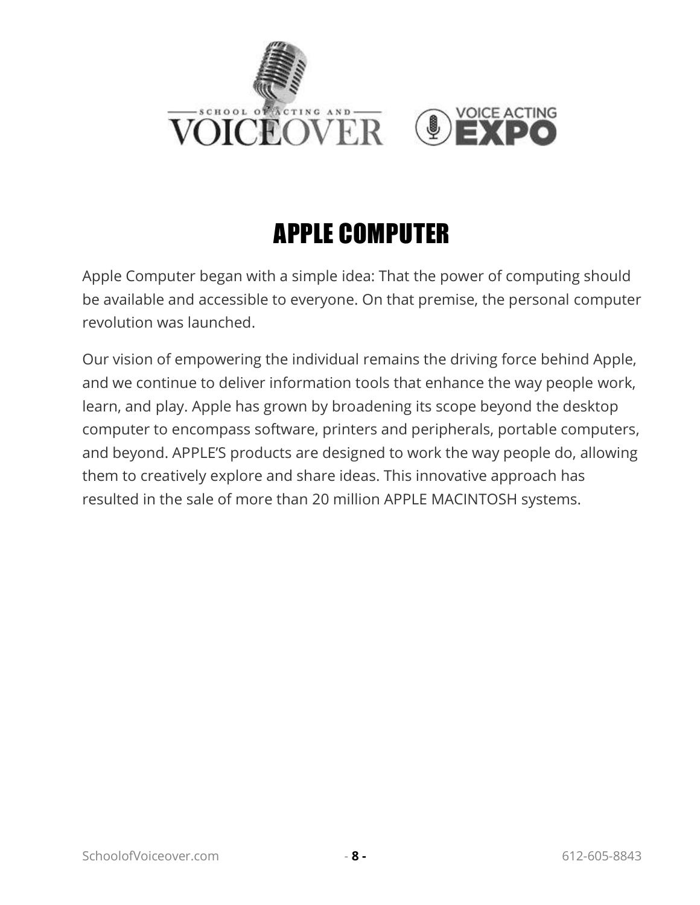# APPLE COMPUTER

Apple Computer began with a simple idea: That the power of computing should be available and accessible to everyone. On that premise, the personal computer revolution was launched.

Our vision of empowering the individual remains the driving force behind Apple, and we continue to deliver information tools that enhance the way people work, learn, and play. Apple has grown by broadening its scope beyond the desktop computer to encompass software, printers and peripherals, portable computers, and beyond. APPLE'S products are designed to work the way people do, allowing them to creatively explore and share ideas. This innovative approach has resulted in the sale of more than 20 million APPLE MACINTOSH systems.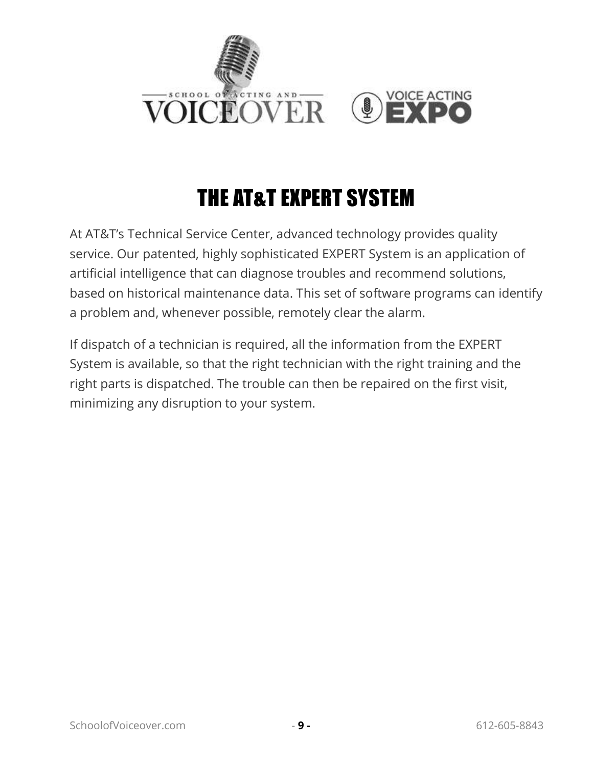# THE AT&T EXPERT SYSTEM

At AT&T's Technical Service Center, advanced technology provides quality service. Our patented, highly sophisticated EXPERT System is an application of artificial intelligence that can diagnose troubles and recommend solutions, based on historical maintenance data. This set of software programs can identify a problem and, whenever possible, remotely clear the alarm.

If dispatch of a technician is required, all the information from the EXPERT System is available, so that the right technician with the right training and the right parts is dispatched. The trouble can then be repaired on the first visit, minimizing any disruption to your system.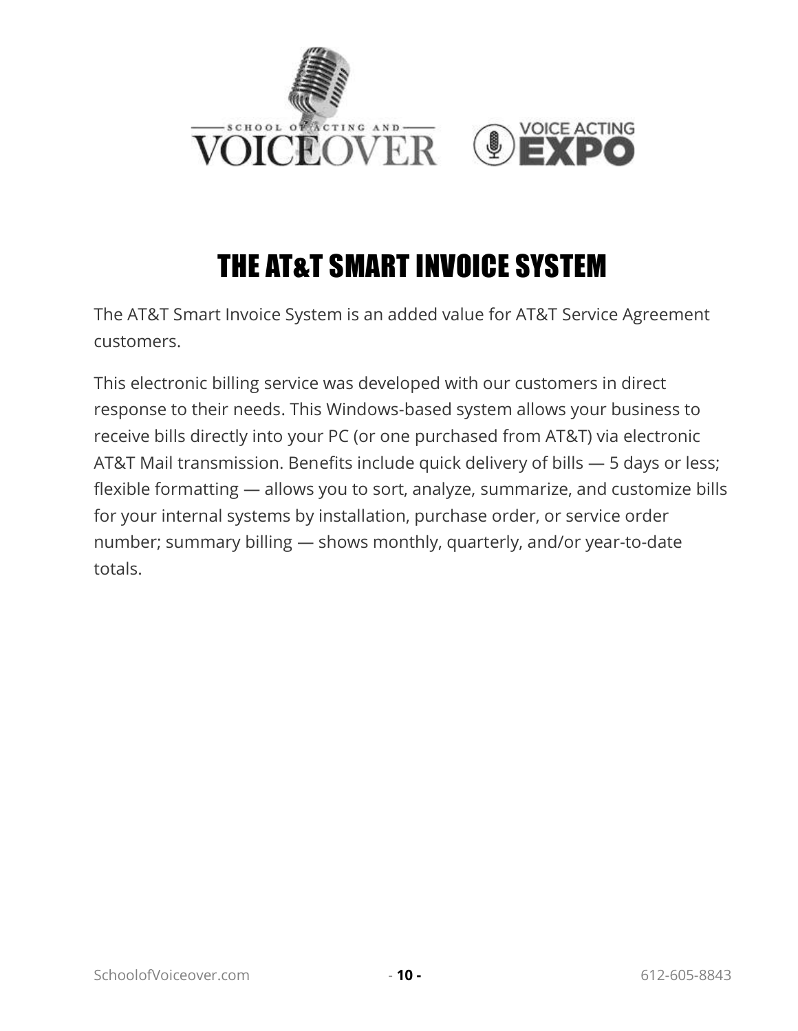# THE AT&T SMART INVOICE SYSTEM

The AT&T Smart Invoice System is an added value for AT&T Service Agreement customers.

This electronic billing service was developed with our customers in direct response to their needs. This Windows-based system allows your business to receive bills directly into your PC (or one purchased from AT&T) via electronic AT&T Mail transmission. Benefits include quick delivery of bills — 5 days or less; flexible formatting — allows you to sort, analyze, summarize, and customize bills for your internal systems by installation, purchase order, or service order number; summary billing — shows monthly, quarterly, and/or year-to-date totals.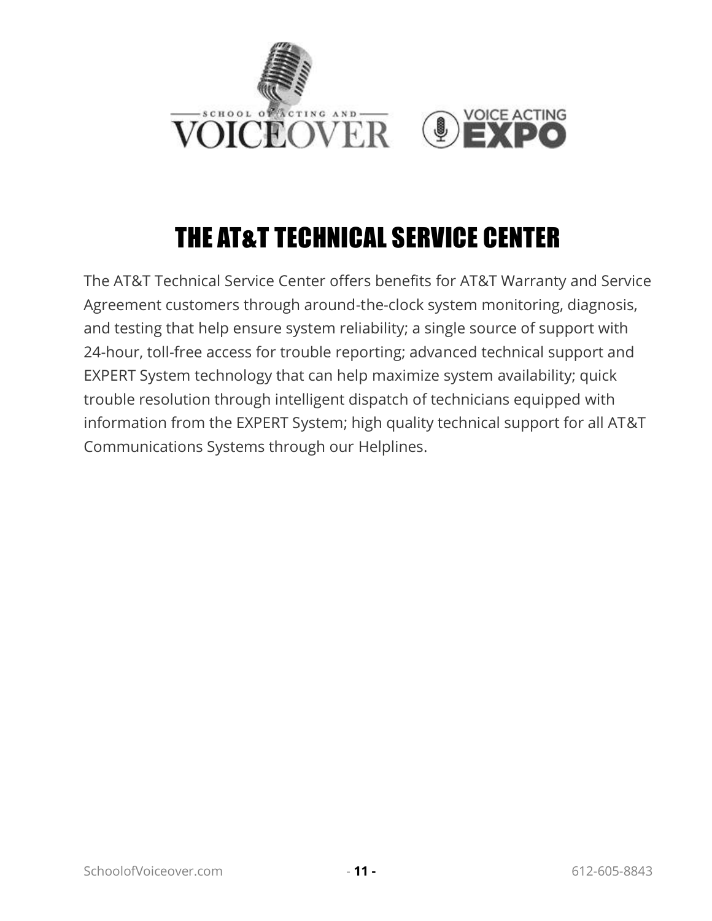# THE AT&T TECHNICAL SERVICE CENTER

The AT&T Technical Service Center offers benefits for AT&T Warranty and Service Agreement customers through around-the-clock system monitoring, diagnosis, and testing that help ensure system reliability; a single source of support with 24-hour, toll-free access for trouble reporting; advanced technical support and EXPERT System technology that can help maximize system availability; quick trouble resolution through intelligent dispatch of technicians equipped with information from the EXPERT System; high quality technical support for all AT&T Communications Systems through our Helplines.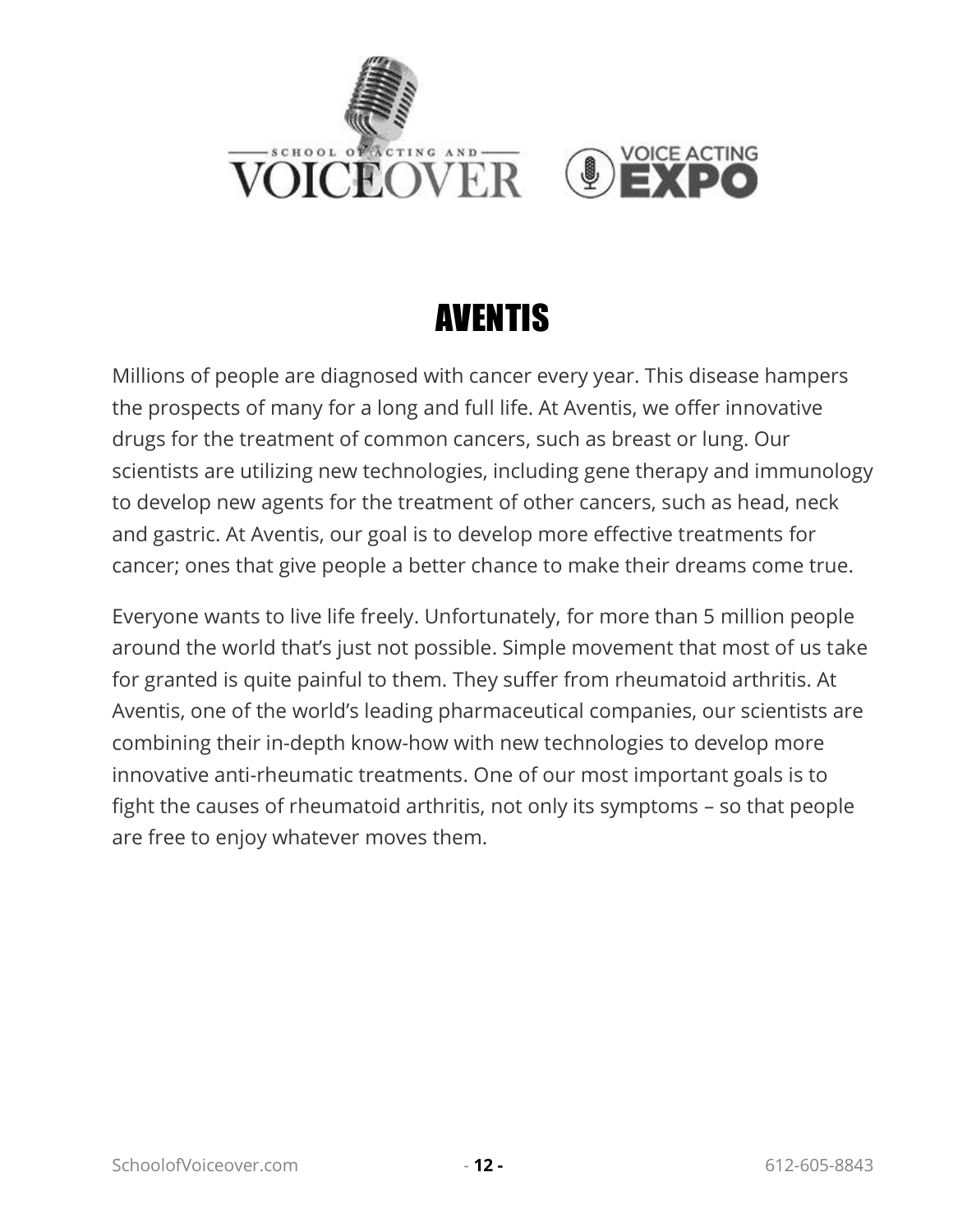# AVENTIS

Millions of people are diagnosed with cancer every year. This disease hampers the prospects of many for a long and full life. At Aventis, we offer innovative drugs for the treatment of common cancers, such as breast or lung. Our scientists are utilizing new technologies, including gene therapy and immunology to develop new agents for the treatment of other cancers, such as head, neck and gastric. At Aventis, our goal is to develop more effective treatments for cancer; ones that give people a better chance to make their dreams come true.

Everyone wants to live life freely. Unfortunately, for more than 5 million people around the world that's just not possible. Simple movement that most of us take for granted is quite painful to them. They suffer from rheumatoid arthritis. At Aventis, one of the world's leading pharmaceutical companies, our scientists are combining their in-depth know-how with new technologies to develop more innovative anti-rheumatic treatments. One of our most important goals is to fight the causes of rheumatoid arthritis, not only its symptoms – so that people are free to enjoy whatever moves them.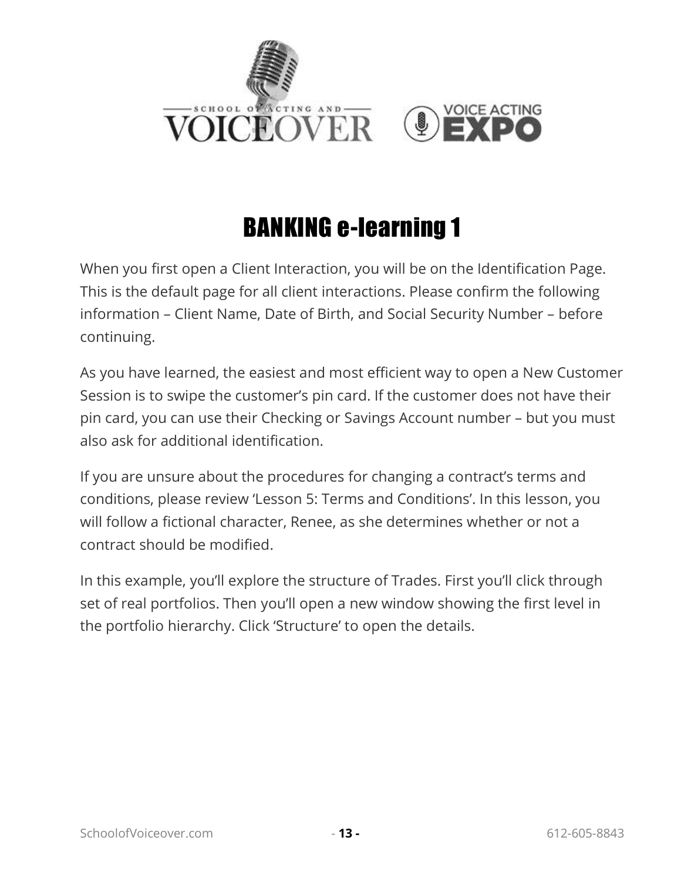# BANKING e-learning 1

When you first open a Client Interaction, you will be on the Identification Page. This is the default page for all client interactions. Please confirm the following information – Client Name, Date of Birth, and Social Security Number – before continuing.

As you have learned, the easiest and most efficient way to open a New Customer Session is to swipe the customer's pin card. If the customer does not have their pin card, you can use their Checking or Savings Account number – but you must also ask for additional identification.

If you are unsure about the procedures for changing a contract's terms and conditions, please review 'Lesson 5: Terms and Conditions'. In this lesson, you will follow a fictional character, Renee, as she determines whether or not a contract should be modified.

In this example, you'll explore the structure of Trades. First you'll click through set of real portfolios. Then you'll open a new window showing the first level in the portfolio hierarchy. Click 'Structure' to open the details.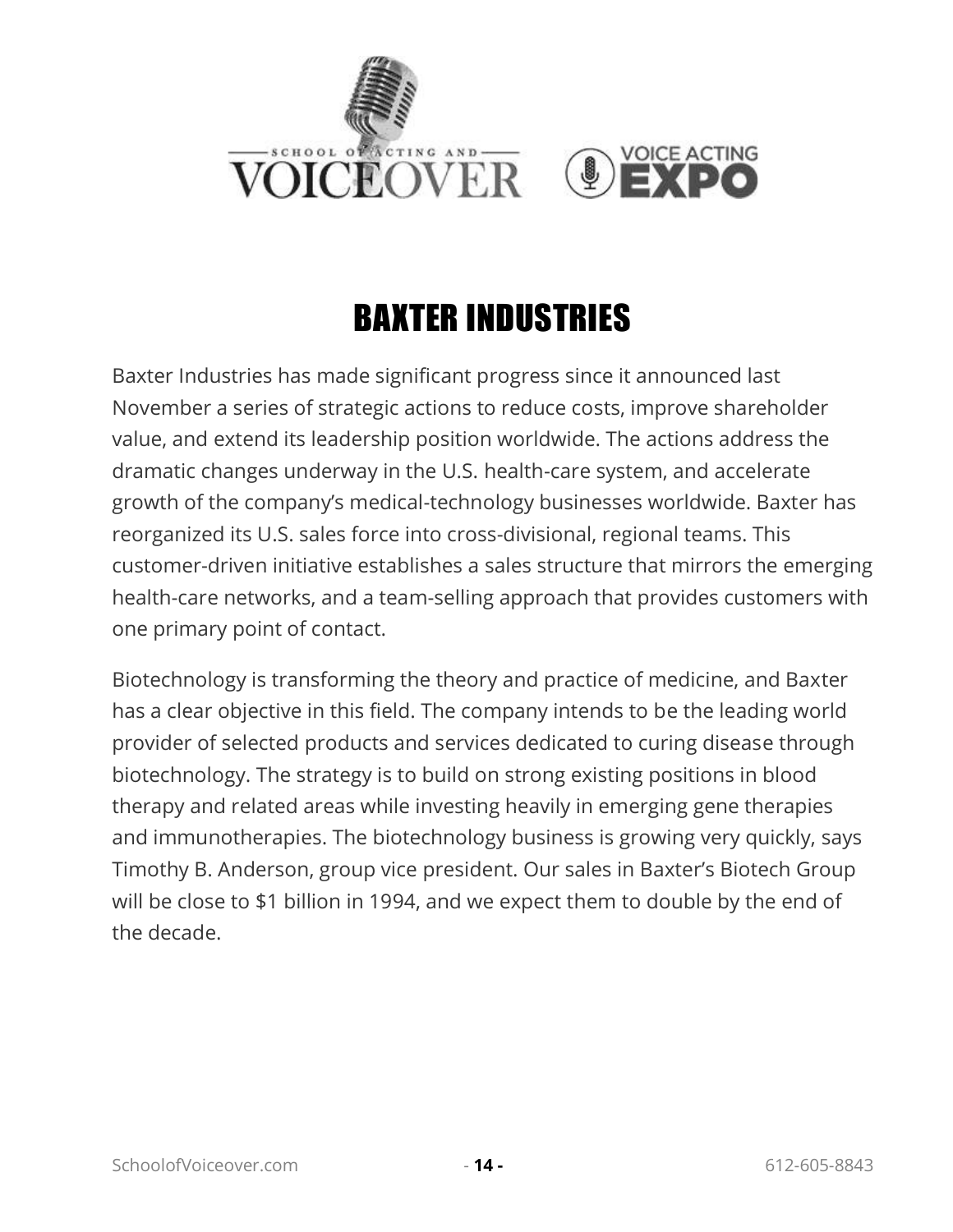# BAXTER INDUSTRIES

Baxter Industries has made significant progress since it announced last November a series of strategic actions to reduce costs, improve shareholder value, and extend its leadership position worldwide. The actions address the dramatic changes underway in the U.S. health-care system, and accelerate growth of the company's medical-technology businesses worldwide. Baxter has reorganized its U.S. sales force into cross-divisional, regional teams. This customer-driven initiative establishes a sales structure that mirrors the emerging health-care networks, and a team-selling approach that provides customers with one primary point of contact.

Biotechnology is transforming the theory and practice of medicine, and Baxter has a clear objective in this field. The company intends to be the leading world provider of selected products and services dedicated to curing disease through biotechnology. The strategy is to build on strong existing positions in blood therapy and related areas while investing heavily in emerging gene therapies and immunotherapies. The biotechnology business is growing very quickly, says Timothy B. Anderson, group vice president. Our sales in Baxter's Biotech Group will be close to $1 billion in 1994, and we expect them to double by the end of the decade.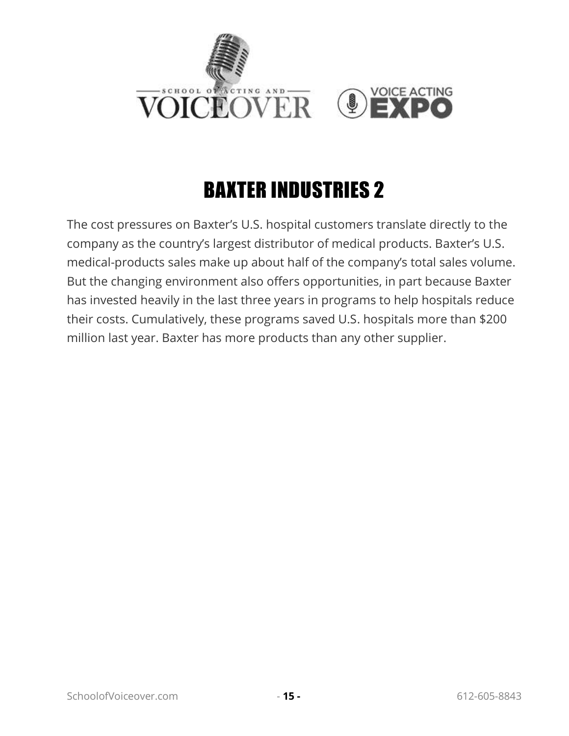# BAXTER INDUSTRIES 2

The cost pressures on Baxter's U.S. hospital customers translate directly to the company as the country's largest distributor of medical products. Baxter's U.S. medical-products sales make up about half of the company's total sales volume. But the changing environment also offers opportunities, in part because Baxter has invested heavily in the last three years in programs to help hospitals reduce their costs. Cumulatively, these programs saved U.S. hospitals more than $200 million last year. Baxter has more products than any other supplier.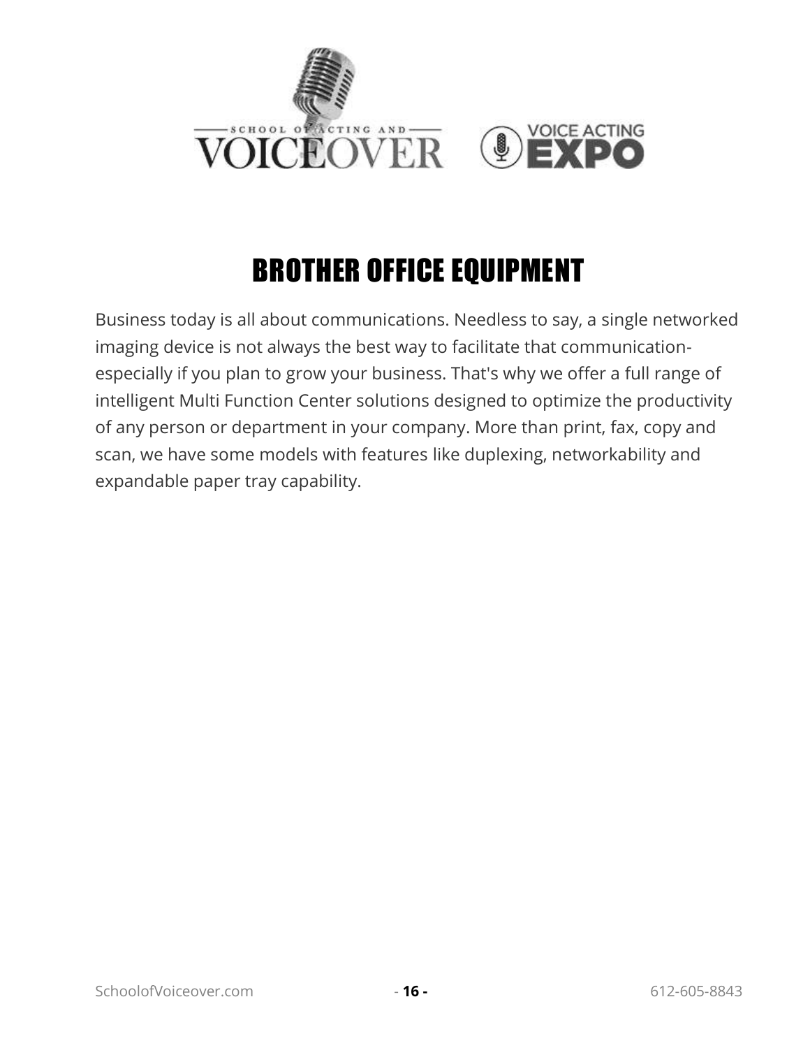# BROTHER OFFICE EQUIPMENT

Business today is all about communications. Needless to say, a single networked imaging device is not always the best way to facilitate that communication- especially if you plan to grow your business. That's why we offer a full range of intelligent Multi Function Center solutions designed to optimize the productivity of any person or department in your company. More than print, fax, copy and scan, we have some models with features like duplexing, networkability and expandable paper tray capability.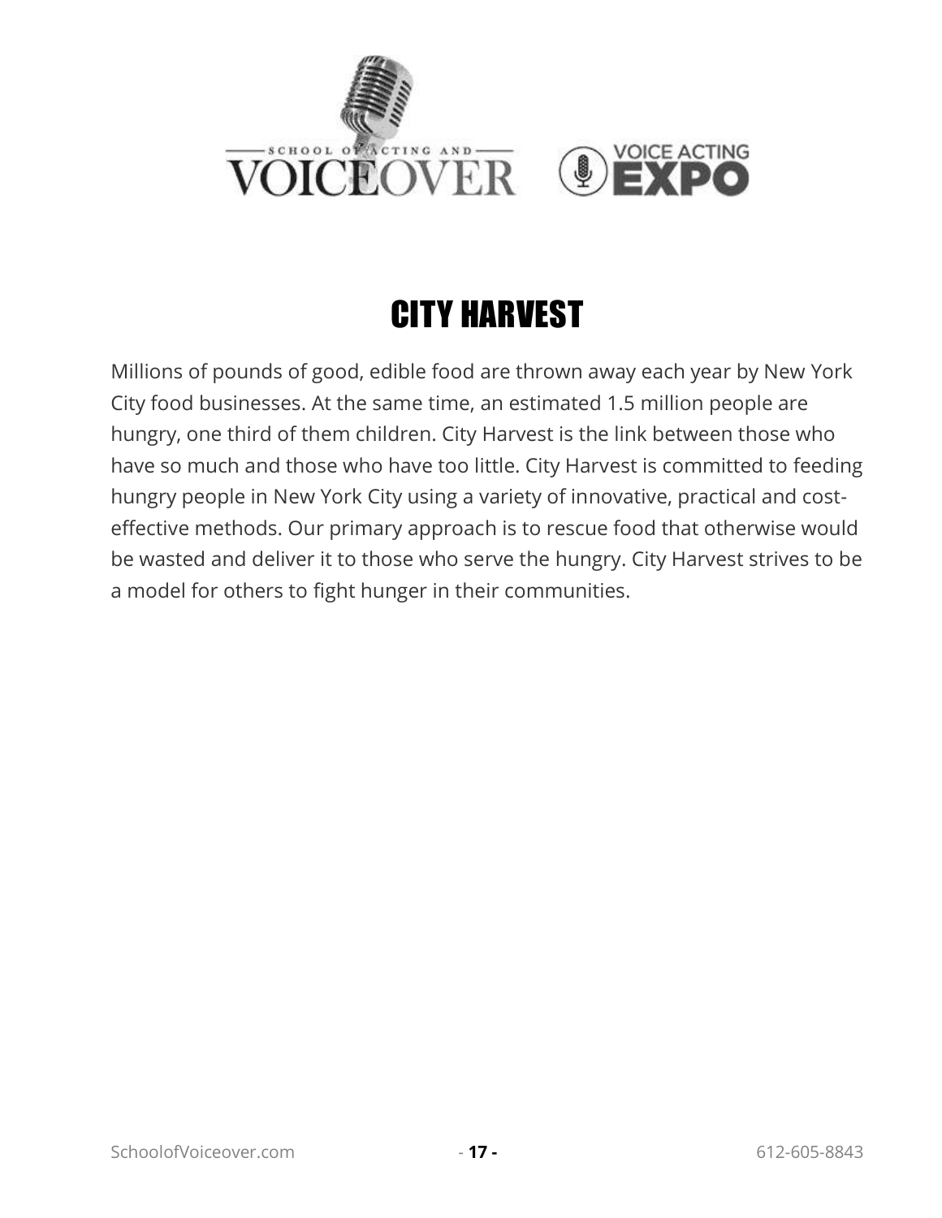# CITY HARVEST

Millions of pounds of good, edible food are thrown away each year by New York City food businesses. At the same time, an estimated 1.5 million people are hungry, one third of them children. City Harvest is the link between those who have so much and those who have too little. City Harvest is committed to feeding hungry people in New York City using a variety of innovative, practical and cost-effective methods. Our primary approach is to rescue food that otherwise would be wasted and deliver it to those who serve the hungry. City Harvest strives to be a model for others to fight hunger in their communities.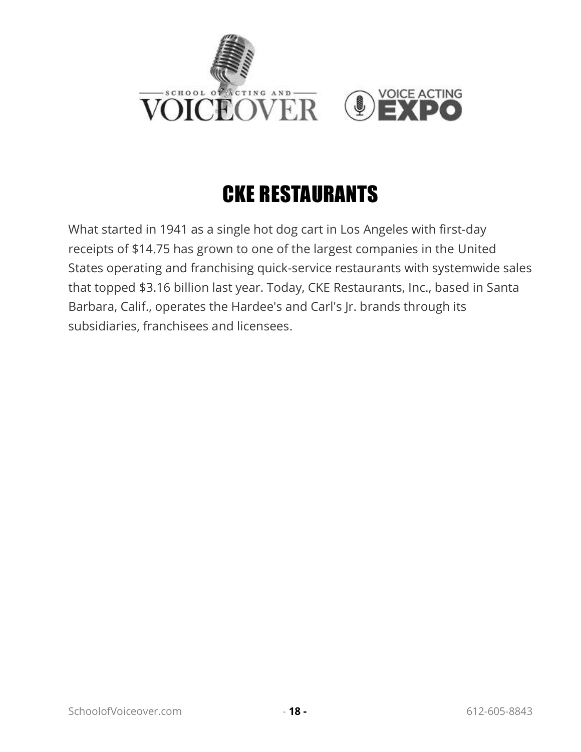# CKE RESTAURANTS

What started in 1941 as a single hot dog cart in Los Angeles with first-day receipts of $14.75 has grown to one of the largest companies in the United States operating and franchising quick-service restaurants with systemwide sales that topped $3.16 billion last year. Today, CKE Restaurants, Inc., based in Santa Barbara, Calif., operates the Hardee's and Carl's Jr. brands through its subsidiaries, franchisees and licensees.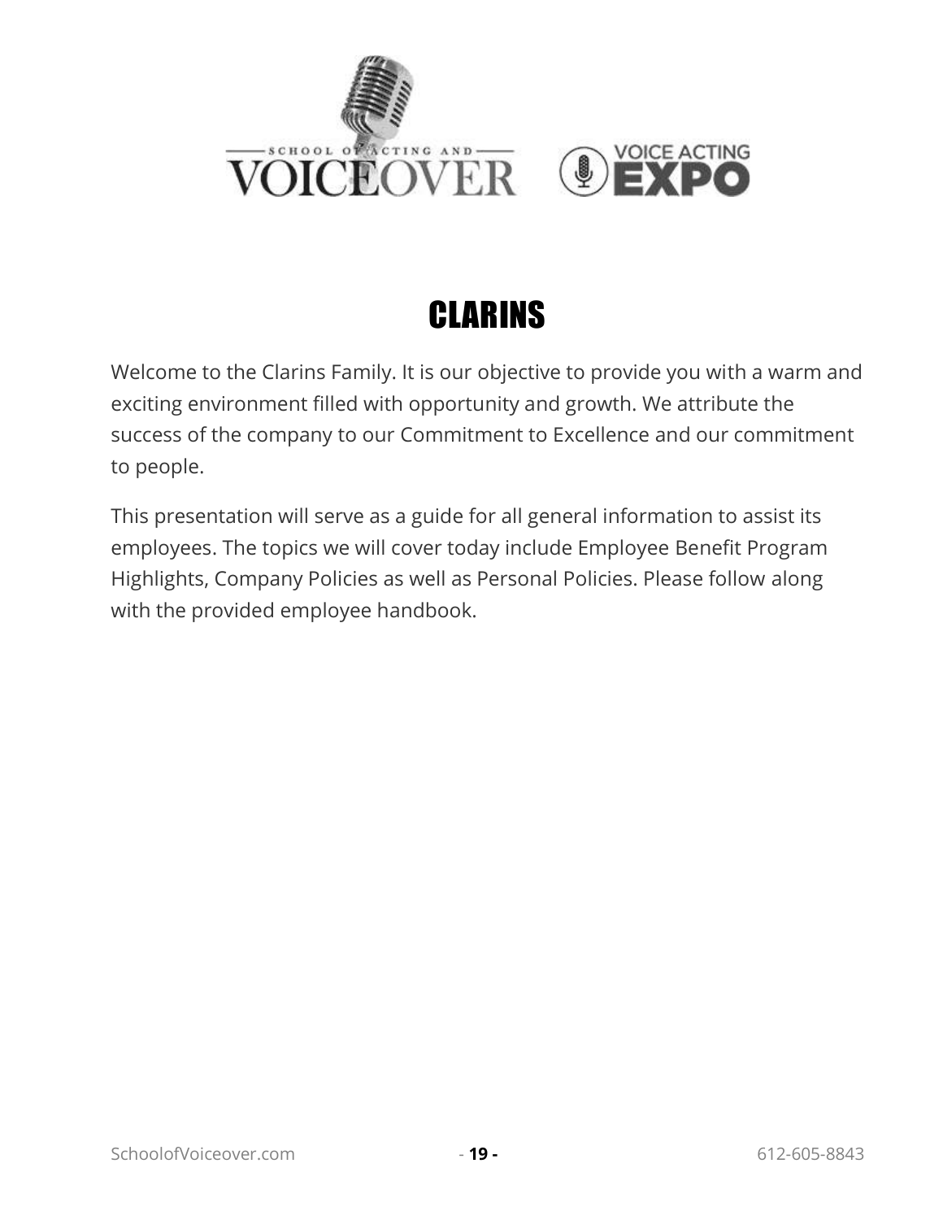# CLARINS

Welcome to the Clarins Family. It is our objective to provide you with a warm and exciting environment filled with opportunity and growth. We attribute the success of the company to our Commitment to Excellence and our commitment to people.

This presentation will serve as a guide for all general information to assist its employees. The topics we will cover today include Employee Benefit Program Highlights, Company Policies as well as Personal Policies. Please follow along with the provided employee handbook.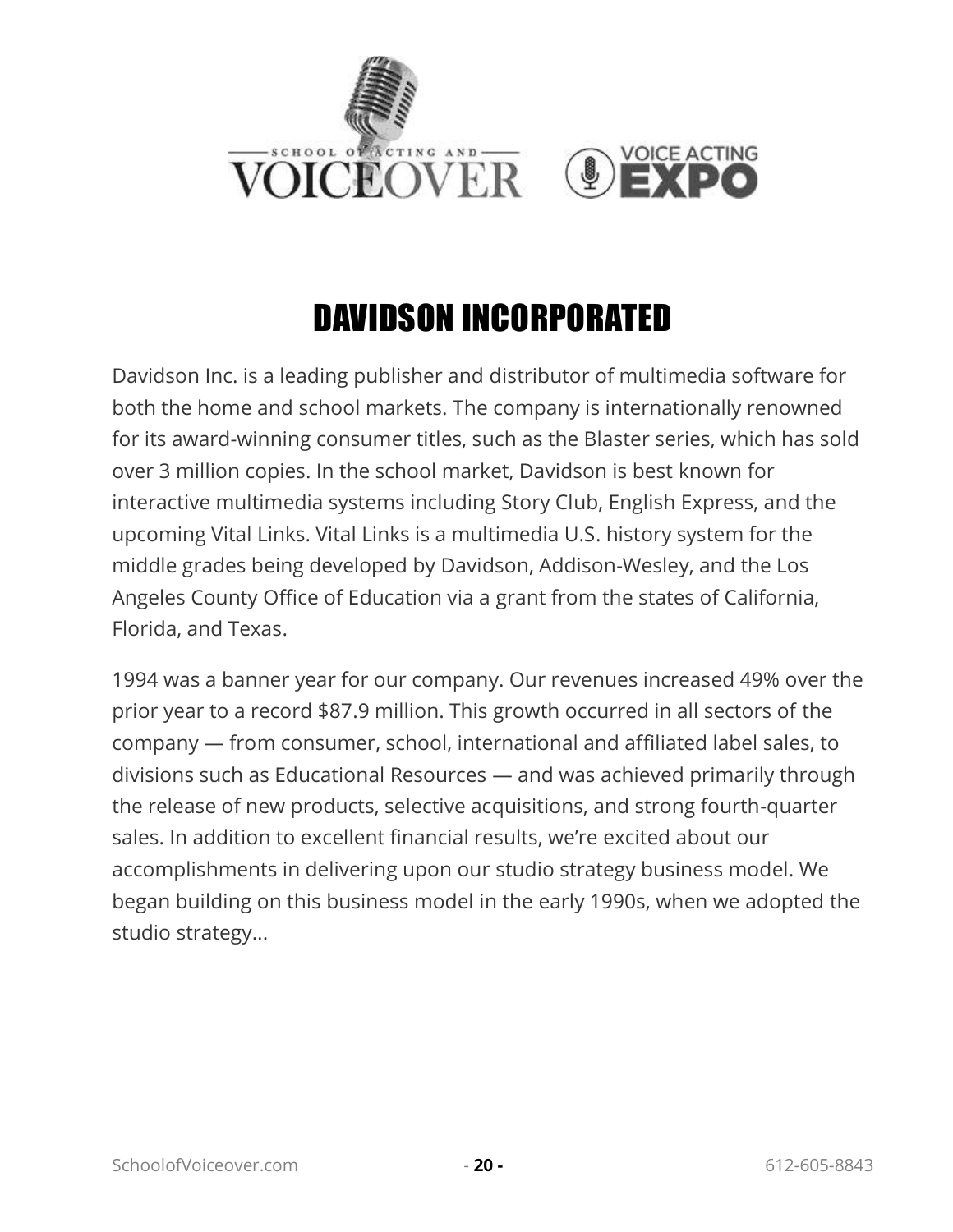# DAVIDSON INCORPORATED

Davidson Inc. is a leading publisher and distributor of multimedia software for both the home and school markets. The company is internationally renowned for its award-winning consumer titles, such as the Blaster series, which has sold over 3 million copies. In the school market, Davidson is best known for interactive multimedia systems including Story Club, English Express, and the upcoming Vital Links. Vital Links is a multimedia U.S. history system for the middle grades being developed by Davidson, Addison-Wesley, and the Los Angeles County Office of Education via a grant from the states of California, Florida, and Texas.

1994 was a banner year for our company. Our revenues increased 49% over the prior year to a record $87.9 million. This growth occurred in all sectors of the company — from consumer, school, international and affiliated label sales, to divisions such as Educational Resources — and was achieved primarily through the release of new products, selective acquisitions, and strong fourth-quarter sales. In addition to excellent financial results, we're excited about our accomplishments in delivering upon our studio strategy business model. We began building on this business model in the early 1990s, when we adopted the studio strategy…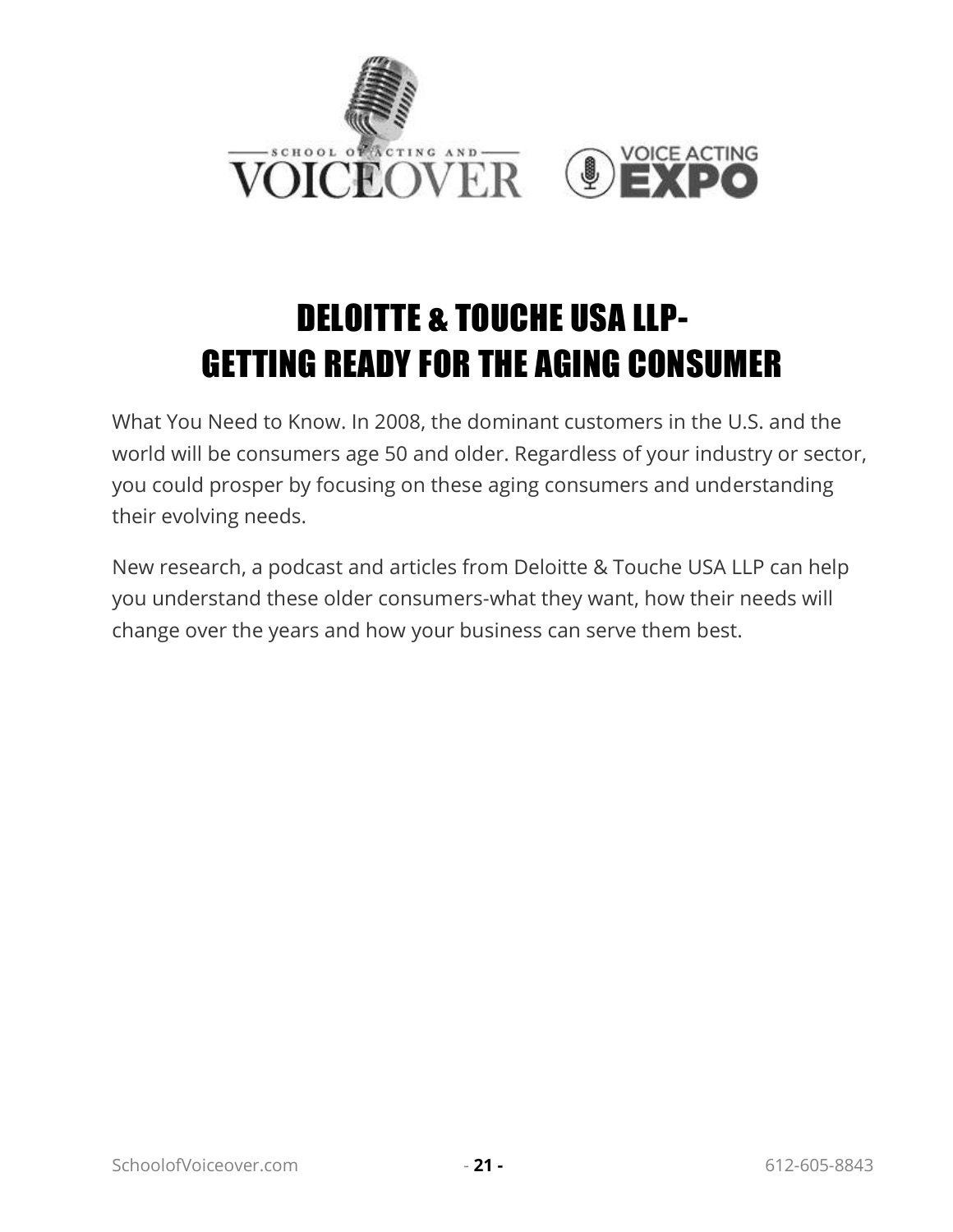# DELOITTE & TOUCHE USA LLP- GETTING READY FOR THE AGING CONSUMER

What You Need to Know. In 2008, the dominant customers in the U.S. and the world will be consumers age 50 and older. Regardless of your industry or sector, you could prosper by focusing on these aging consumers and understanding their evolving needs.

New research, a podcast and articles from Deloitte & Touche USA LLP can help you understand these older consumers-what they want, how their needs will change over the years and how your business can serve them best.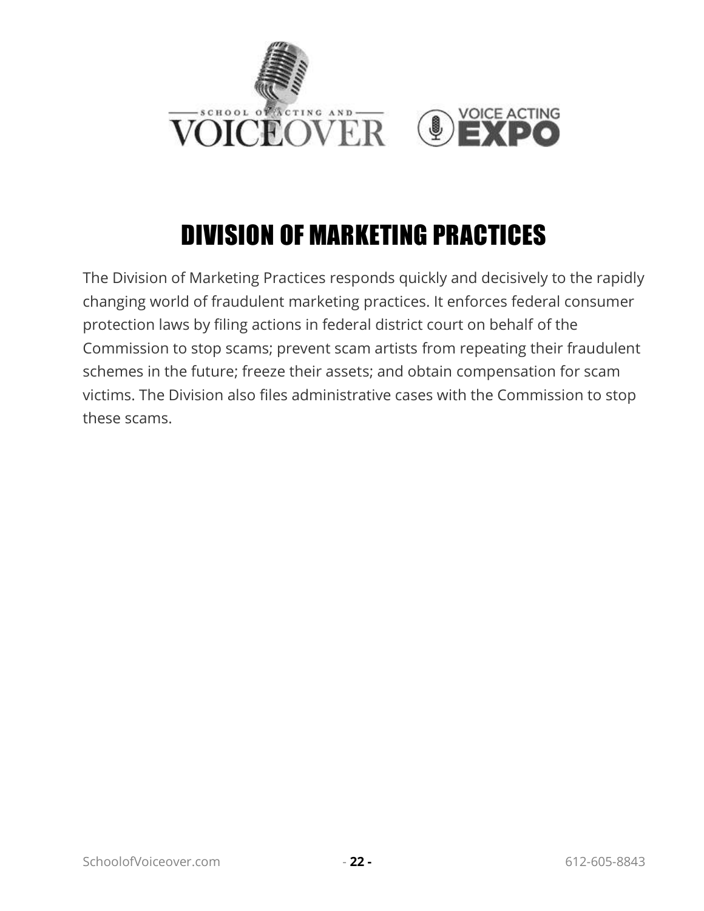# DIVISION OF MARKETING PRACTICES

The Division of Marketing Practices responds quickly and decisively to the rapidly changing world of fraudulent marketing practices. It enforces federal consumer protection laws by filing actions in federal district court on behalf of the Commission to stop scams; prevent scam artists from repeating their fraudulent schemes in the future; freeze their assets; and obtain compensation for scam victims. The Division also files administrative cases with the Commission to stop these scams.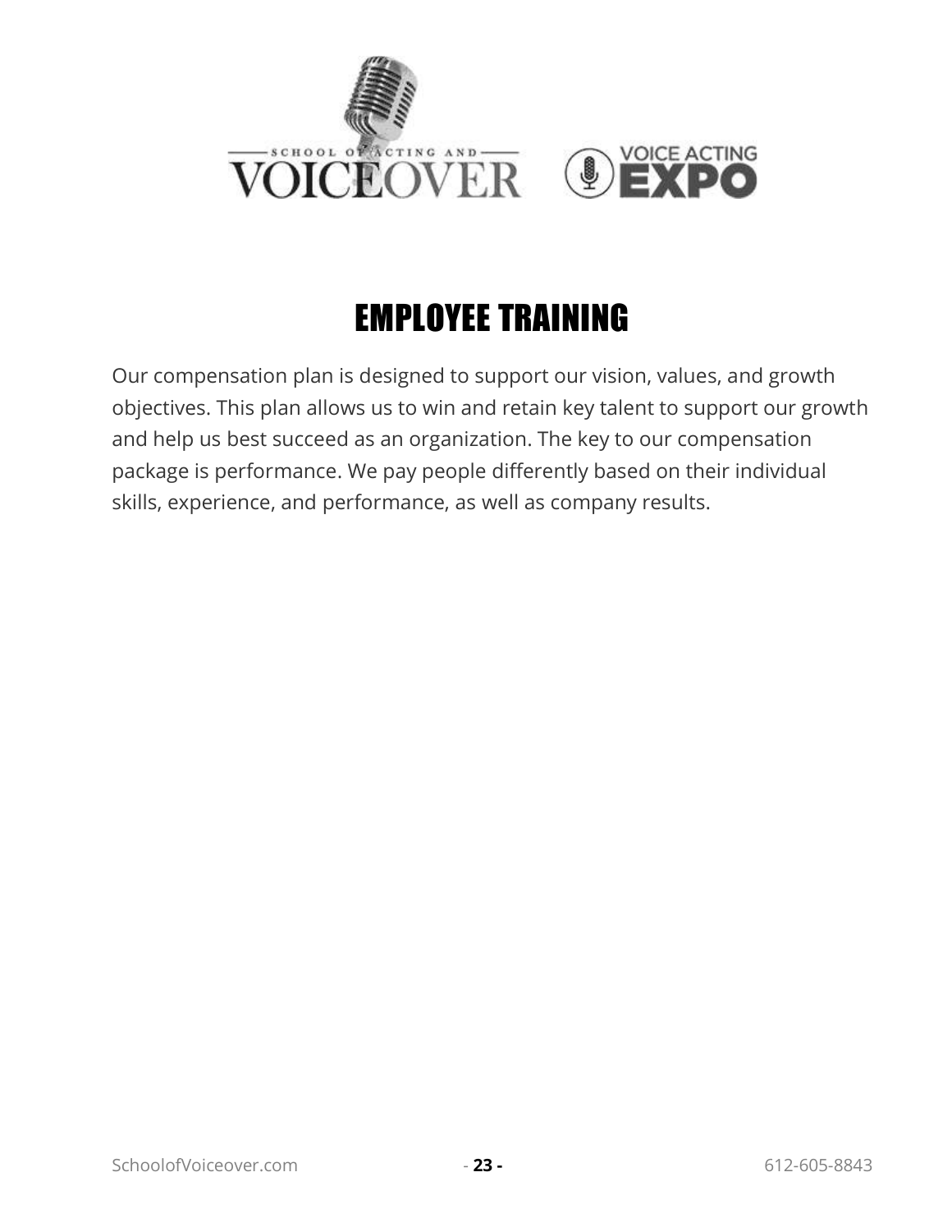# EMPLOYEE TRAINING

Our compensation plan is designed to support our vision, values, and growth objectives. This plan allows us to win and retain key talent to support our growth and help us best succeed as an organization. The key to our compensation package is performance. We pay people differently based on their individual skills, experience, and performance, as well as company results.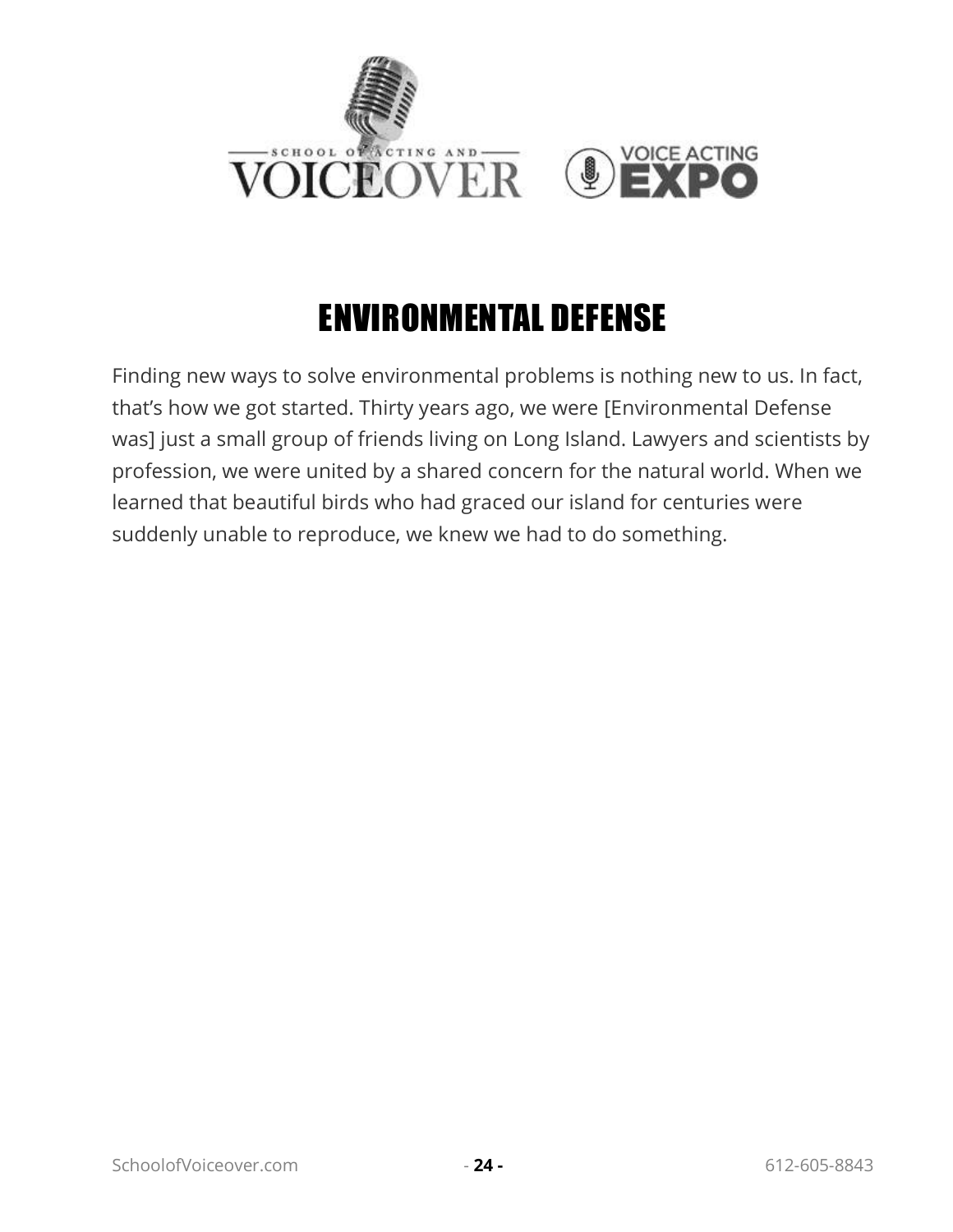# ENVIRONMENTAL DEFENSE

Finding new ways to solve environmental problems is nothing new to us. In fact, that's how we got started. Thirty years ago, we were [Environmental Defense was] just a small group of friends living on Long Island. Lawyers and scientists by profession, we were united by a shared concern for the natural world. When we learned that beautiful birds who had graced our island for centuries were suddenly unable to reproduce, we knew we had to do something.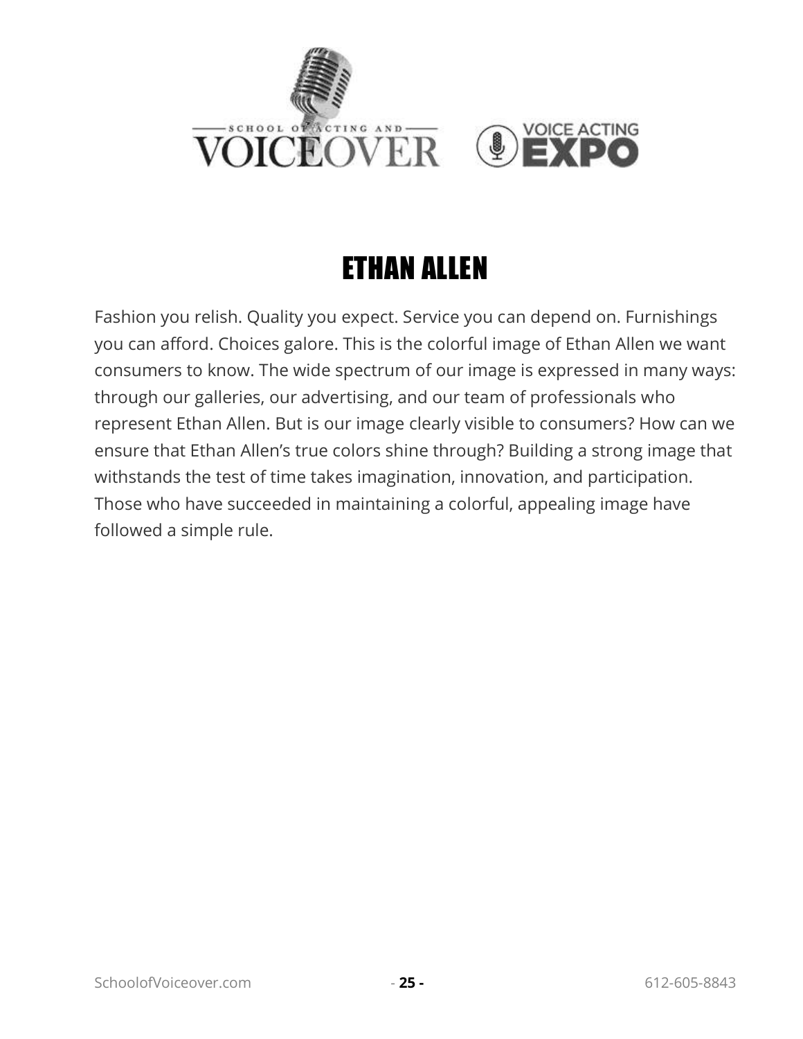# ETHAN ALLEN

Fashion you relish. Quality you expect. Service you can depend on. Furnishings you can afford. Choices galore. This is the colorful image of Ethan Allen we want consumers to know. The wide spectrum of our image is expressed in many ways: through our galleries, our advertising, and our team of professionals who represent Ethan Allen. But is our image clearly visible to consumers? How can we ensure that Ethan Allen's true colors shine through? Building a strong image that withstands the test of time takes imagination, innovation, and participation. Those who have succeeded in maintaining a colorful, appealing image have followed a simple rule.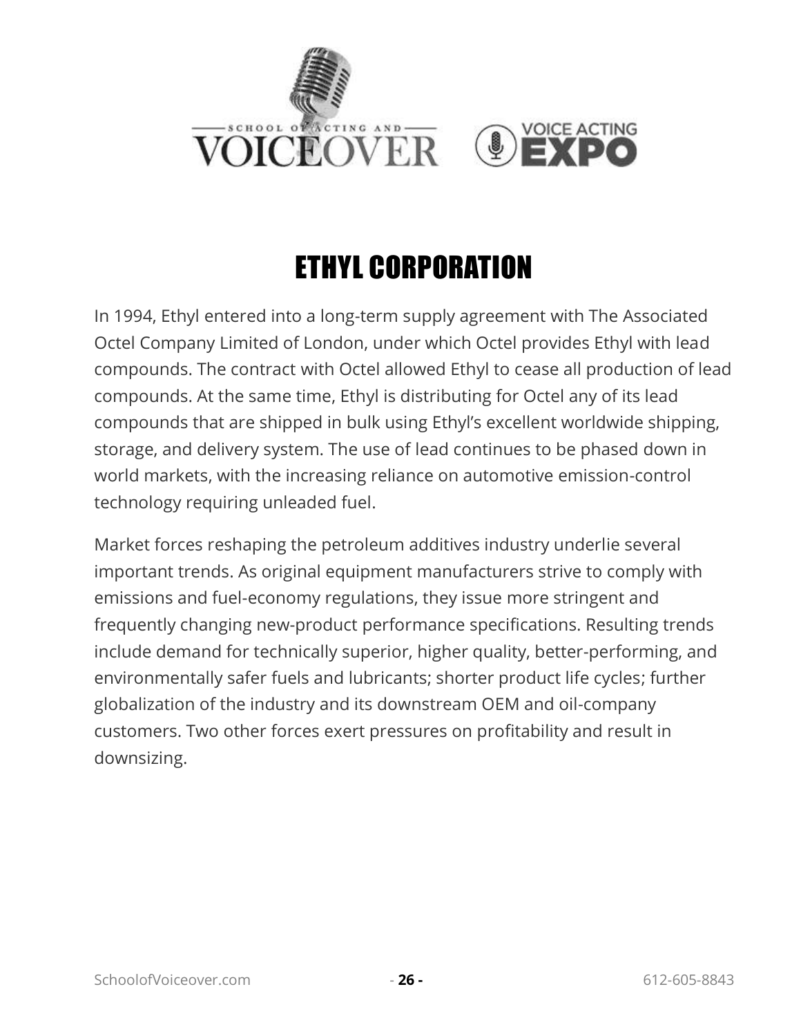# ETHYL CORPORATION

In 1994, Ethyl entered into a long-term supply agreement with The Associated Octel Company Limited of London, under which Octel provides Ethyl with lead compounds. The contract with Octel allowed Ethyl to cease all production of lead compounds. At the same time, Ethyl is distributing for Octel any of its lead compounds that are shipped in bulk using Ethyl's excellent worldwide shipping, storage, and delivery system. The use of lead continues to be phased down in world markets, with the increasing reliance on automotive emission-control technology requiring unleaded fuel.

Market forces reshaping the petroleum additives industry underlie several important trends. As original equipment manufacturers strive to comply with emissions and fuel-economy regulations, they issue more stringent and frequently changing new-product performance specifications. Resulting trends include demand for technically superior, higher quality, better-performing, and environmentally safer fuels and lubricants; shorter product life cycles; further globalization of the industry and its downstream OEM and oil-company customers. Two other forces exert pressures on profitability and result in downsizing.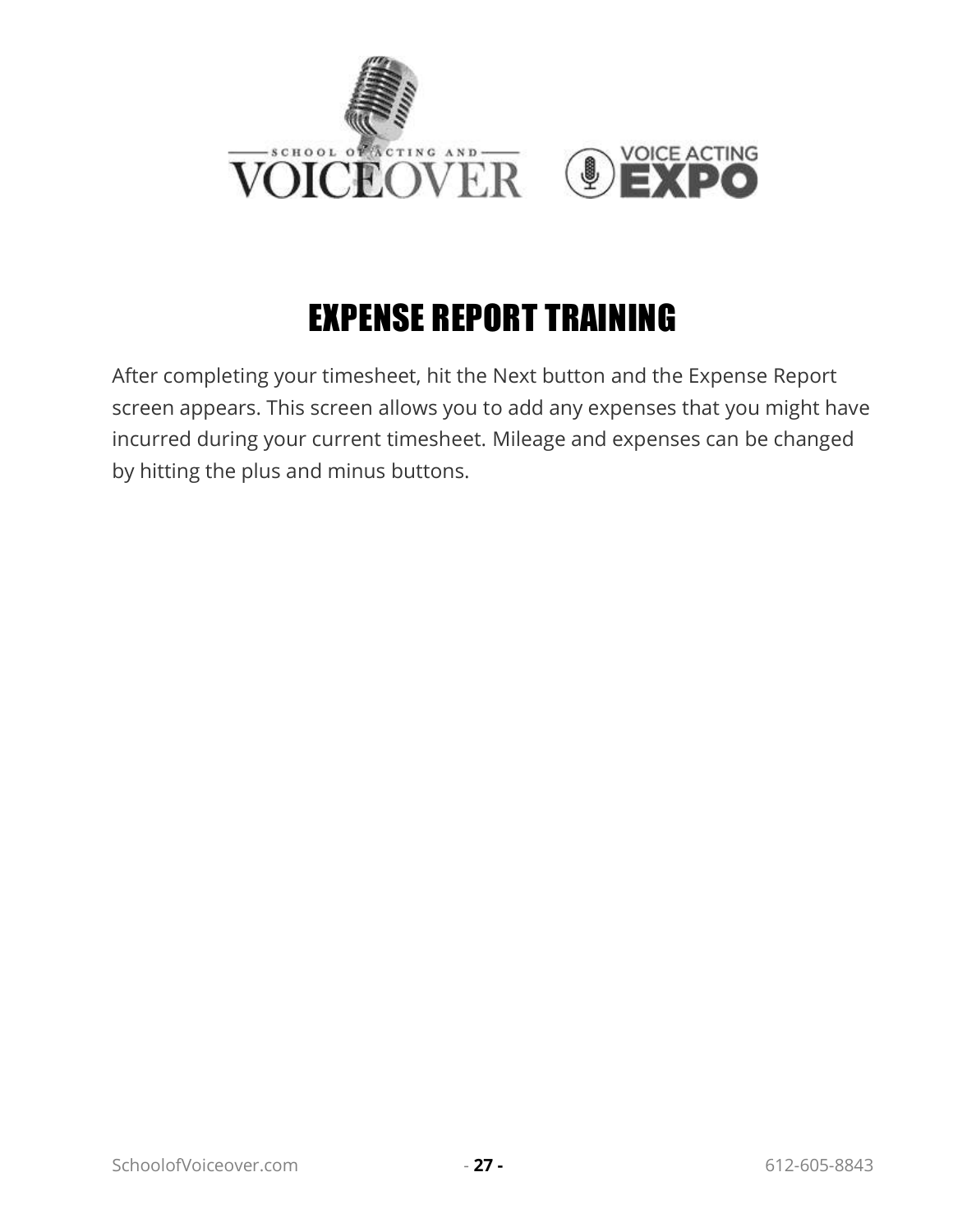# EXPENSE REPORT TRAINING

After completing your timesheet, hit the Next button and the Expense Report screen appears. This screen allows you to add any expenses that you might have incurred during your current timesheet. Mileage and expenses can be changed by hitting the plus and minus buttons.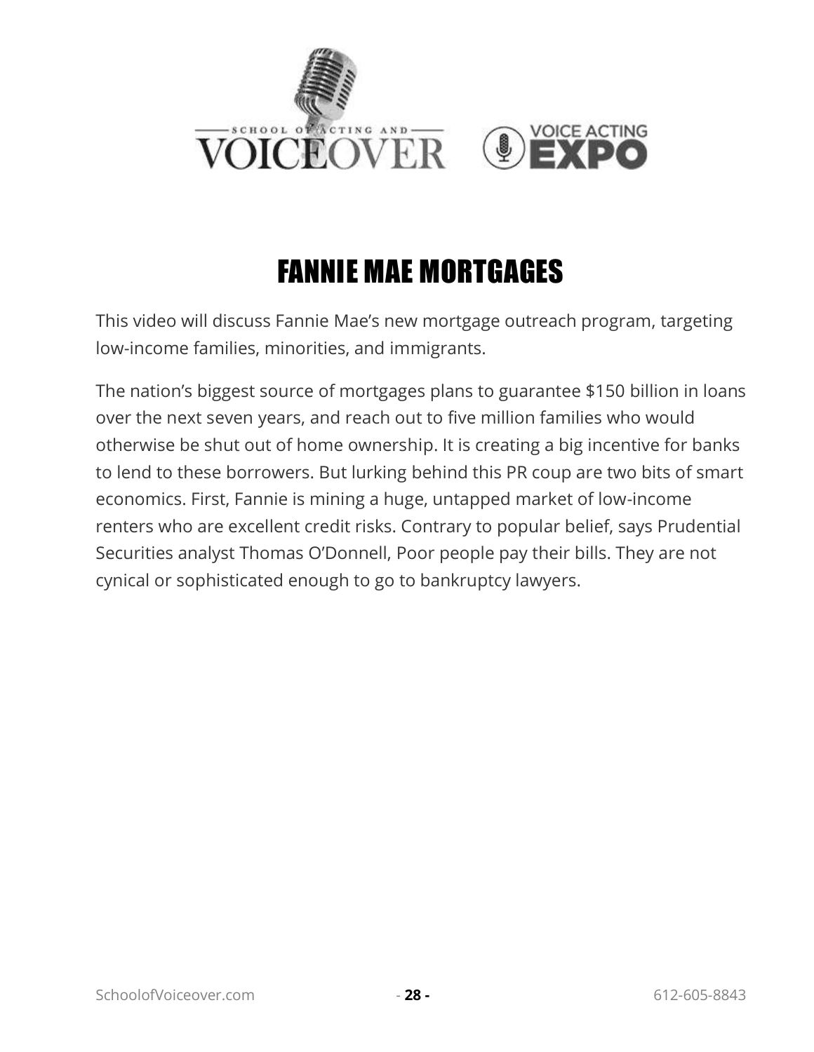# FANNIE MAE MORTGAGES

This video will discuss Fannie Mae's new mortgage outreach program, targeting low-income families, minorities, and immigrants.

The nation's biggest source of mortgages plans to guarantee $150 billion in loans over the next seven years, and reach out to five million families who would otherwise be shut out of home ownership. It is creating a big incentive for banks to lend to these borrowers. But lurking behind this PR coup are two bits of smart economics. First, Fannie is mining a huge, untapped market of low-income renters who are excellent credit risks. Contrary to popular belief, says Prudential Securities analyst Thomas O'Donnell, Poor people pay their bills. They are not cynical or sophisticated enough to go to bankruptcy lawyers.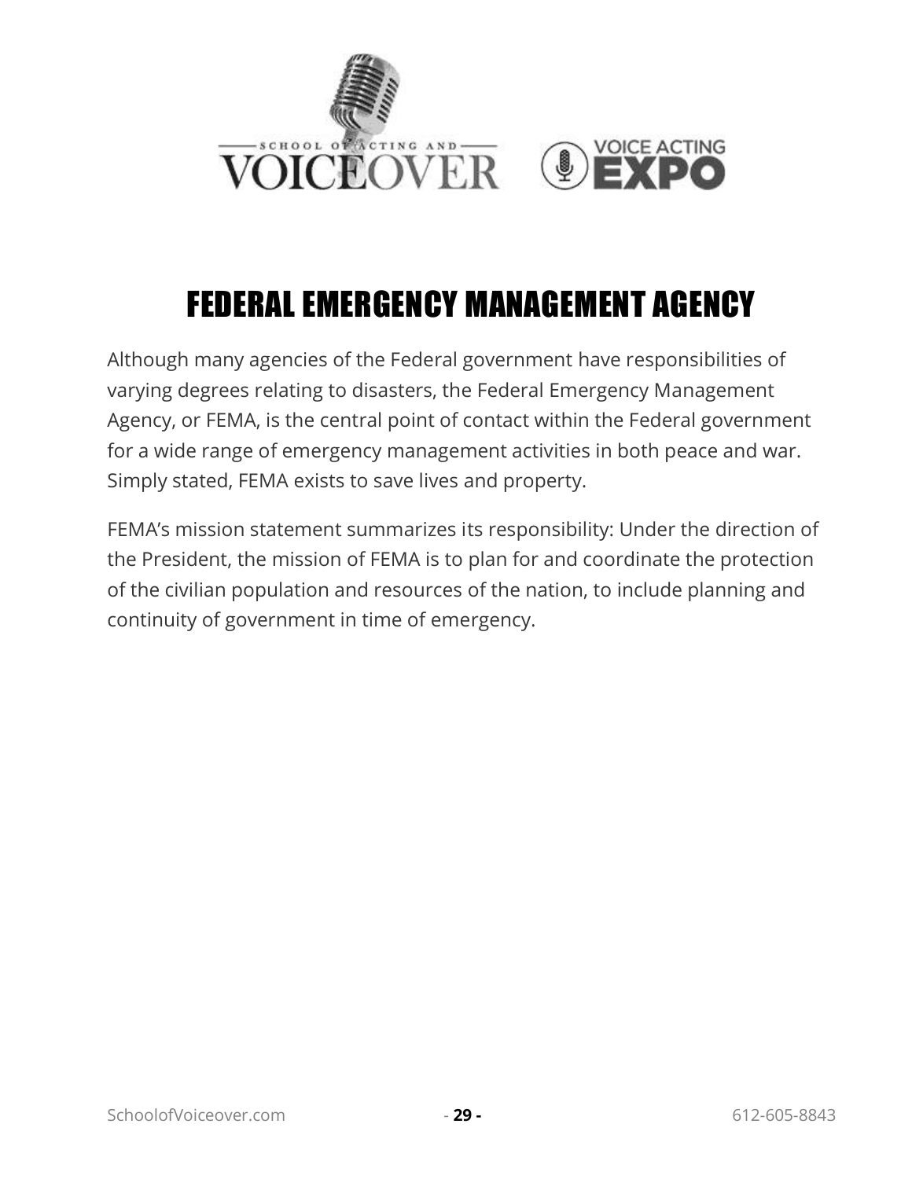# FEDERAL EMERGENCY MANAGEMENT AGENCY

Although many agencies of the Federal government have responsibilities of varying degrees relating to disasters, the Federal Emergency Management Agency, or FEMA, is the central point of contact within the Federal government for a wide range of emergency management activities in both peace and war. Simply stated, FEMA exists to save lives and property.

FEMA's mission statement summarizes its responsibility: Under the direction of the President, the mission of FEMA is to plan for and coordinate the protection of the civilian population and resources of the nation, to include planning and continuity of government in time of emergency.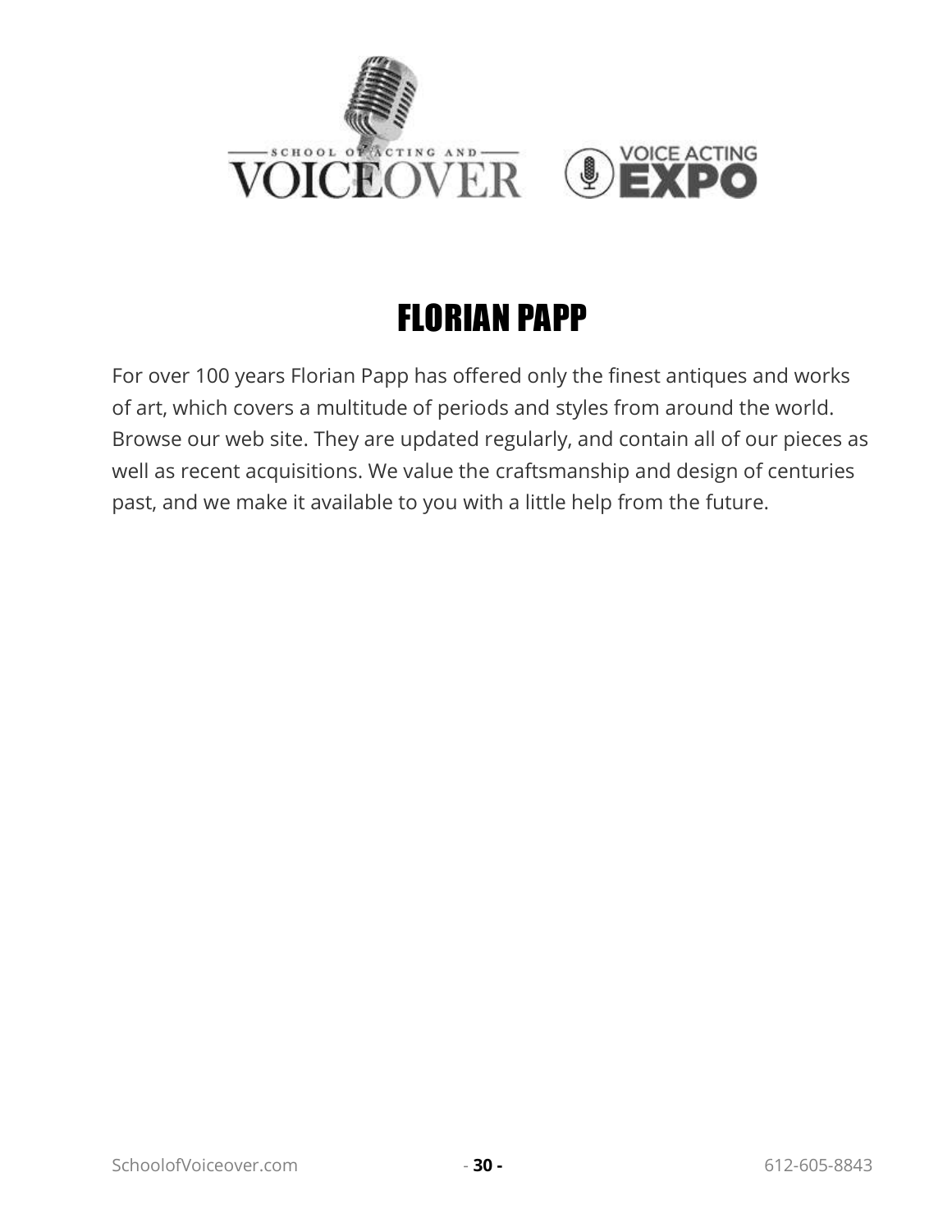# FLORIAN PAPP

For over 100 years Florian Papp has offered only the finest antiques and works of art, which covers a multitude of periods and styles from around the world. Browse our web site. They are updated regularly, and contain all of our pieces as well as recent acquisitions. We value the craftsmanship and design of centuries past, and we make it available to you with a little help from the future.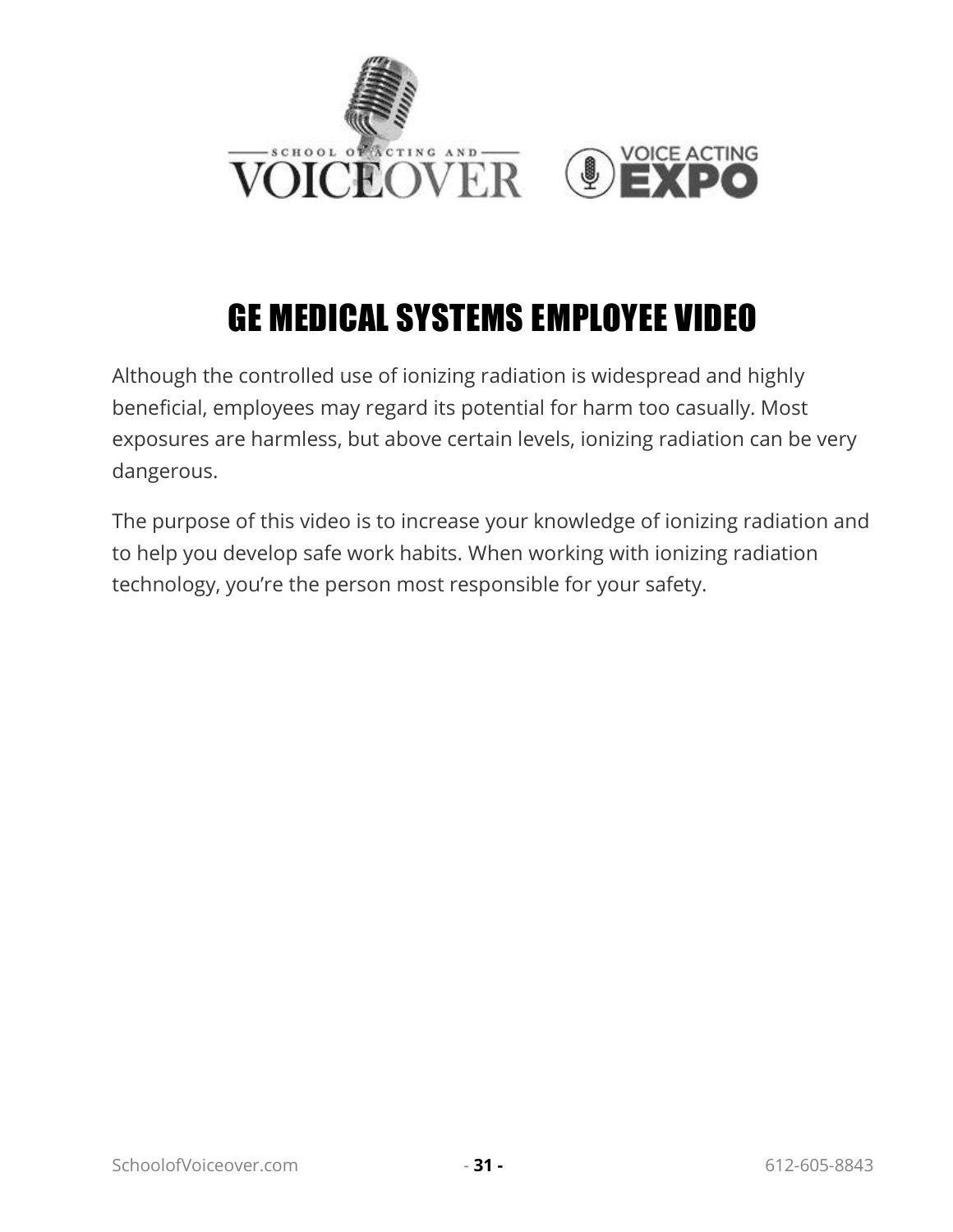# GE MEDICAL SYSTEMS EMPLOYEE VIDEO

Although the controlled use of ionizing radiation is widespread and highly beneficial, employees may regard its potential for harm too casually. Most exposures are harmless, but above certain levels, ionizing radiation can be very dangerous.

The purpose of this video is to increase your knowledge of ionizing radiation and to help you develop safe work habits. When working with ionizing radiation technology, you're the person most responsible for your safety.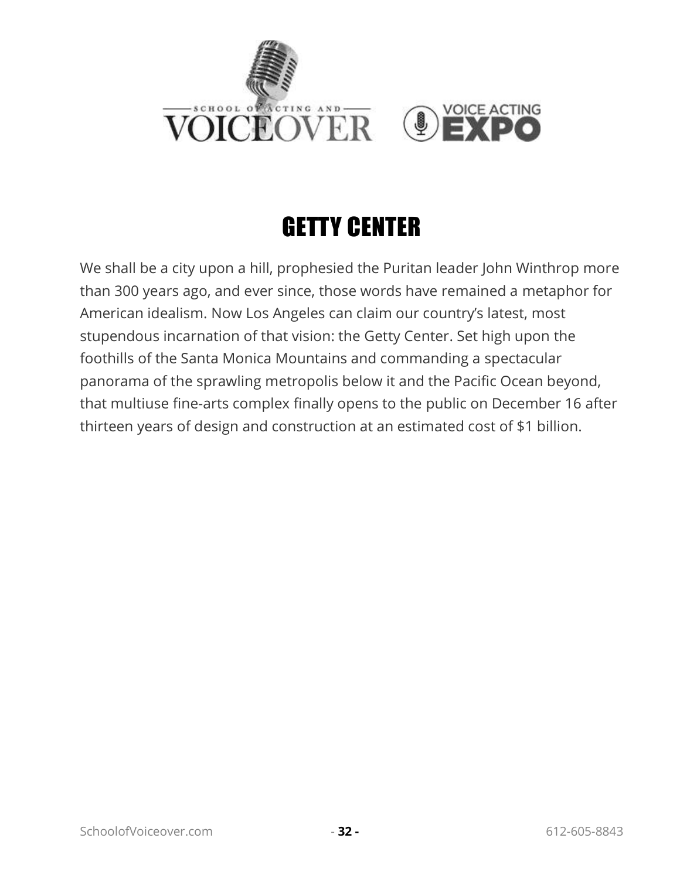# GETTY CENTER

We shall be a city upon a hill, prophesied the Puritan leader John Winthrop more than 300 years ago, and ever since, those words have remained a metaphor for American idealism. Now Los Angeles can claim our country's latest, most stupendous incarnation of that vision: the Getty Center. Set high upon the foothills of the Santa Monica Mountains and commanding a spectacular panorama of the sprawling metropolis below it and the Pacific Ocean beyond, that multiuse fine-arts complex finally opens to the public on December 16 after thirteen years of design and construction at an estimated cost of $1 billion.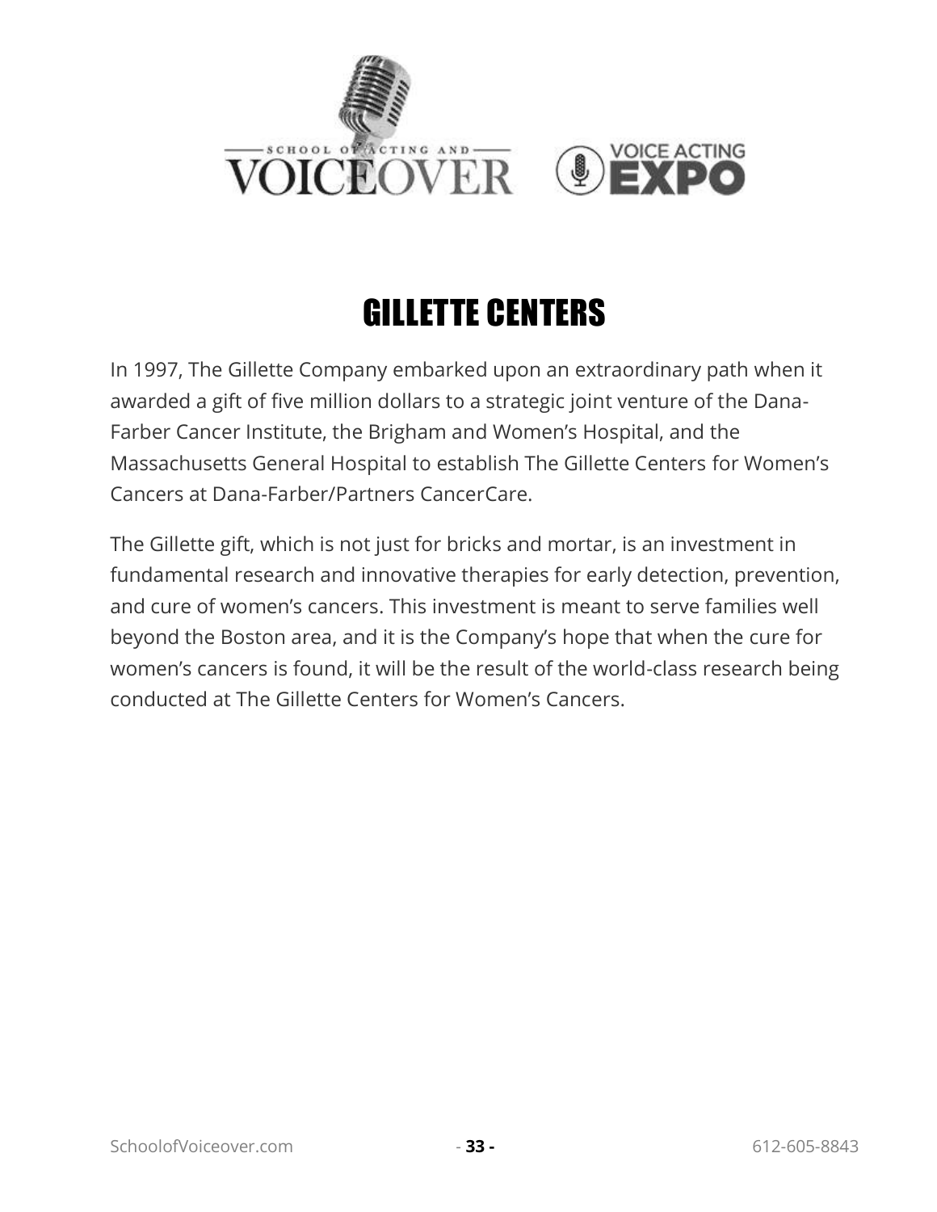# GILLETTE CENTERS

In 1997, The Gillette Company embarked upon an extraordinary path when it awarded a gift of five million dollars to a strategic joint venture of the Dana-Farber Cancer Institute, the Brigham and Women's Hospital, and the Massachusetts General Hospital to establish The Gillette Centers for Women's Cancers at Dana-Farber/Partners CancerCare.

The Gillette gift, which is not just for bricks and mortar, is an investment in fundamental research and innovative therapies for early detection, prevention, and cure of women's cancers. This investment is meant to serve families well beyond the Boston area, and it is the Company's hope that when the cure for women's cancers is found, it will be the result of the world-class research being conducted at The Gillette Centers for Women's Cancers.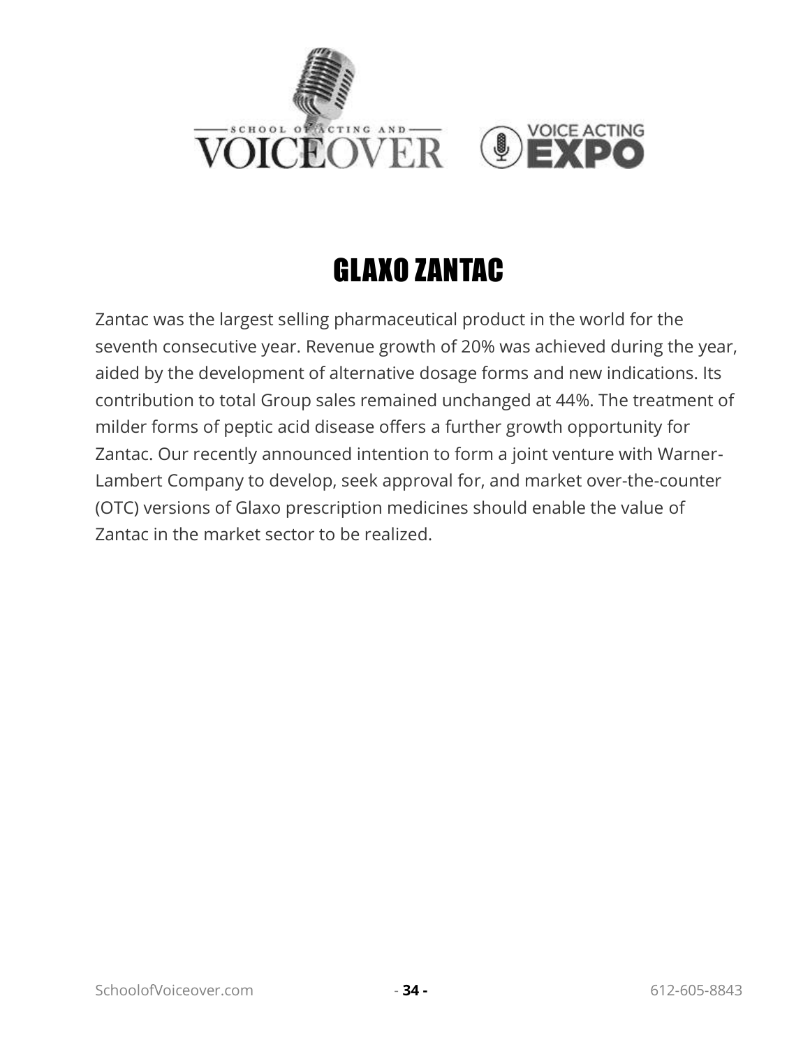# GLAXO ZANTAC

Zantac was the largest selling pharmaceutical product in the world for the seventh consecutive year. Revenue growth of 20% was achieved during the year, aided by the development of alternative dosage forms and new indications. Its contribution to total Group sales remained unchanged at 44%. The treatment of milder forms of peptic acid disease offers a further growth opportunity for Zantac. Our recently announced intention to form a joint venture with Warner-Lambert Company to develop, seek approval for, and market over-the-counter (OTC) versions of Glaxo prescription medicines should enable the value of Zantac in the market sector to be realized.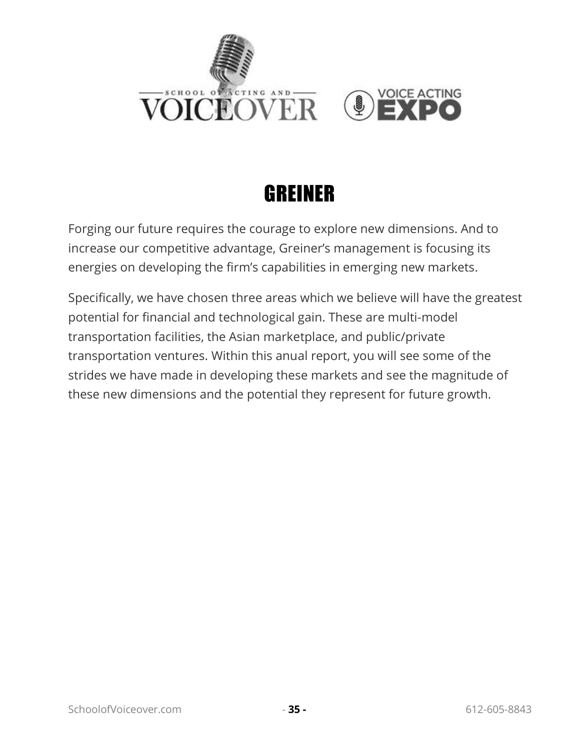# GREINER

Forging our future requires the courage to explore new dimensions. And to increase our competitive advantage, Greiner's management is focusing its energies on developing the firm's capabilities in emerging new markets.

Specifically, we have chosen three areas which we believe will have the greatest potential for financial and technological gain. These are multi-model transportation facilities, the Asian marketplace, and public/private transportation ventures. Within this anual report, you will see some of the strides we have made in developing these markets and see the magnitude of these new dimensions and the potential they represent for future growth.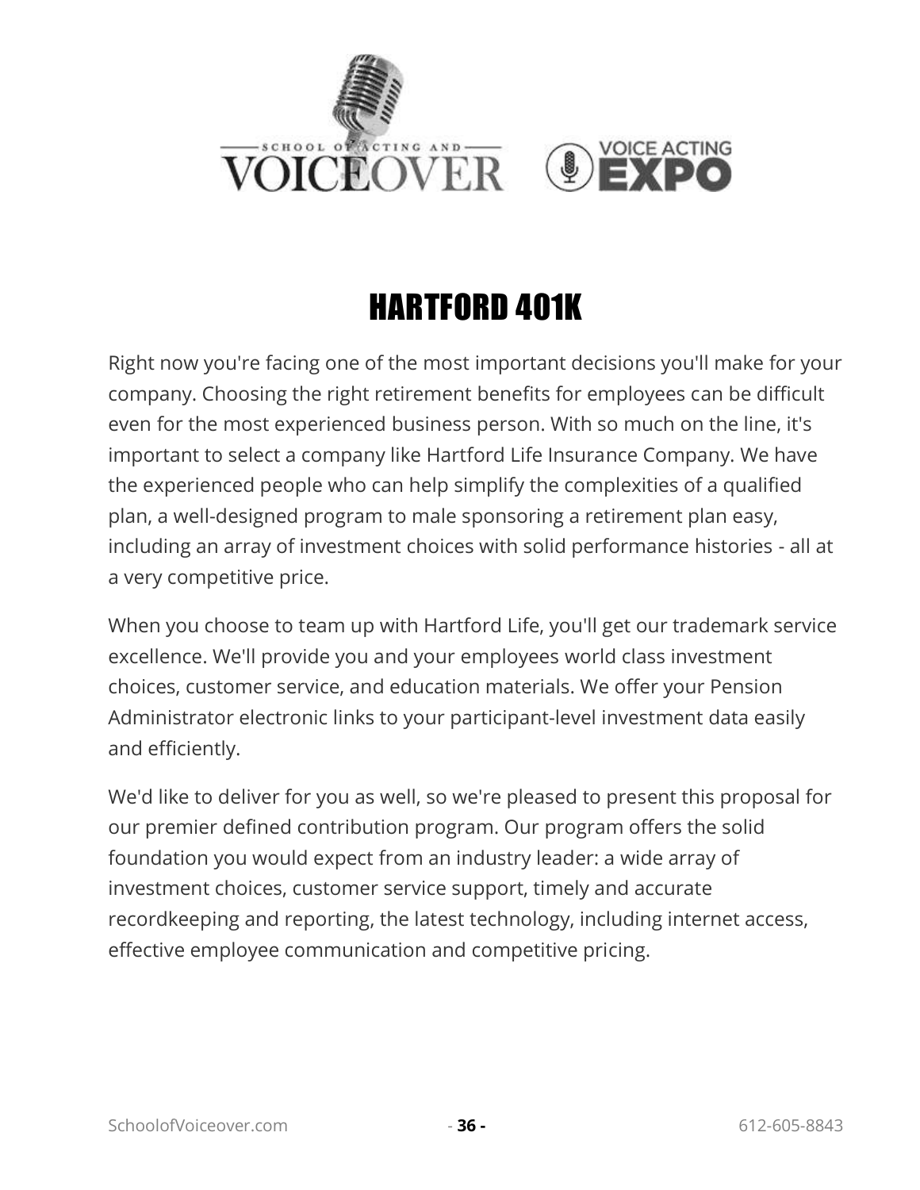# HARTFORD 401K

Right now you're facing one of the most important decisions you'll make for your company. Choosing the right retirement benefits for employees can be difficult even for the most experienced business person. With so much on the line, it's important to select a company like Hartford Life Insurance Company. We have the experienced people who can help simplify the complexities of a qualified plan, a well-designed program to male sponsoring a retirement plan easy, including an array of investment choices with solid performance histories - all at a very competitive price.

When you choose to team up with Hartford Life, you'll get our trademark service excellence. We'll provide you and your employees world class investment choices, customer service, and education materials. We offer your Pension Administrator electronic links to your participant-level investment data easily and efficiently.

We'd like to deliver for you as well, so we're pleased to present this proposal for our premier defined contribution program. Our program offers the solid foundation you would expect from an industry leader: a wide array of investment choices, customer service support, timely and accurate recordkeeping and reporting, the latest technology, including internet access, effective employee communication and competitive pricing.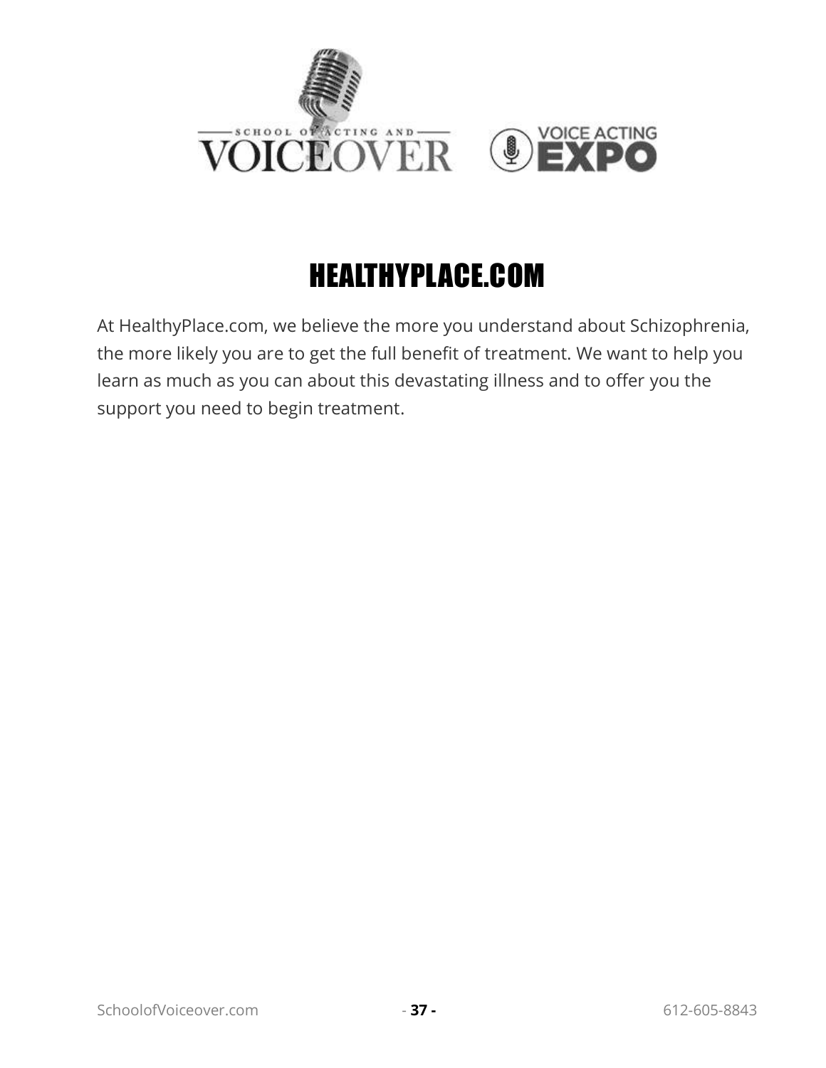# HEALTHYPLACE.COM

At HealthyPlace.com, we believe the more you understand about Schizophrenia, the more likely you are to get the full benefit of treatment. We want to help you learn as much as you can about this devastating illness and to offer you the support you need to begin treatment.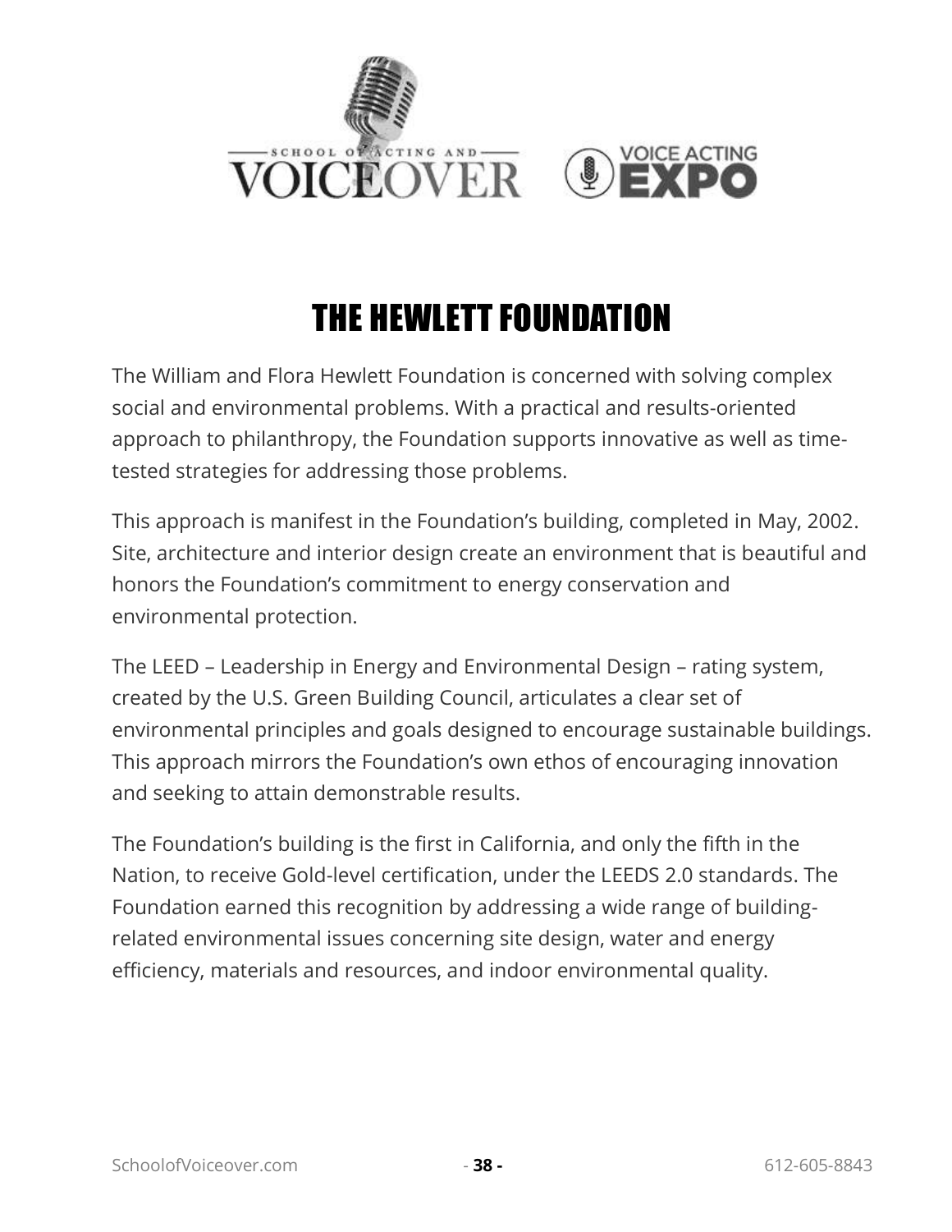# THE HEWLETT FOUNDATION

The William and Flora Hewlett Foundation is concerned with solving complex social and environmental problems. With a practical and results-oriented approach to philanthropy, the Foundation supports innovative as well as time-tested strategies for addressing those problems.

This approach is manifest in the Foundation's building, completed in May, 2002. Site, architecture and interior design create an environment that is beautiful and honors the Foundation's commitment to energy conservation and environmental protection.

The LEED – Leadership in Energy and Environmental Design – rating system, created by the U.S. Green Building Council, articulates a clear set of environmental principles and goals designed to encourage sustainable buildings. This approach mirrors the Foundation's own ethos of encouraging innovation and seeking to attain demonstrable results.

The Foundation's building is the first in California, and only the fifth in the Nation, to receive Gold-level certification, under the LEEDS 2.0 standards. The Foundation earned this recognition by addressing a wide range of building-related environmental issues concerning site design, water and energy efficiency, materials and resources, and indoor environmental quality.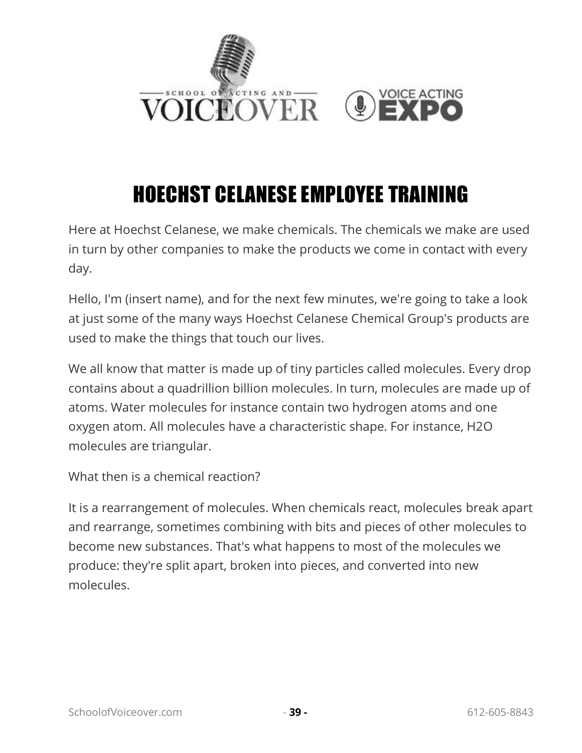# HOECHST CELANESE EMPLOYEE TRAINING

Here at Hoechst Celanese, we make chemicals. The chemicals we make are used in turn by other companies to make the products we come in contact with every day.

Hello, I'm (insert name), and for the next few minutes, we're going to take a look at just some of the many ways Hoechst Celanese Chemical Group's products are used to make the things that touch our lives.

We all know that matter is made up of tiny particles called molecules. Every drop contains about a quadrillion billion molecules. In turn, molecules are made up of atoms. Water molecules for instance contain two hydrogen atoms and one oxygen atom. All molecules have a characteristic shape. For instance, $H_2O$ molecules are triangular.

What then is a chemical reaction?

It is a rearrangement of molecules. When chemicals react, molecules break apart and rearrange, sometimes combining with bits and pieces of other molecules to become new substances. That's what happens to most of the molecules we produce: they're split apart, broken into pieces, and converted into new molecules.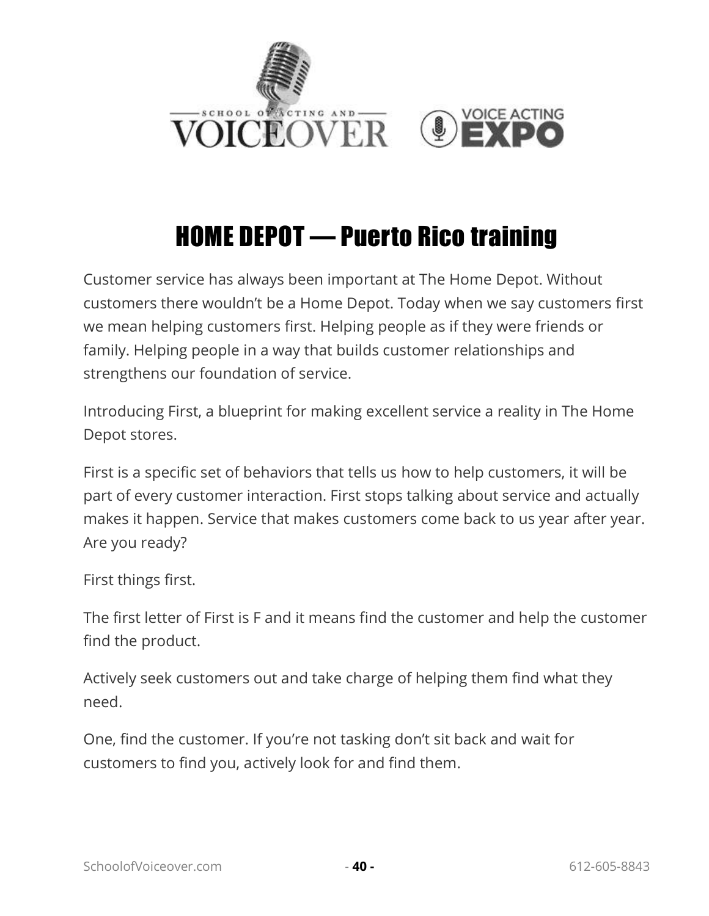# HOME DEPOT — Puerto Rico training

Customer service has always been important at The Home Depot. Without customers there wouldn't be a Home Depot. Today when we say customers first we mean helping customers first. Helping people as if they were friends or family. Helping people in a way that builds customer relationships and strengthens our foundation of service.

Introducing First, a blueprint for making excellent service a reality in The Home Depot stores.

First is a specific set of behaviors that tells us how to help customers, it will be part of every customer interaction. First stops talking about service and actually makes it happen. Service that makes customers come back to us year after year. Are you ready?

First things first.

The first letter of First is F and it means find the customer and help the customer find the product.

Actively seek customers out and take charge of helping them find what they need.

One, find the customer. If you're not tasking don't sit back and wait for customers to find you, actively look for and find them.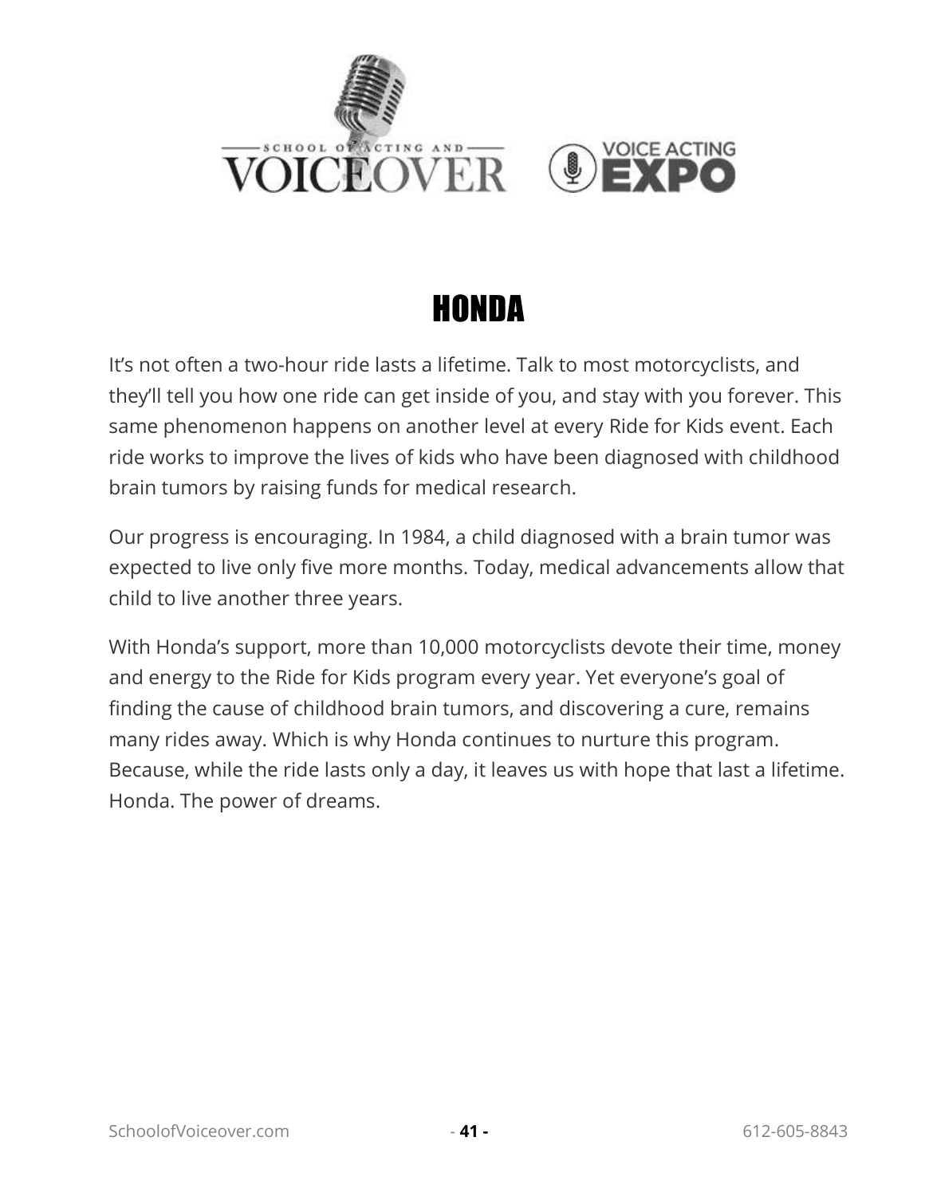# HONDA

It's not often a two-hour ride lasts a lifetime. Talk to most motorcyclists, and they'll tell you how one ride can get inside of you, and stay with you forever. This same phenomenon happens on another level at every Ride for Kids event. Each ride works to improve the lives of kids who have been diagnosed with childhood brain tumors by raising funds for medical research.

Our progress is encouraging. In 1984, a child diagnosed with a brain tumor was expected to live only five more months. Today, medical advancements allow that child to live another three years.

With Honda's support, more than 10,000 motorcyclists devote their time, money and energy to the Ride for Kids program every year. Yet everyone's goal of finding the cause of childhood brain tumors, and discovering a cure, remains many rides away. Which is why Honda continues to nurture this program. Because, while the ride lasts only a day, it leaves us with hope that last a lifetime. Honda. The power of dreams.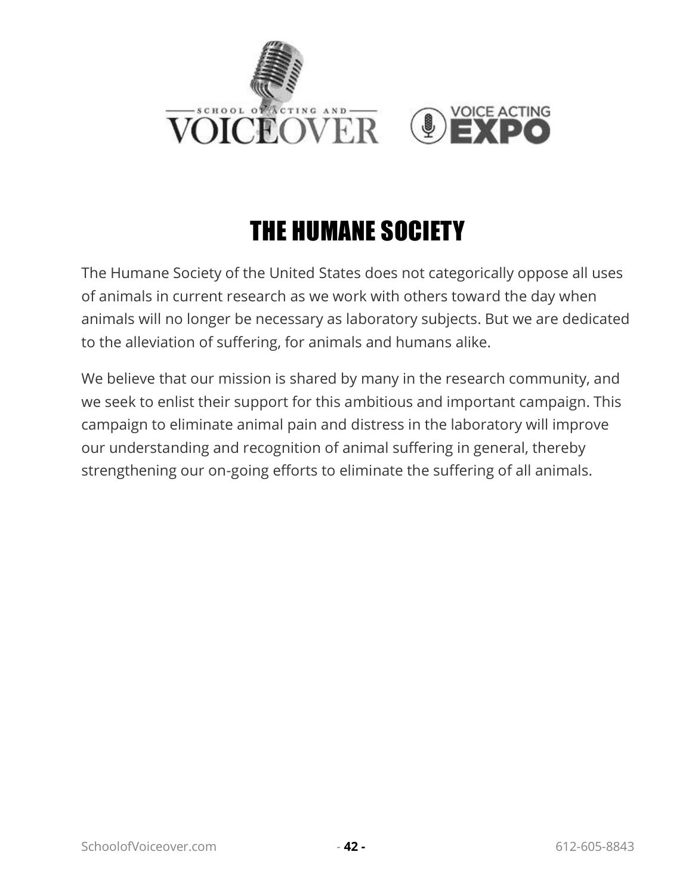# THE HUMANE SOCIETY

The Humane Society of the United States does not categorically oppose all uses of animals in current research as we work with others toward the day when animals will no longer be necessary as laboratory subjects. But we are dedicated to the alleviation of suffering, for animals and humans alike.

We believe that our mission is shared by many in the research community, and we seek to enlist their support for this ambitious and important campaign. This campaign to eliminate animal pain and distress in the laboratory will improve our understanding and recognition of animal suffering in general, thereby strengthening our on-going efforts to eliminate the suffering of all animals.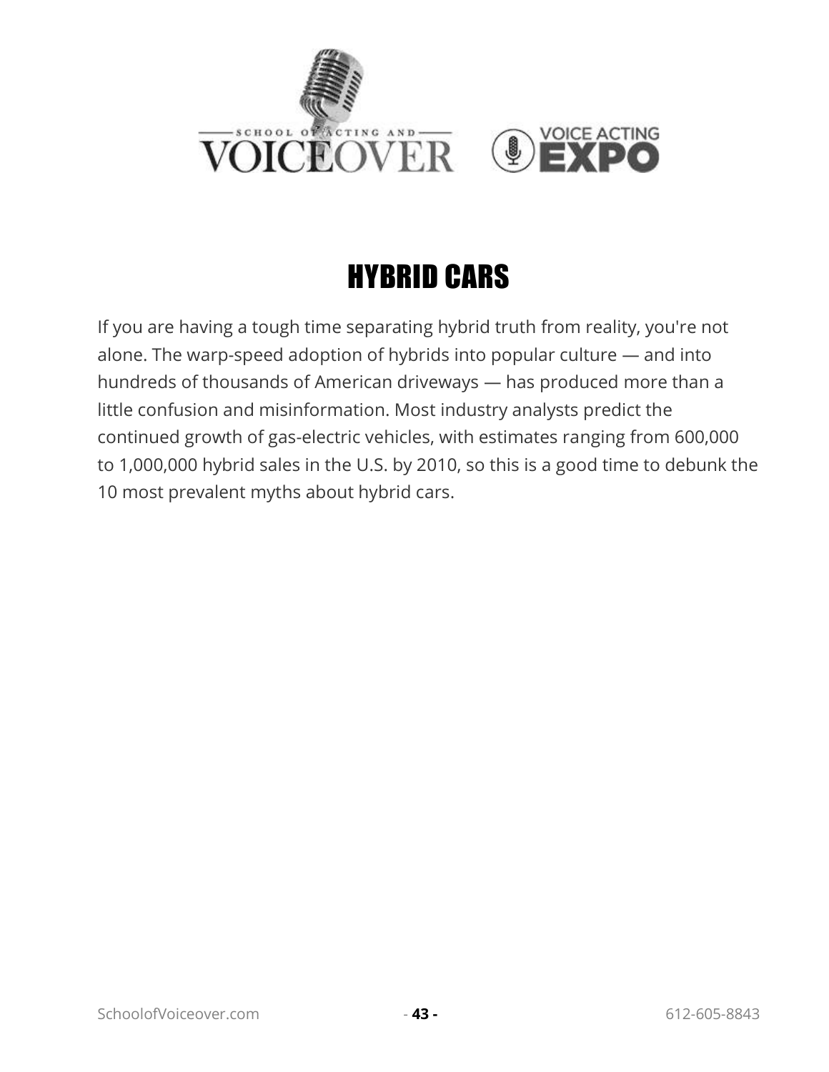# HYBRID CARS

If you are having a tough time separating hybrid truth from reality, you're not alone. The warp-speed adoption of hybrids into popular culture — and into hundreds of thousands of American driveways — has produced more than a little confusion and misinformation. Most industry analysts predict the continued growth of gas-electric vehicles, with estimates ranging from 600,000 to 1,000,000 hybrid sales in the U.S. by 2010, so this is a good time to debunk the 10 most prevalent myths about hybrid cars.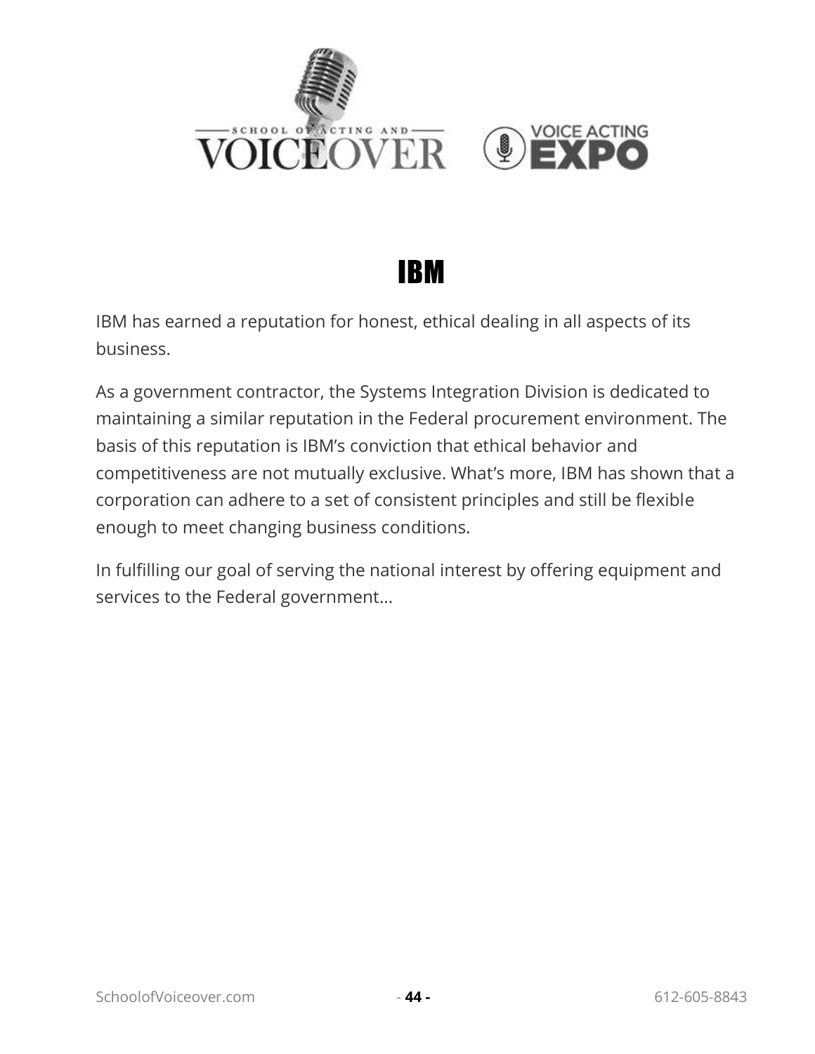# IBM

IBM has earned a reputation for honest, ethical dealing in all aspects of its business.

As a government contractor, the Systems Integration Division is dedicated to maintaining a similar reputation in the Federal procurement environment. The basis of this reputation is IBM's conviction that ethical behavior and competitiveness are not mutually exclusive. What's more, IBM has shown that a corporation can adhere to a set of consistent principles and still be flexible enough to meet changing business conditions.

In fulfilling our goal of serving the national interest by offering equipment and services to the Federal government…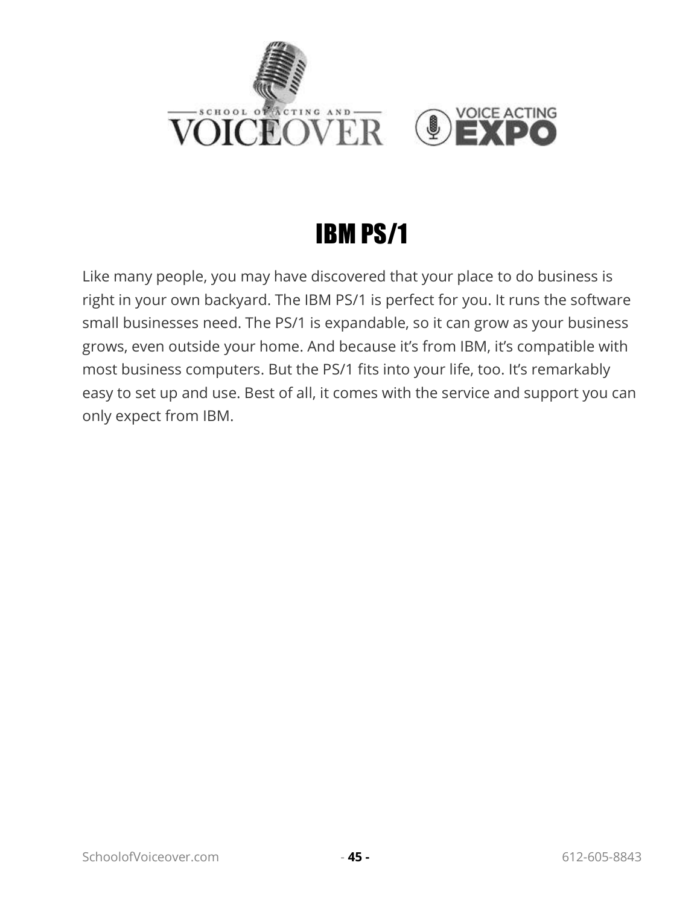# IBM PS/1

Like many people, you may have discovered that your place to do business is right in your own backyard. The IBM PS/1 is perfect for you. It runs the software small businesses need. The PS/1 is expandable, so it can grow as your business grows, even outside your home. And because it's from IBM, it's compatible with most business computers. But the PS/1 fits into your life, too. It's remarkably easy to set up and use. Best of all, it comes with the service and support you can only expect from IBM.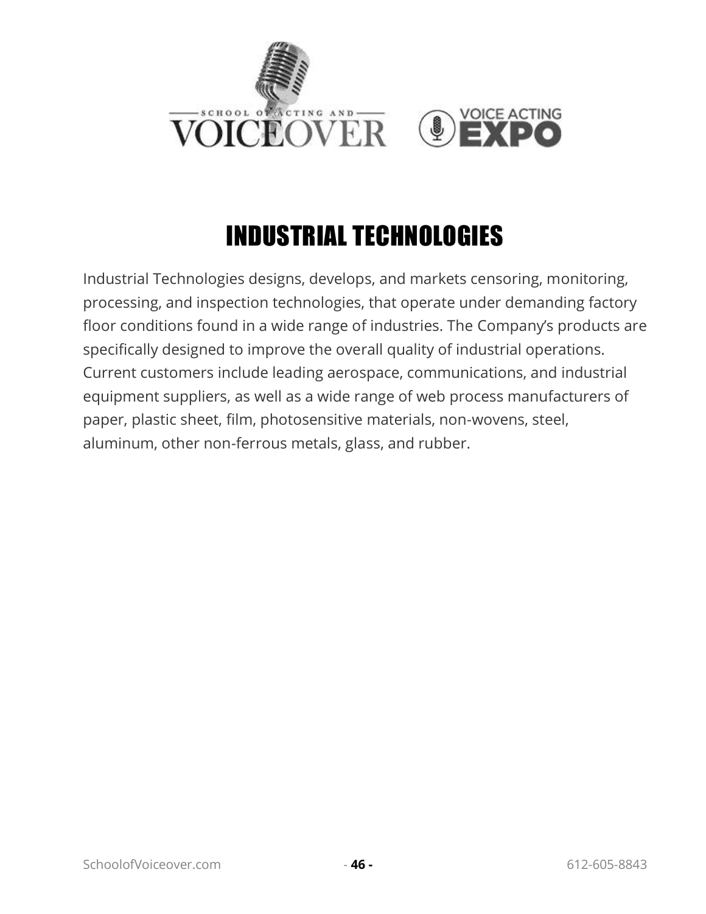# INDUSTRIAL TECHNOLOGIES

Industrial Technologies designs, develops, and markets censoring, monitoring, processing, and inspection technologies, that operate under demanding factory floor conditions found in a wide range of industries. The Company's products are specifically designed to improve the overall quality of industrial operations. Current customers include leading aerospace, communications, and industrial equipment suppliers, as well as a wide range of web process manufacturers of paper, plastic sheet, film, photosensitive materials, non-wovens, steel, aluminum, other non-ferrous metals, glass, and rubber.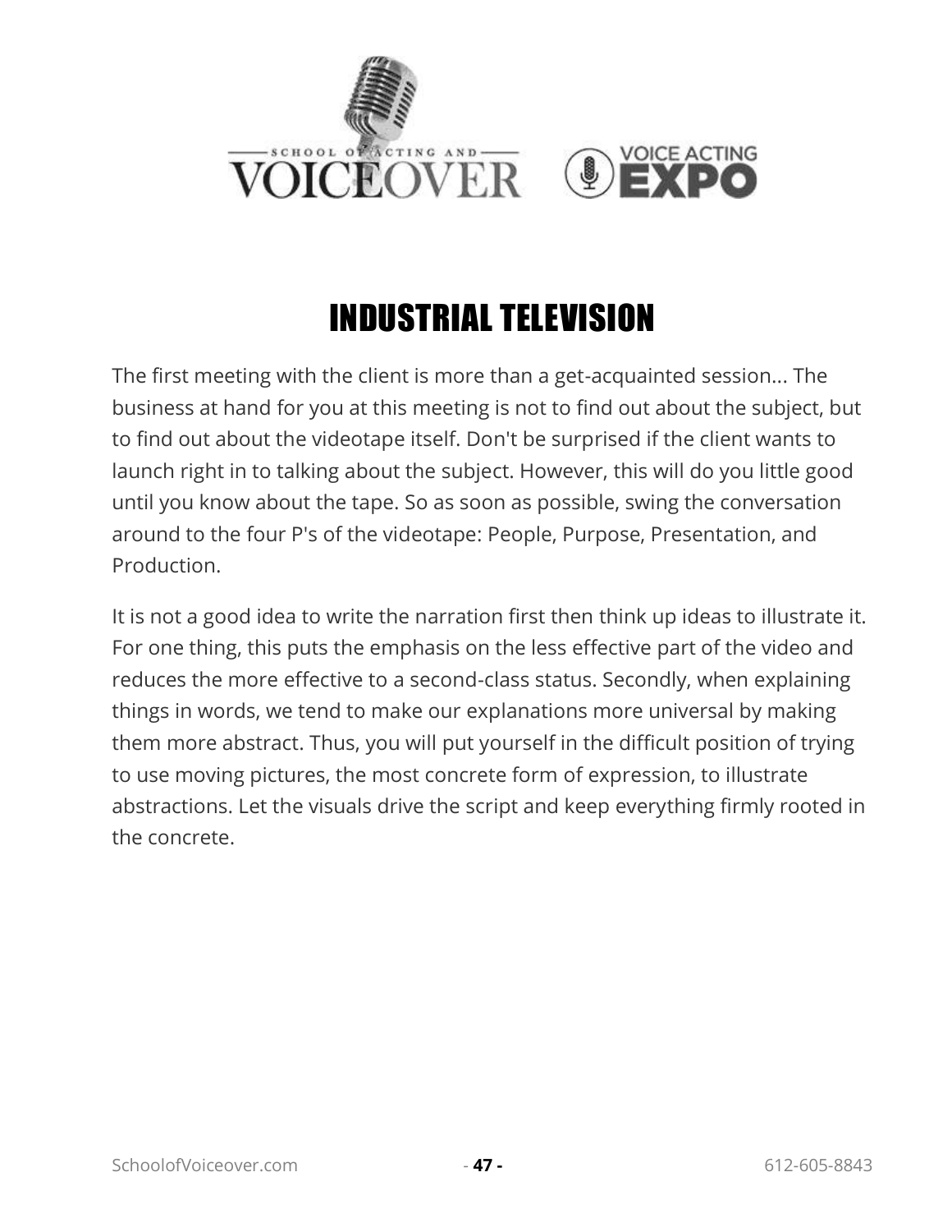# INDUSTRIAL TELEVISION

The first meeting with the client is more than a get-acquainted session... The business at hand for you at this meeting is not to find out about the subject, but to find out about the videotape itself. Don't be surprised if the client wants to launch right in to talking about the subject. However, this will do you little good until you know about the tape. So as soon as possible, swing the conversation around to the four P's of the videotape: People, Purpose, Presentation, and Production.

It is not a good idea to write the narration first then think up ideas to illustrate it. For one thing, this puts the emphasis on the less effective part of the video and reduces the more effective to a second-class status. Secondly, when explaining things in words, we tend to make our explanations more universal by making them more abstract. Thus, you will put yourself in the difficult position of trying to use moving pictures, the most concrete form of expression, to illustrate abstractions. Let the visuals drive the script and keep everything firmly rooted in the concrete.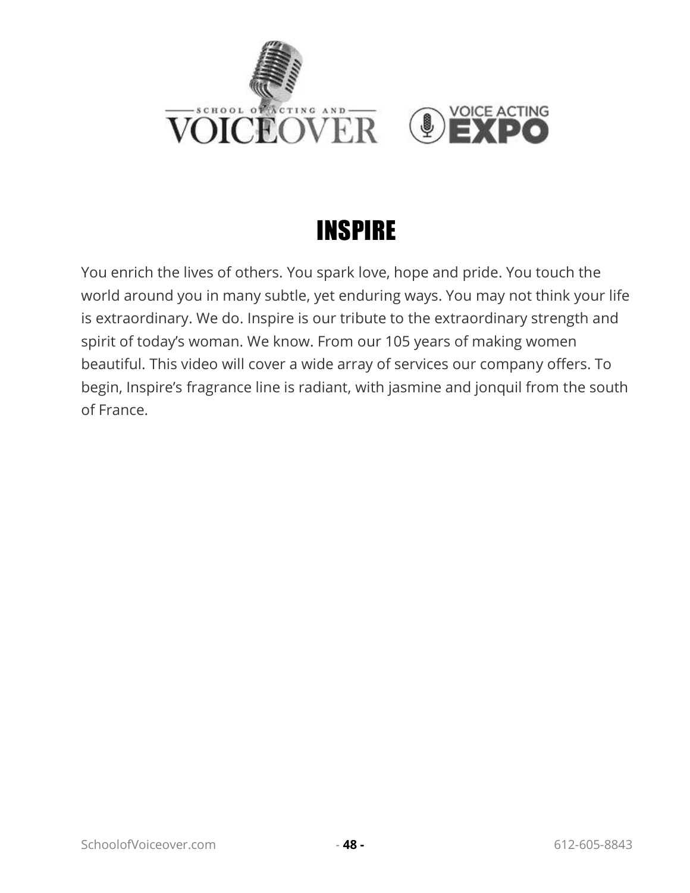# INSPIRE

You enrich the lives of others. You spark love, hope and pride. You touch the world around you in many subtle, yet enduring ways. You may not think your life is extraordinary. We do. Inspire is our tribute to the extraordinary strength and spirit of today's woman. We know. From our 105 years of making women beautiful. This video will cover a wide array of services our company offers. To begin, Inspire's fragrance line is radiant, with jasmine and jonquil from the south of France.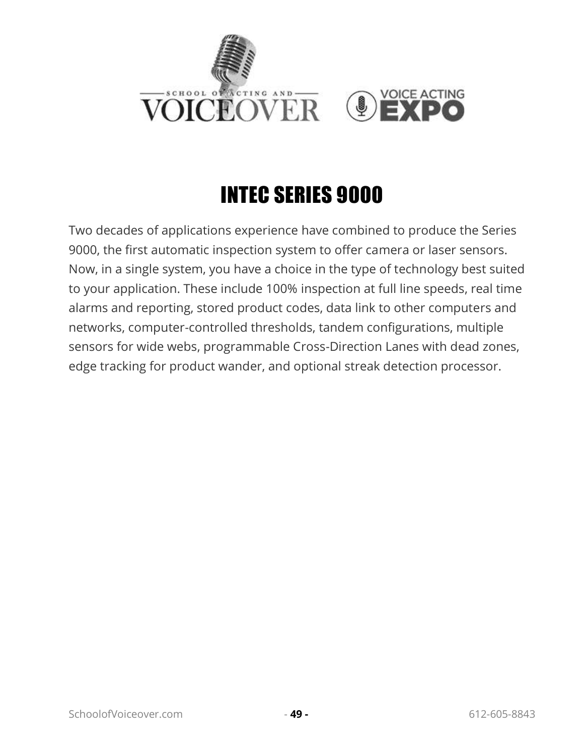# INTEC SERIES 9000

Two decades of applications experience have combined to produce the Series 9000, the first automatic inspection system to offer camera or laser sensors. Now, in a single system, you have a choice in the type of technology best suited to your application. These include 100% inspection at full line speeds, real time alarms and reporting, stored product codes, data link to other computers and networks, computer-controlled thresholds, tandem configurations, multiple sensors for wide webs, programmable Cross-Direction Lanes with dead zones, edge tracking for product wander, and optional streak detection processor.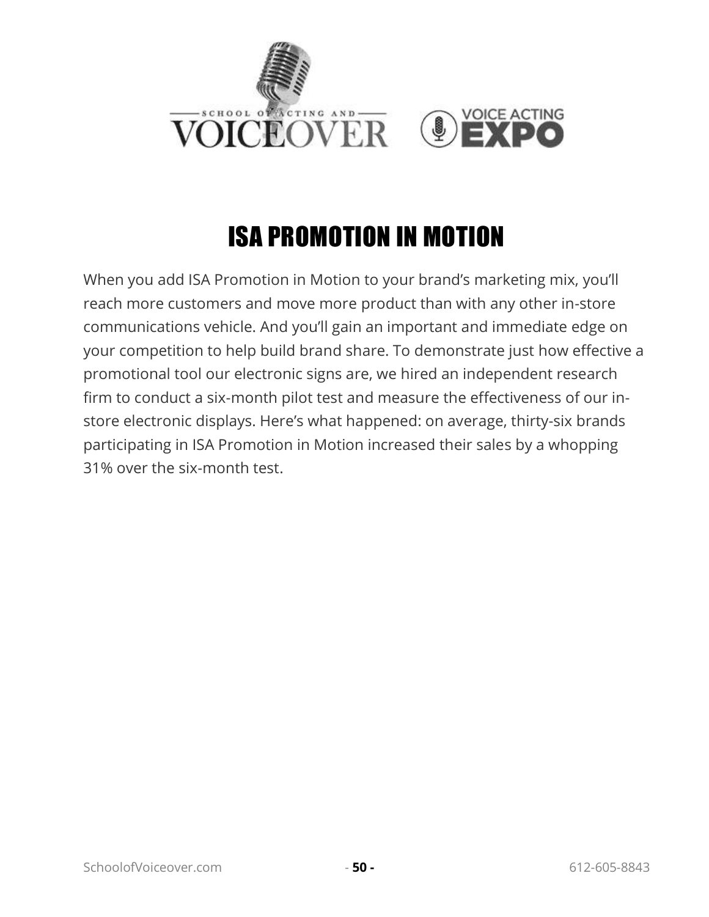# ISA PROMOTION IN MOTION

When you add ISA Promotion in Motion to your brand's marketing mix, you'll reach more customers and move more product than with any other in-store communications vehicle. And you'll gain an important and immediate edge on your competition to help build brand share. To demonstrate just how effective a promotional tool our electronic signs are, we hired an independent research firm to conduct a six-month pilot test and measure the effectiveness of our in-store electronic displays. Here's what happened: on average, thirty-six brands participating in ISA Promotion in Motion increased their sales by a whopping 31% over the six-month test.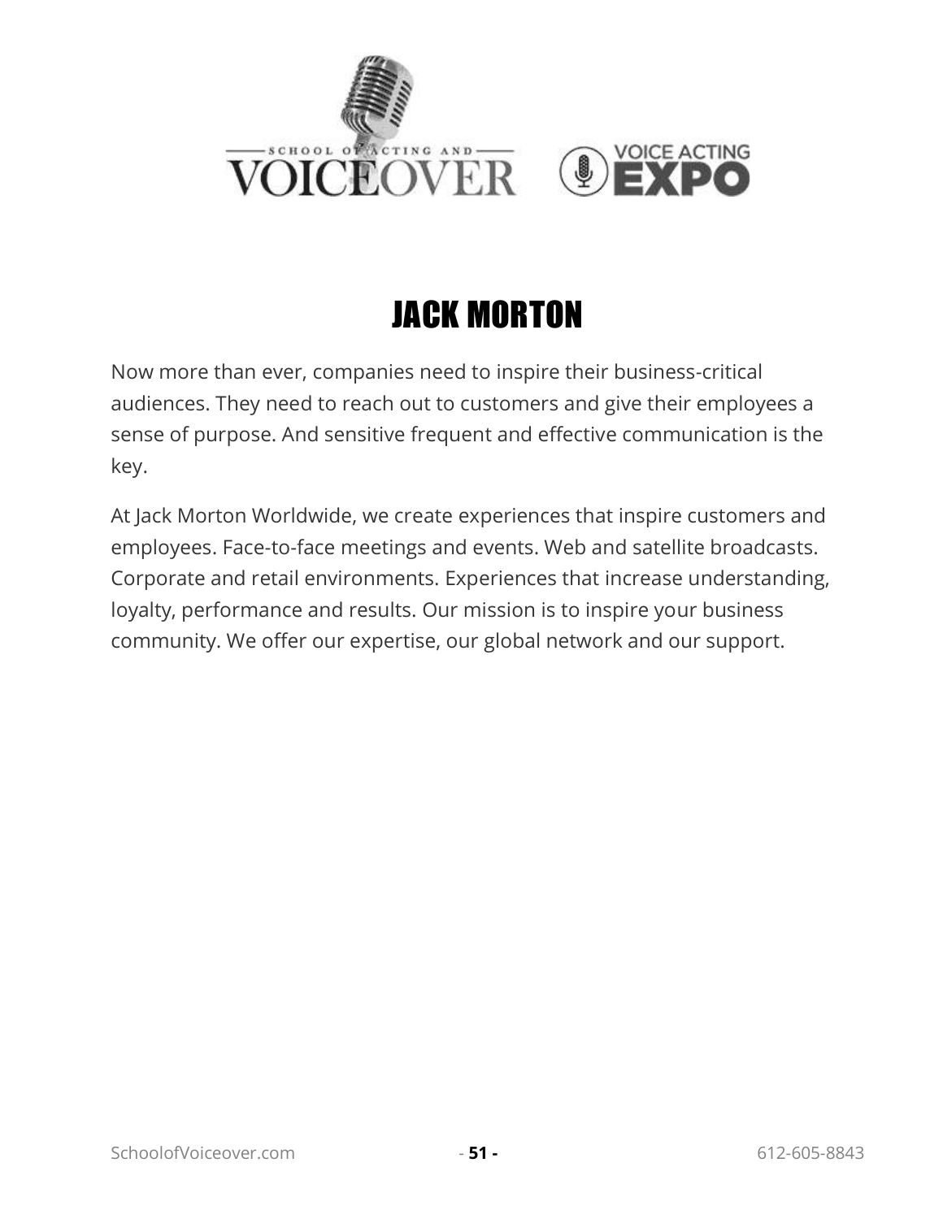# JACK MORTON

Now more than ever, companies need to inspire their business-critical audiences. They need to reach out to customers and give their employees a sense of purpose. And sensitive frequent and effective communication is the key.

At Jack Morton Worldwide, we create experiences that inspire customers and employees. Face-to-face meetings and events. Web and satellite broadcasts. Corporate and retail environments. Experiences that increase understanding, loyalty, performance and results. Our mission is to inspire your business community. We offer our expertise, our global network and our support.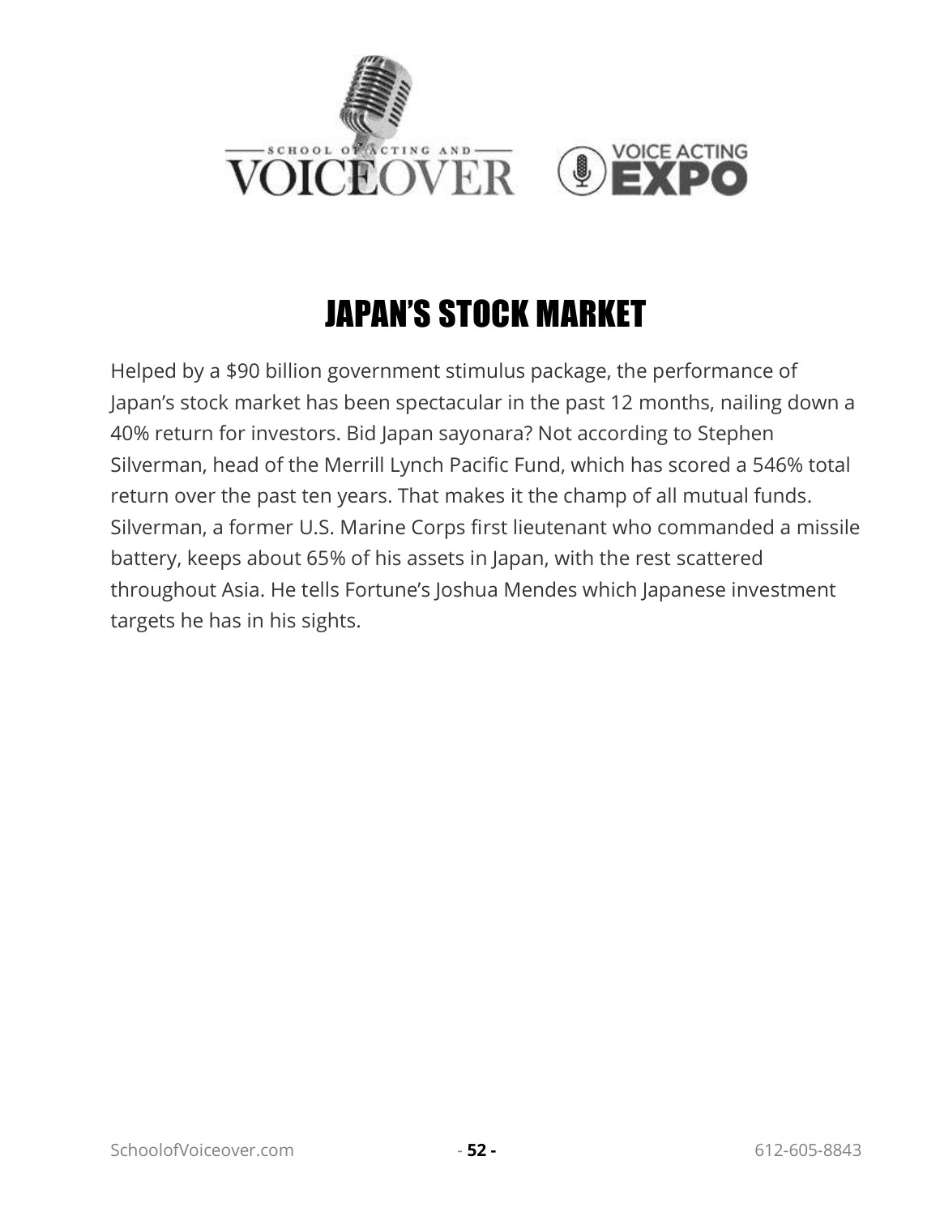# JAPAN'S STOCK MARKET

Helped by a $90 billion government stimulus package, the performance of Japan's stock market has been spectacular in the past 12 months, nailing down a 40% return for investors. Bid Japan sayonara? Not according to Stephen Silverman, head of the Merrill Lynch Pacific Fund, which has scored a 546% total return over the past ten years. That makes it the champ of all mutual funds. Silverman, a former U.S. Marine Corps first lieutenant who commanded a missile battery, keeps about 65% of his assets in Japan, with the rest scattered throughout Asia. He tells Fortune's Joshua Mendes which Japanese investment targets he has in his sights.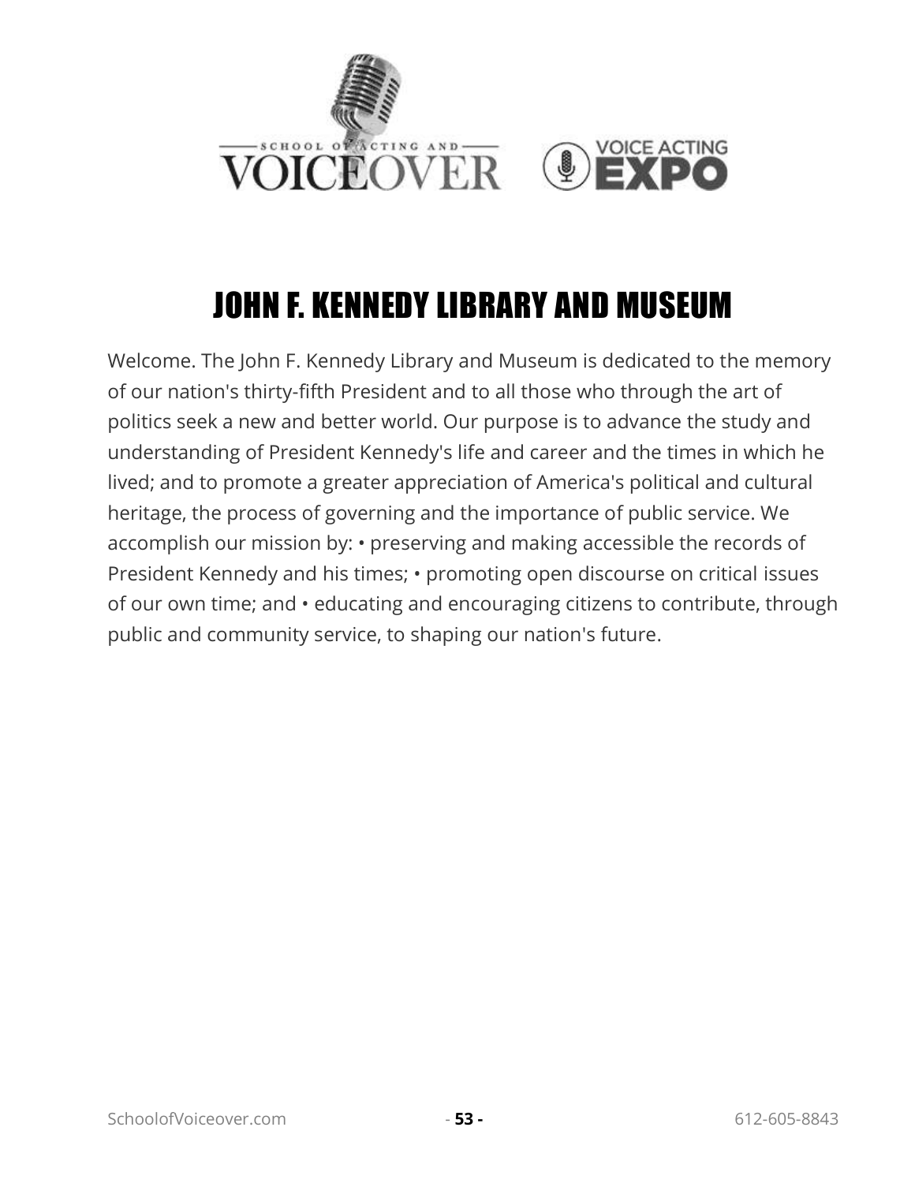# JOHN F. KENNEDY LIBRARY AND MUSEUM

Welcome. The John F. Kennedy Library and Museum is dedicated to the memory of our nation's thirty-fifth President and to all those who through the art of politics seek a new and better world. Our purpose is to advance the study and understanding of President Kennedy's life and career and the times in which he lived; and to promote a greater appreciation of America's political and cultural heritage, the process of governing and the importance of public service. We accomplish our mission by: • preserving and making accessible the records of President Kennedy and his times; • promoting open discourse on critical issues of our own time; and • educating and encouraging citizens to contribute, through public and community service, to shaping our nation's future.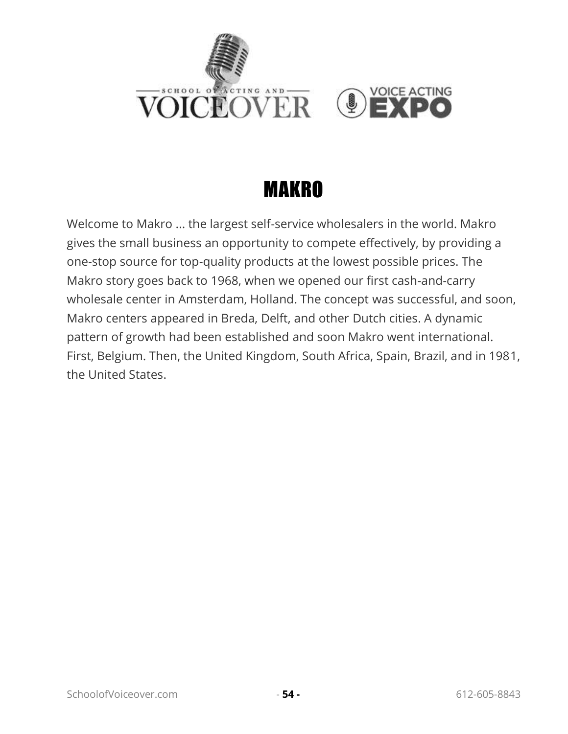# MAKRO

Welcome to Makro ... the largest self-service wholesalers in the world. Makro gives the small business an opportunity to compete effectively, by providing a one-stop source for top-quality products at the lowest possible prices. The Makro story goes back to 1968, when we opened our first cash-and-carry wholesale center in Amsterdam, Holland. The concept was successful, and soon, Makro centers appeared in Breda, Delft, and other Dutch cities. A dynamic pattern of growth had been established and soon Makro went international. First, Belgium. Then, the United Kingdom, South Africa, Spain, Brazil, and in 1981, the United States.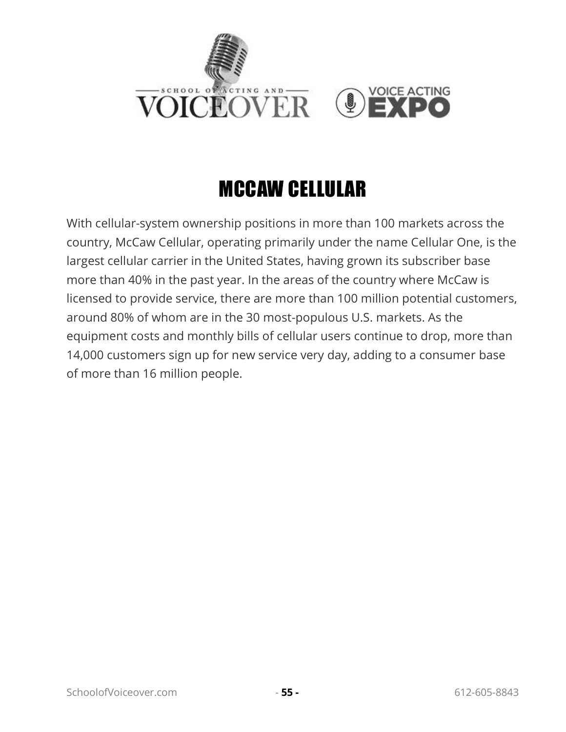# MCCAW CELLULAR

With cellular-system ownership positions in more than 100 markets across the country, McCaw Cellular, operating primarily under the name Cellular One, is the largest cellular carrier in the United States, having grown its subscriber base more than 40% in the past year. In the areas of the country where McCaw is licensed to provide service, there are more than 100 million potential customers, around 80% of whom are in the 30 most-populous U.S. markets. As the equipment costs and monthly bills of cellular users continue to drop, more than 14,000 customers sign up for new service very day, adding to a consumer base of more than 16 million people.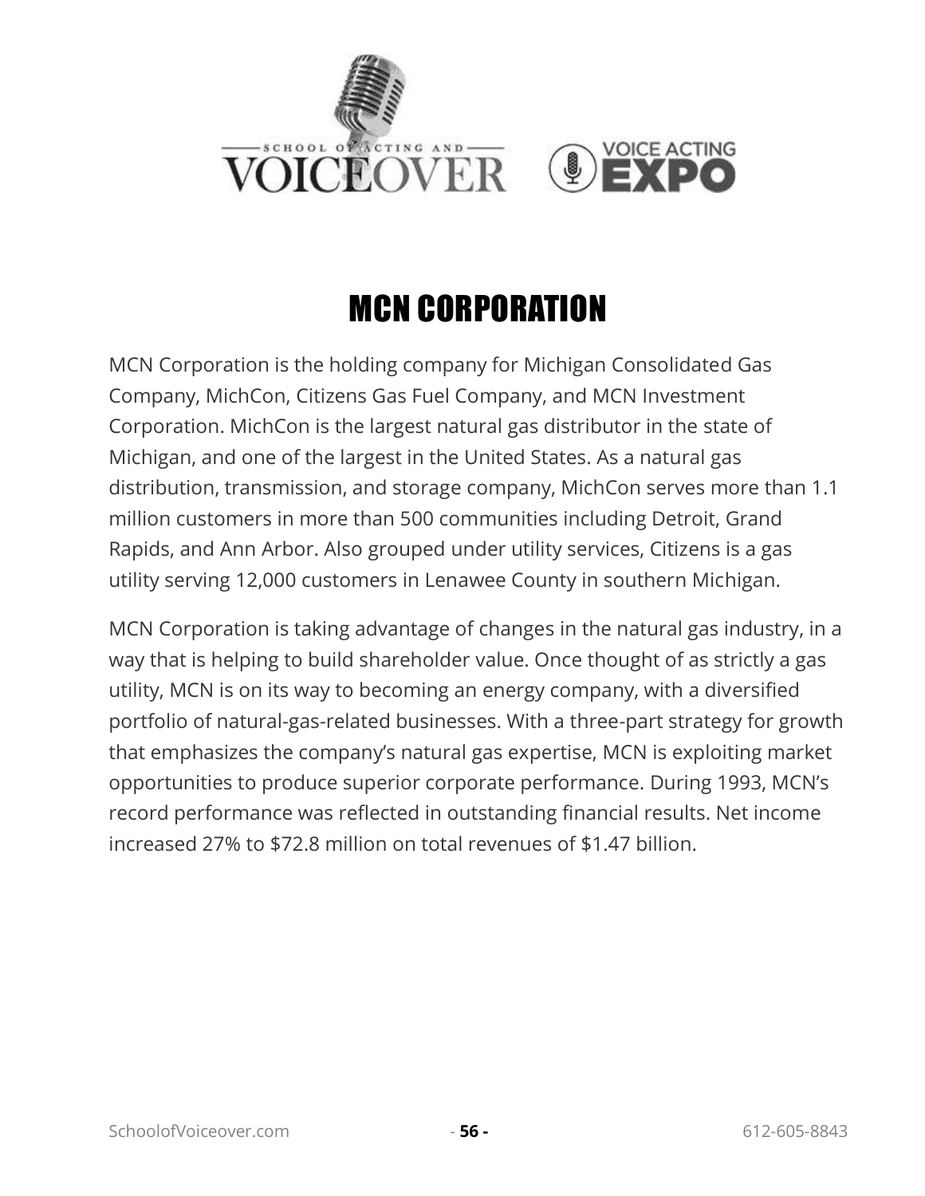# MCN CORPORATION

MCN Corporation is the holding company for Michigan Consolidated Gas Company, MichCon, Citizens Gas Fuel Company, and MCN Investment Corporation. MichCon is the largest natural gas distributor in the state of Michigan, and one of the largest in the United States. As a natural gas distribution, transmission, and storage company, MichCon serves more than 1.1 million customers in more than 500 communities including Detroit, Grand Rapids, and Ann Arbor. Also grouped under utility services, Citizens is a gas utility serving 12,000 customers in Lenawee County in southern Michigan.

MCN Corporation is taking advantage of changes in the natural gas industry, in a way that is helping to build shareholder value. Once thought of as strictly a gas utility, MCN is on its way to becoming an energy company, with a diversified portfolio of natural-gas-related businesses. With a three-part strategy for growth that emphasizes the company's natural gas expertise, MCN is exploiting market opportunities to produce superior corporate performance. During 1993, MCN's record performance was reflected in outstanding financial results. Net income increased 27% to $72.8 million on total revenues of $1.47 billion.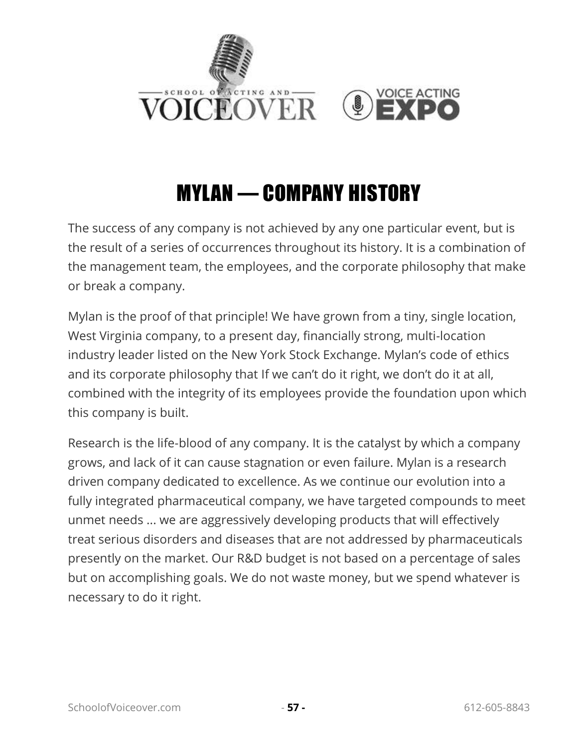# MYLAN — COMPANY HISTORY

The success of any company is not achieved by any one particular event, but is the result of a series of occurrences throughout its history. It is a combination of the management team, the employees, and the corporate philosophy that make or break a company.

Mylan is the proof of that principle! We have grown from a tiny, single location, West Virginia company, to a present day, financially strong, multi-location industry leader listed on the New York Stock Exchange. Mylan's code of ethics and its corporate philosophy that If we can't do it right, we don't do it at all, combined with the integrity of its employees provide the foundation upon which this company is built.

Research is the life-blood of any company. It is the catalyst by which a company grows, and lack of it can cause stagnation or even failure. Mylan is a research driven company dedicated to excellence. As we continue our evolution into a fully integrated pharmaceutical company, we have targeted compounds to meet unmet needs ... we are aggressively developing products that will effectively treat serious disorders and diseases that are not addressed by pharmaceuticals presently on the market. Our R&D budget is not based on a percentage of sales but on accomplishing goals. We do not waste money, but we spend whatever is necessary to do it right.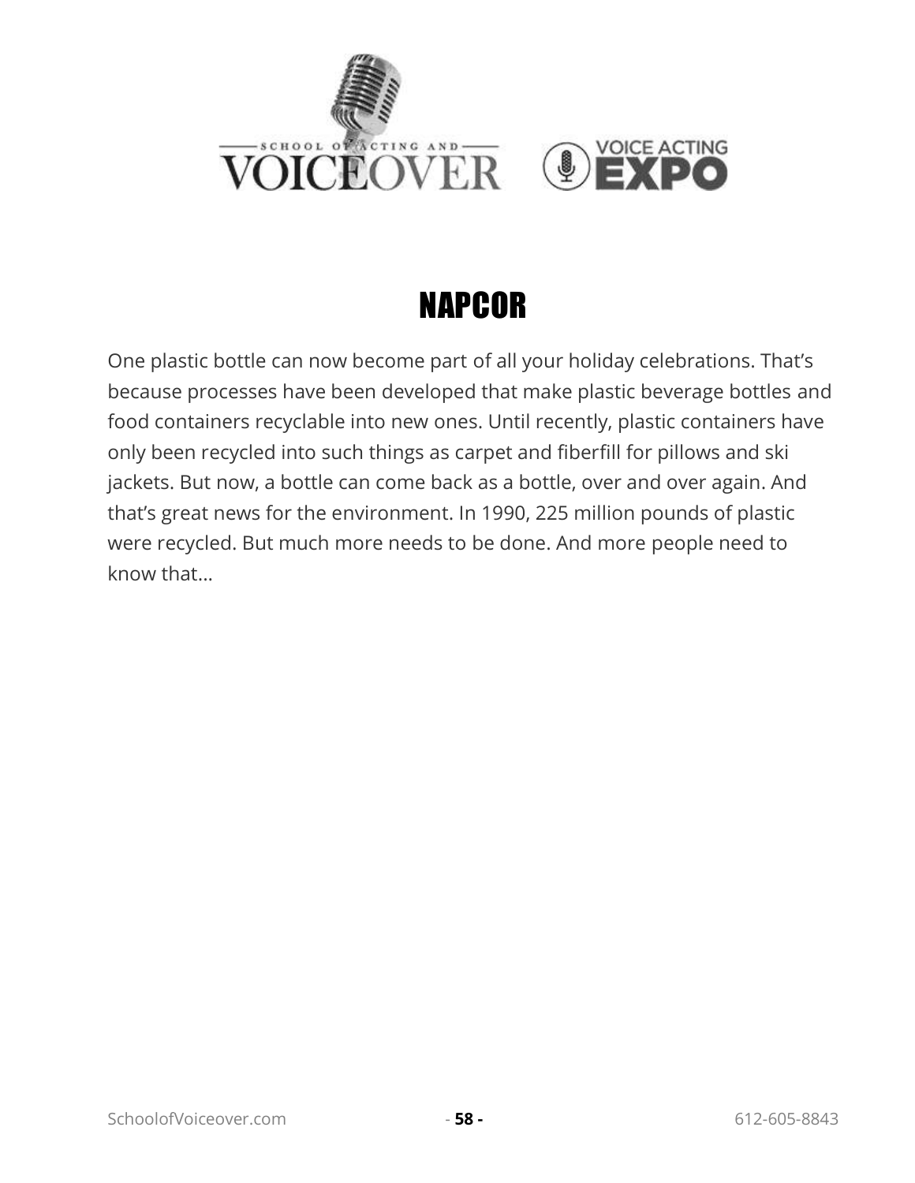# NAPCOR

One plastic bottle can now become part of all your holiday celebrations. That's because processes have been developed that make plastic beverage bottles and food containers recyclable into new ones. Until recently, plastic containers have only been recycled into such things as carpet and fiberfill for pillows and ski jackets. But now, a bottle can come back as a bottle, over and over again. And that's great news for the environment. In 1990, 225 million pounds of plastic were recycled. But much more needs to be done. And more people need to know that…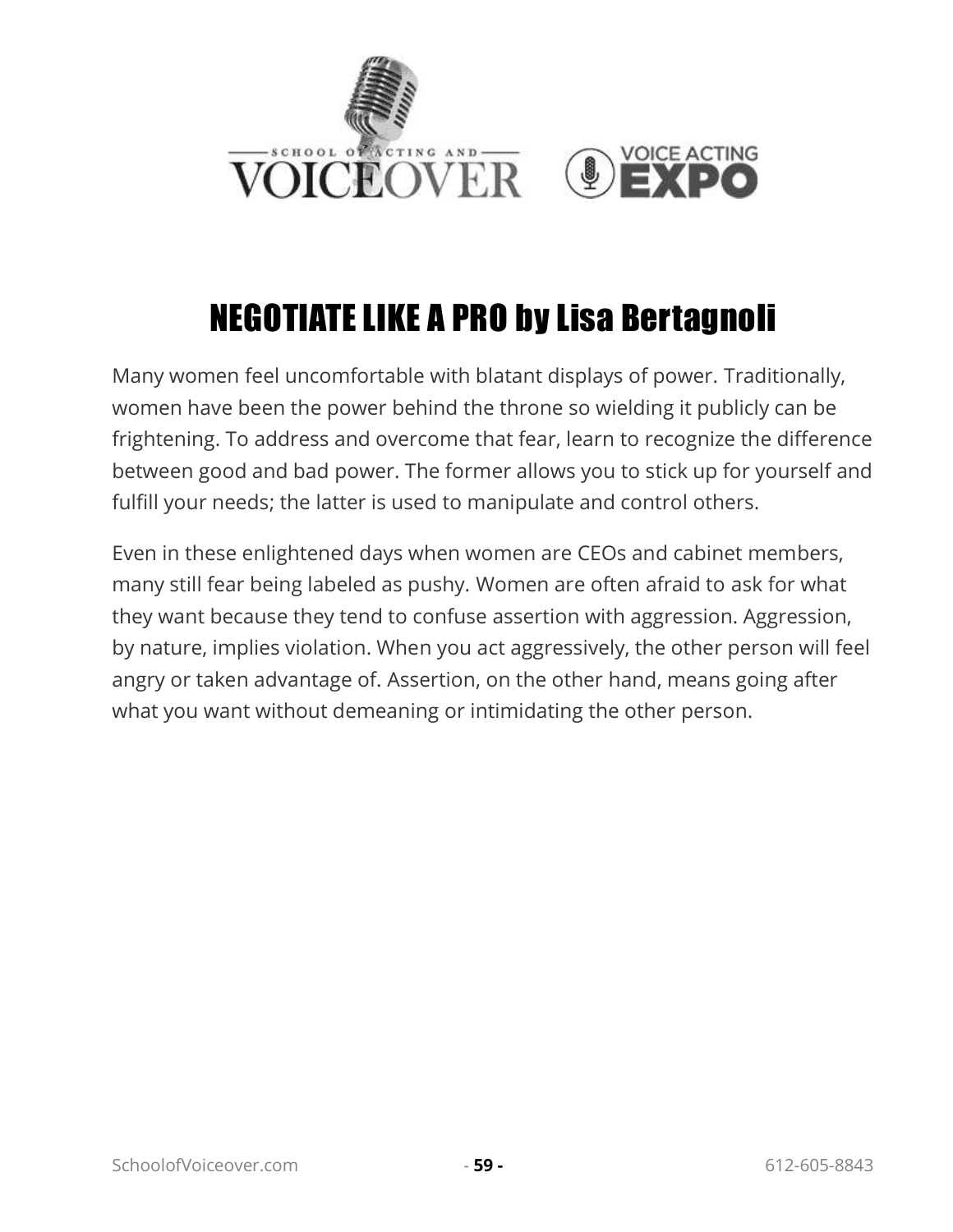# NEGOTIATE LIKE A PRO by Lisa Bertagnoli

Many women feel uncomfortable with blatant displays of power. Traditionally, women have been the power behind the throne so wielding it publicly can be frightening. To address and overcome that fear, learn to recognize the difference between good and bad power. The former allows you to stick up for yourself and fulfill your needs; the latter is used to manipulate and control others.

Even in these enlightened days when women are CEOs and cabinet members, many still fear being labeled as pushy. Women are often afraid to ask for what they want because they tend to confuse assertion with aggression. Aggression, by nature, implies violation. When you act aggressively, the other person will feel angry or taken advantage of. Assertion, on the other hand, means going after what you want without demeaning or intimidating the other person.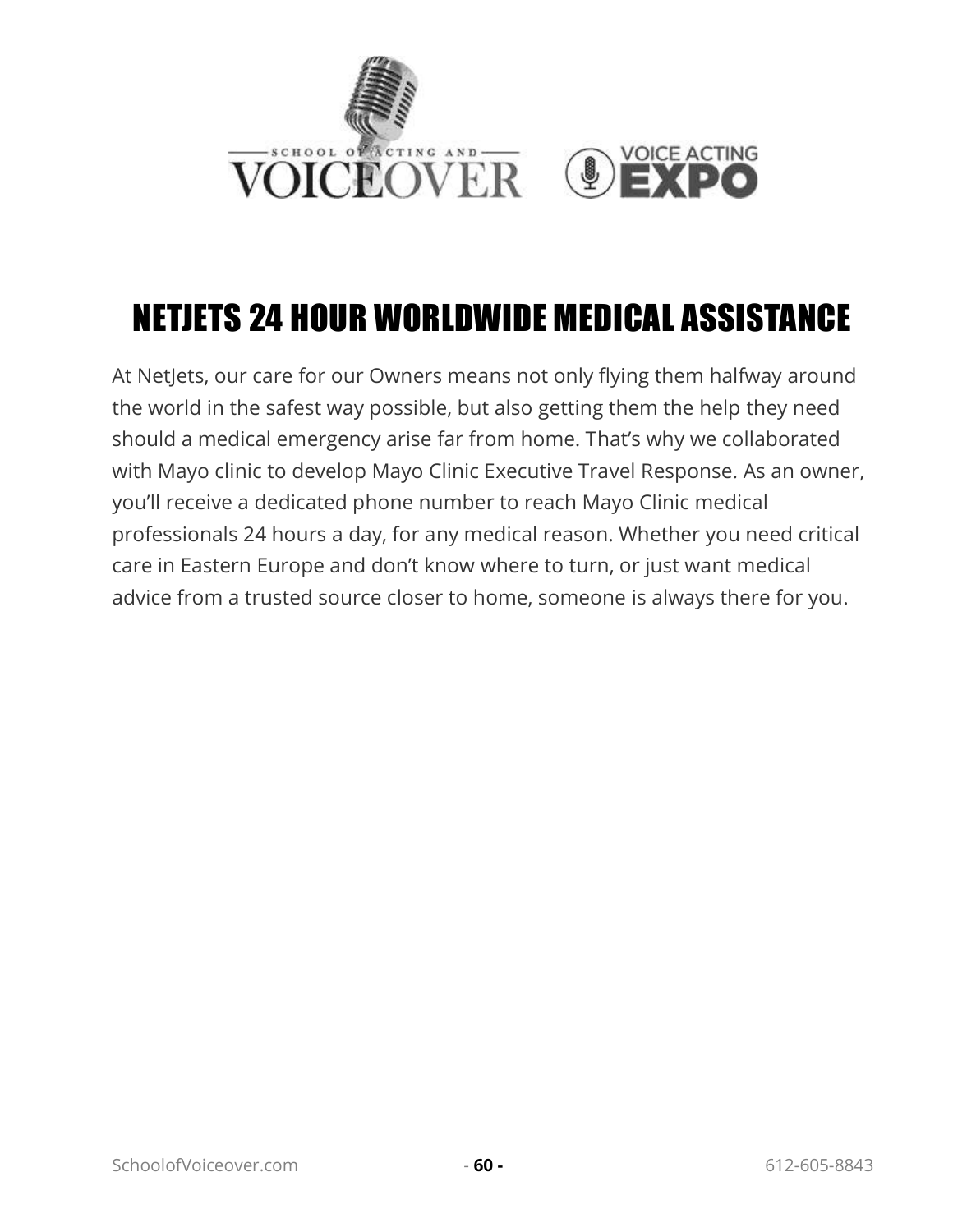# NETJETS 24 HOUR WORLDWIDE MEDICAL ASSISTANCE

At NetJets, our care for our Owners means not only flying them halfway around the world in the safest way possible, but also getting them the help they need should a medical emergency arise far from home. That's why we collaborated with Mayo clinic to develop Mayo Clinic Executive Travel Response. As an owner, you'll receive a dedicated phone number to reach Mayo Clinic medical professionals 24 hours a day, for any medical reason. Whether you need critical care in Eastern Europe and don't know where to turn, or just want medical advice from a trusted source closer to home, someone is always there for you.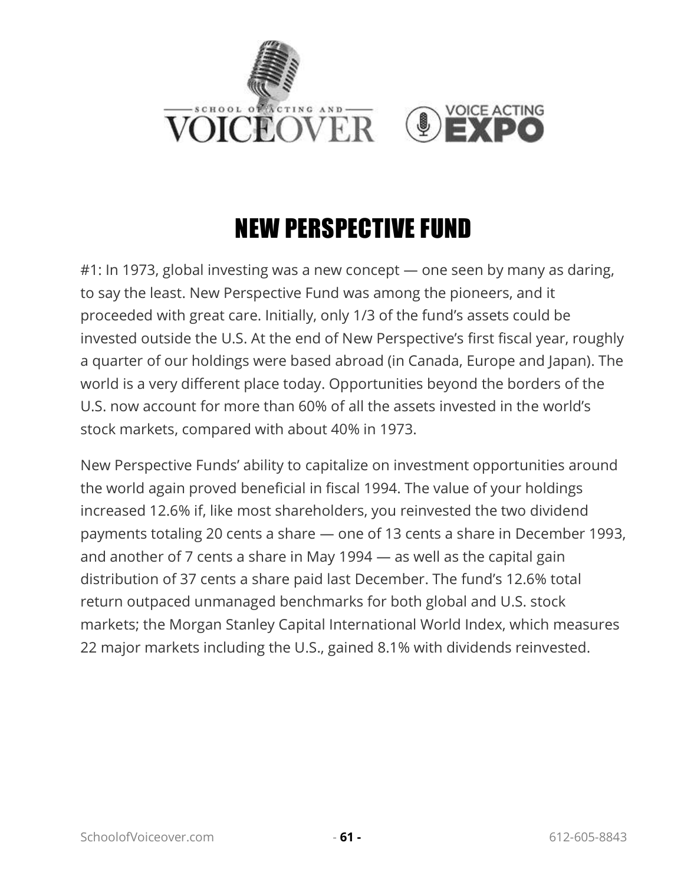# NEW PERSPECTIVE FUND

#1: In 1973, global investing was a new concept — one seen by many as daring, to say the least. New Perspective Fund was among the pioneers, and it proceeded with great care. Initially, only 1/3 of the fund's assets could be invested outside the U.S. At the end of New Perspective's first fiscal year, roughly a quarter of our holdings were based abroad (in Canada, Europe and Japan). The world is a very different place today. Opportunities beyond the borders of the U.S. now account for more than 60% of all the assets invested in the world's stock markets, compared with about 40% in 1973.

New Perspective Funds' ability to capitalize on investment opportunities around the world again proved beneficial in fiscal 1994. The value of your holdings increased 12.6% if, like most shareholders, you reinvested the two dividend payments totaling 20 cents a share — one of 13 cents a share in December 1993, and another of 7 cents a share in May 1994 — as well as the capital gain distribution of 37 cents a share paid last December. The fund's 12.6% total return outpaced unmanaged benchmarks for both global and U.S. stock markets; the Morgan Stanley Capital International World Index, which measures 22 major markets including the U.S., gained 8.1% with dividends reinvested.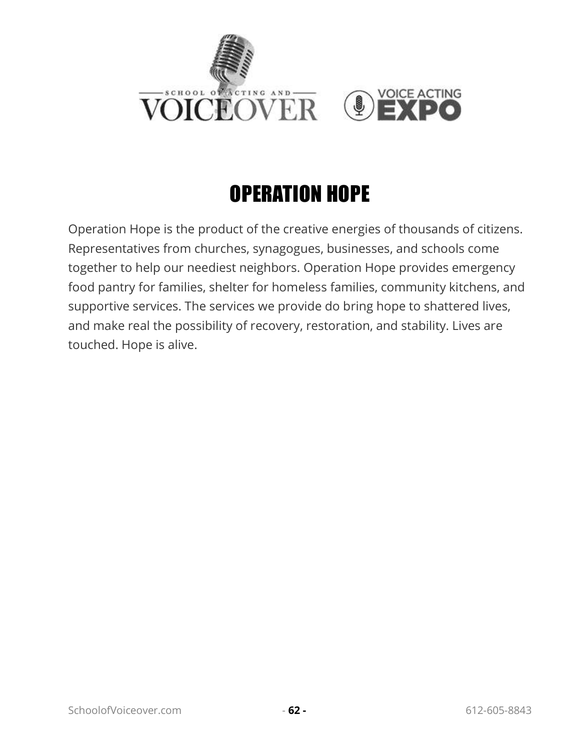# OPERATION HOPE

Operation Hope is the product of the creative energies of thousands of citizens. Representatives from churches, synagogues, businesses, and schools come together to help our neediest neighbors. Operation Hope provides emergency food pantry for families, shelter for homeless families, community kitchens, and supportive services. The services we provide do bring hope to shattered lives, and make real the possibility of recovery, restoration, and stability. Lives are touched. Hope is alive.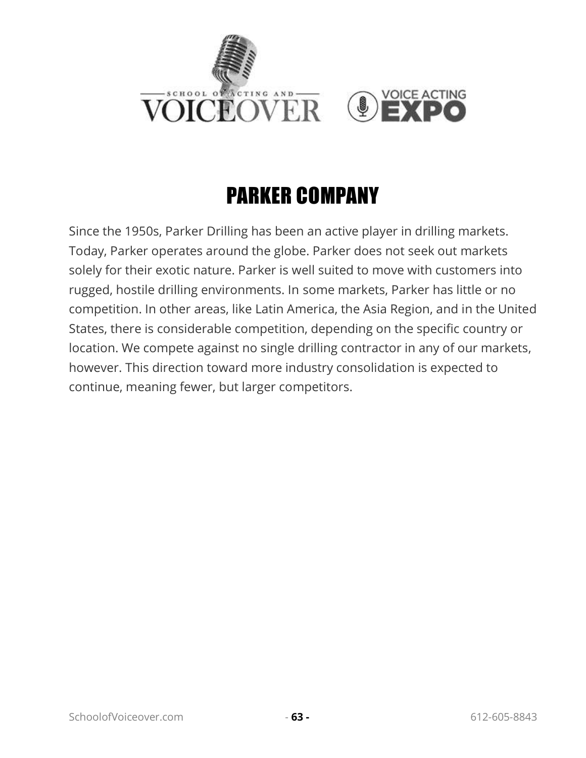# PARKER COMPANY

Since the 1950s, Parker Drilling has been an active player in drilling markets. Today, Parker operates around the globe. Parker does not seek out markets solely for their exotic nature. Parker is well suited to move with customers into rugged, hostile drilling environments. In some markets, Parker has little or no competition. In other areas, like Latin America, the Asia Region, and in the United States, there is considerable competition, depending on the specific country or location. We compete against no single drilling contractor in any of our markets, however. This direction toward more industry consolidation is expected to continue, meaning fewer, but larger competitors.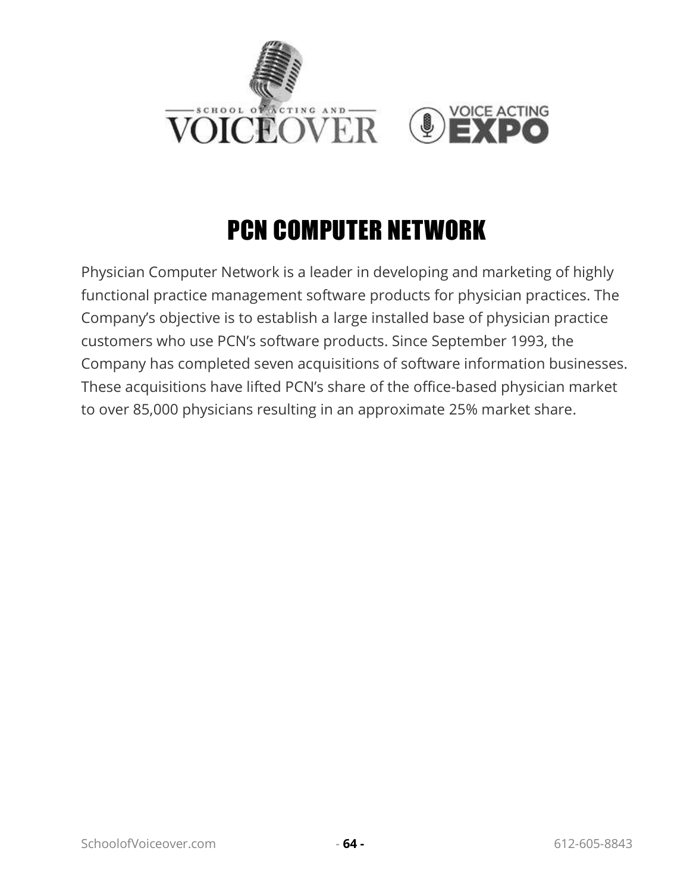# PCN COMPUTER NETWORK

Physician Computer Network is a leader in developing and marketing of highly functional practice management software products for physician practices. The Company's objective is to establish a large installed base of physician practice customers who use PCN's software products. Since September 1993, the Company has completed seven acquisitions of software information businesses. These acquisitions have lifted PCN's share of the office-based physician market to over 85,000 physicians resulting in an approximate 25% market share.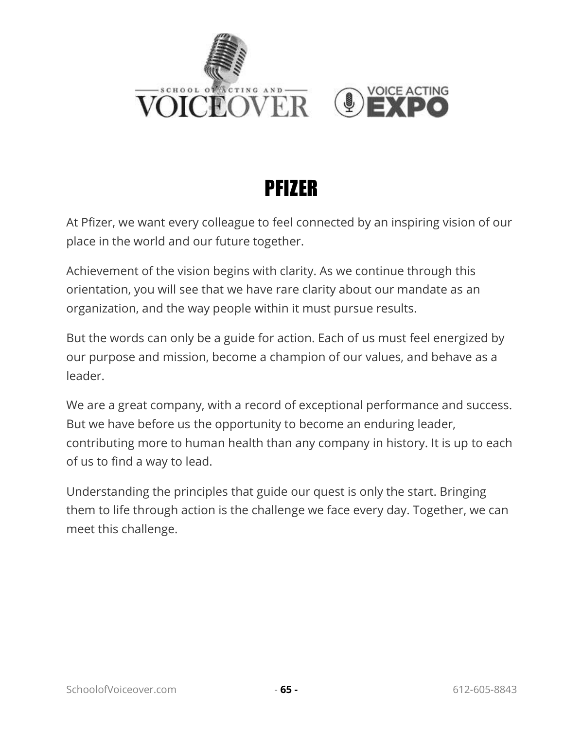# PFIZER

At Pfizer, we want every colleague to feel connected by an inspiring vision of our place in the world and our future together.

Achievement of the vision begins with clarity. As we continue through this orientation, you will see that we have rare clarity about our mandate as an organization, and the way people within it must pursue results.

But the words can only be a guide for action. Each of us must feel energized by our purpose and mission, become a champion of our values, and behave as a leader.

We are a great company, with a record of exceptional performance and success. But we have before us the opportunity to become an enduring leader, contributing more to human health than any company in history. It is up to each of us to find a way to lead.

Understanding the principles that guide our quest is only the start. Bringing them to life through action is the challenge we face every day. Together, we can meet this challenge.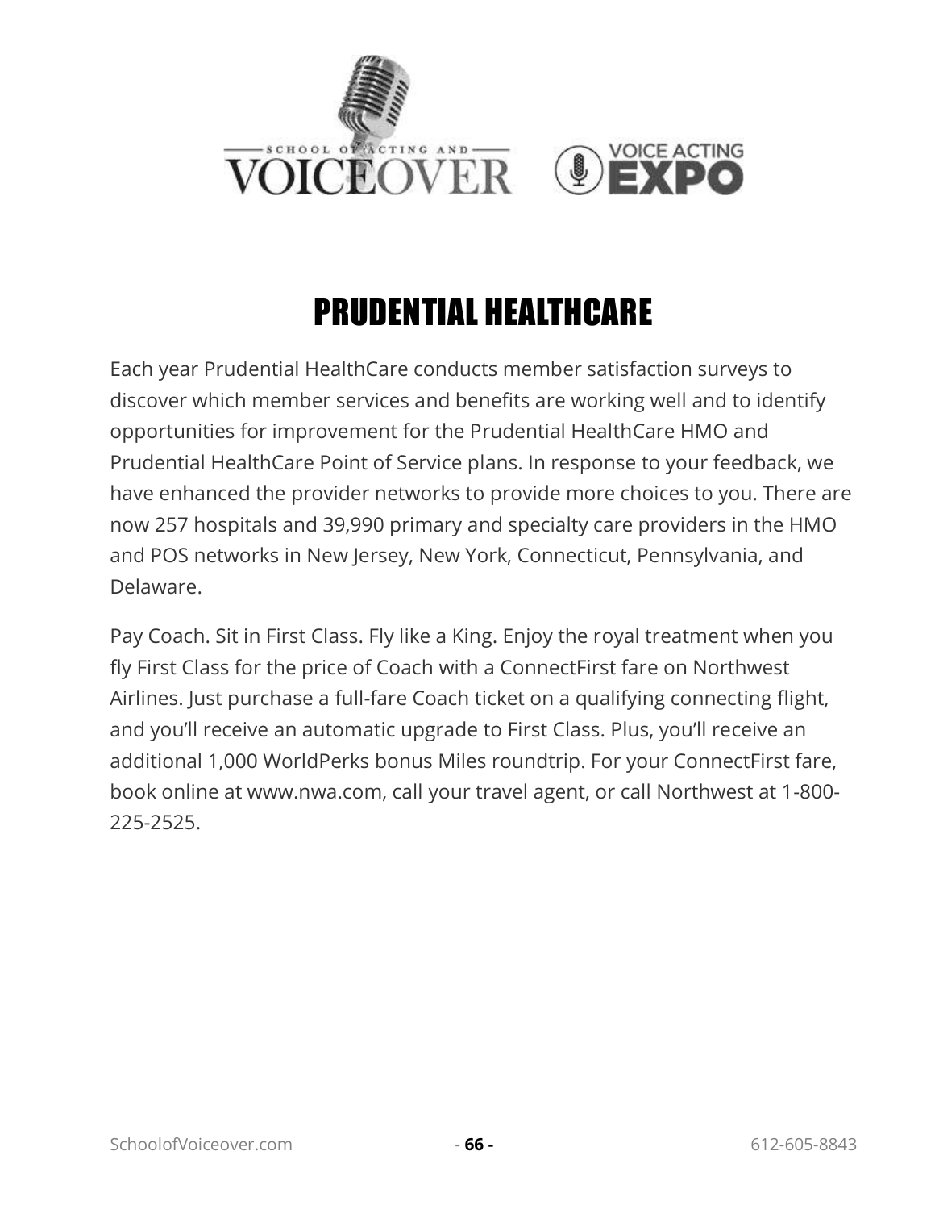# PRUDENTIAL HEALTHCARE

Each year Prudential HealthCare conducts member satisfaction surveys to discover which member services and benefits are working well and to identify opportunities for improvement for the Prudential HealthCare HMO and Prudential HealthCare Point of Service plans. In response to your feedback, we have enhanced the provider networks to provide more choices to you. There are now 257 hospitals and 39,990 primary and specialty care providers in the HMO and POS networks in New Jersey, New York, Connecticut, Pennsylvania, and Delaware.

Pay Coach. Sit in First Class. Fly like a King. Enjoy the royal treatment when you fly First Class for the price of Coach with a ConnectFirst fare on Northwest Airlines. Just purchase a full-fare Coach ticket on a qualifying connecting flight, and you'll receive an automatic upgrade to First Class. Plus, you'll receive an additional 1,000 WorldPerks bonus Miles roundtrip. For your ConnectFirst fare, book online at www.nwa.com, call your travel agent, or call Northwest at 1-800-225-2525.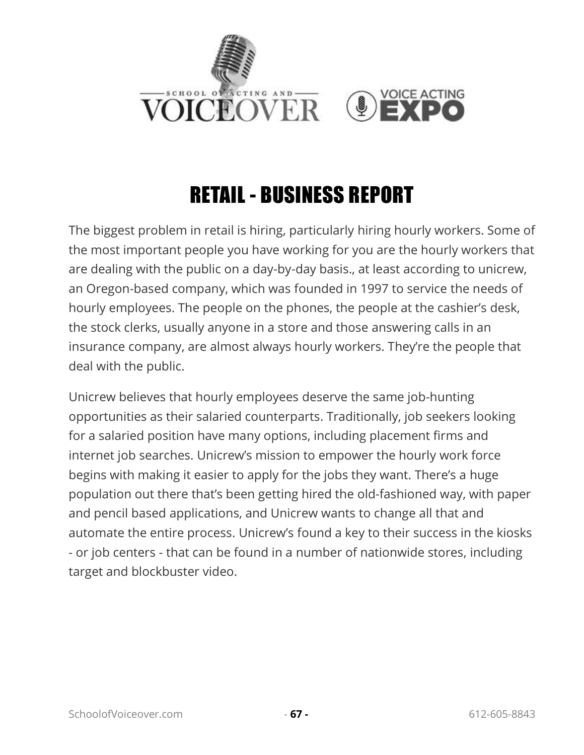# RETAIL - BUSINESS REPORT

The biggest problem in retail is hiring, particularly hiring hourly workers. Some of the most important people you have working for you are the hourly workers that are dealing with the public on a day-by-day basis., at least according to unicrew, an Oregon-based company, which was founded in 1997 to service the needs of hourly employees. The people on the phones, the people at the cashier's desk, the stock clerks, usually anyone in a store and those answering calls in an insurance company, are almost always hourly workers. They're the people that deal with the public.

Unicrew believes that hourly employees deserve the same job-hunting opportunities as their salaried counterparts. Traditionally, job seekers looking for a salaried position have many options, including placement firms and internet job searches. Unicrew's mission to empower the hourly work force begins with making it easier to apply for the jobs they want. There's a huge population out there that's been getting hired the old-fashioned way, with paper and pencil based applications, and Unicrew wants to change all that and automate the entire process. Unicrew's found a key to their success in the kiosks - or job centers - that can be found in a number of nationwide stores, including target and blockbuster video.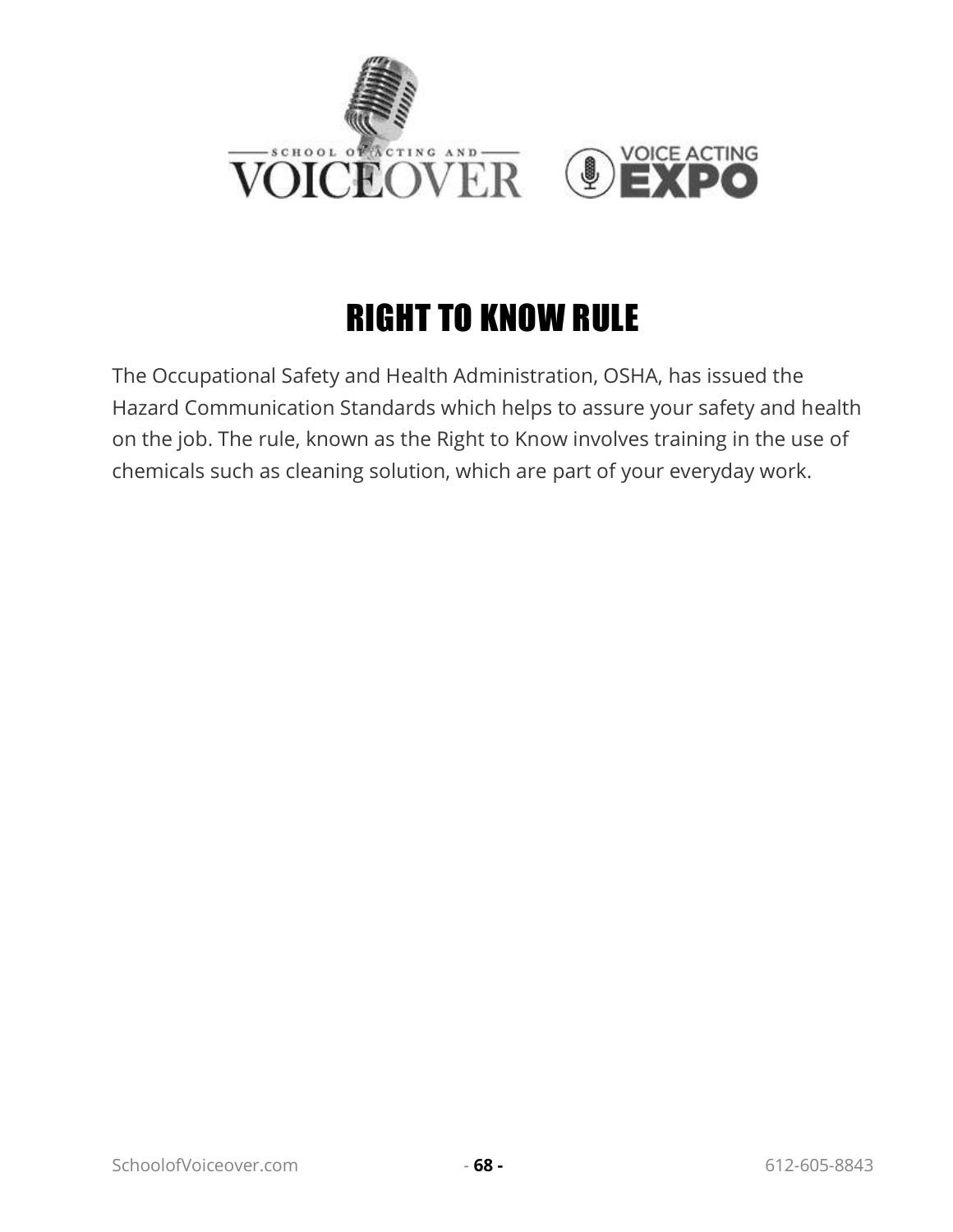# RIGHT TO KNOW RULE

The Occupational Safety and Health Administration, OSHA, has issued the Hazard Communication Standards which helps to assure your safety and health on the job. The rule, known as the Right to Know involves training in the use of chemicals such as cleaning solution, which are part of your everyday work.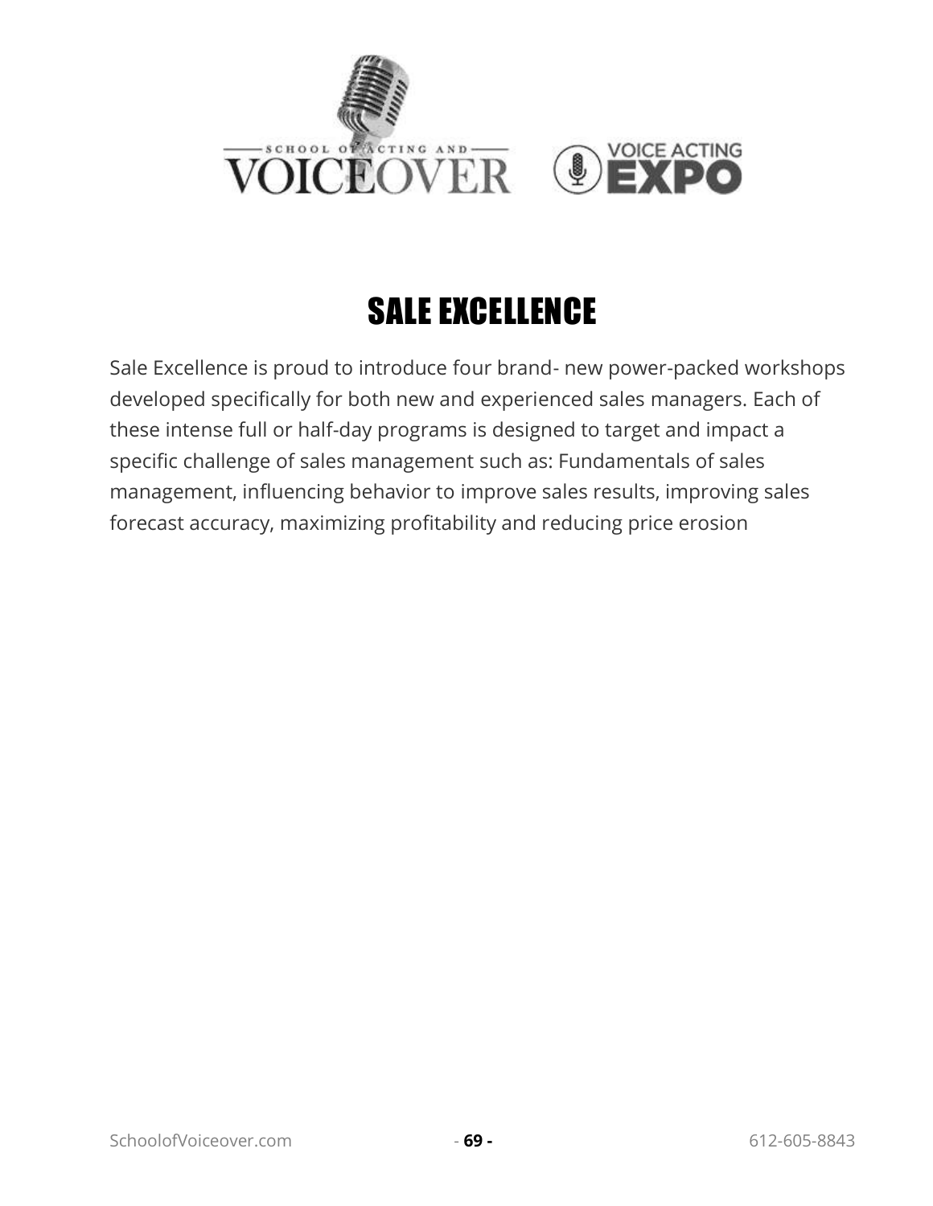# SALE EXCELLENCE

Sale Excellence is proud to introduce four brand- new power-packed workshops developed specifically for both new and experienced sales managers. Each of these intense full or half-day programs is designed to target and impact a specific challenge of sales management such as: Fundamentals of sales management, influencing behavior to improve sales results, improving sales forecast accuracy, maximizing profitability and reducing price erosion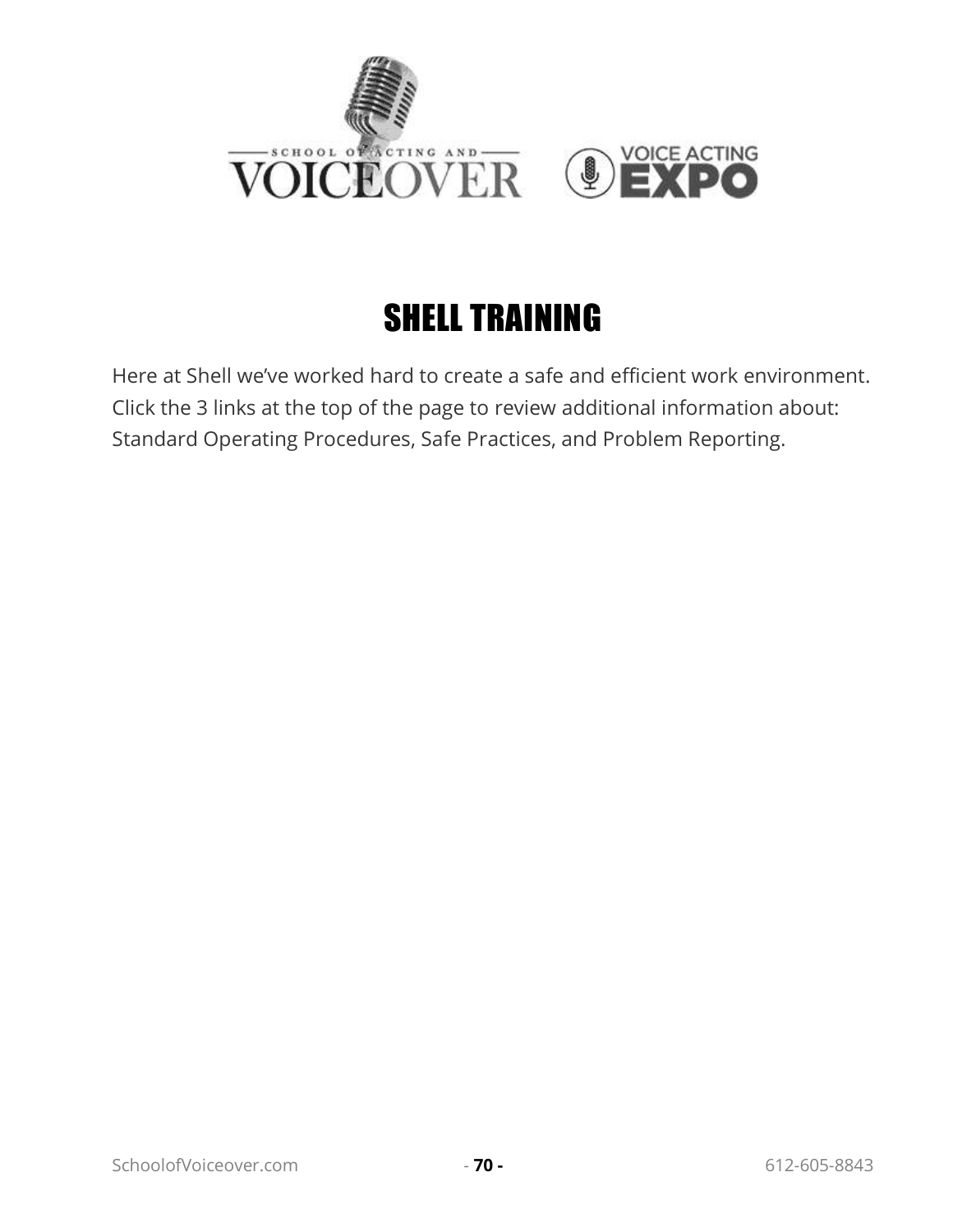# SHELL TRAINING

Here at Shell we've worked hard to create a safe and efficient work environment. Click the 3 links at the top of the page to review additional information about: Standard Operating Procedures, Safe Practices, and Problem Reporting.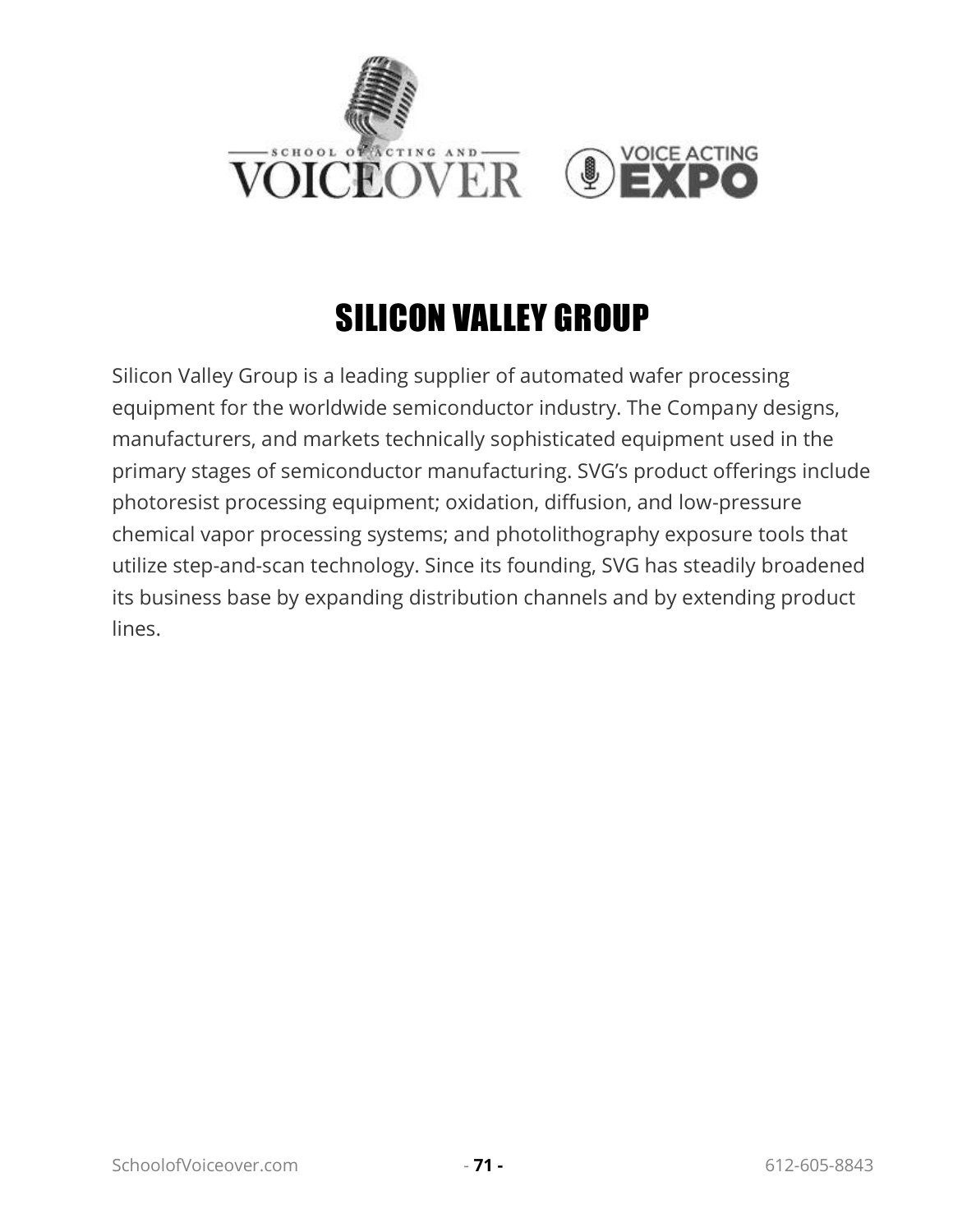# SILICON VALLEY GROUP

Silicon Valley Group is a leading supplier of automated wafer processing equipment for the worldwide semiconductor industry. The Company designs, manufacturers, and markets technically sophisticated equipment used in the primary stages of semiconductor manufacturing. SVG's product offerings include photoresist processing equipment; oxidation, diffusion, and low-pressure chemical vapor processing systems; and photolithography exposure tools that utilize step-and-scan technology. Since its founding, SVG has steadily broadened its business base by expanding distribution channels and by extending product lines.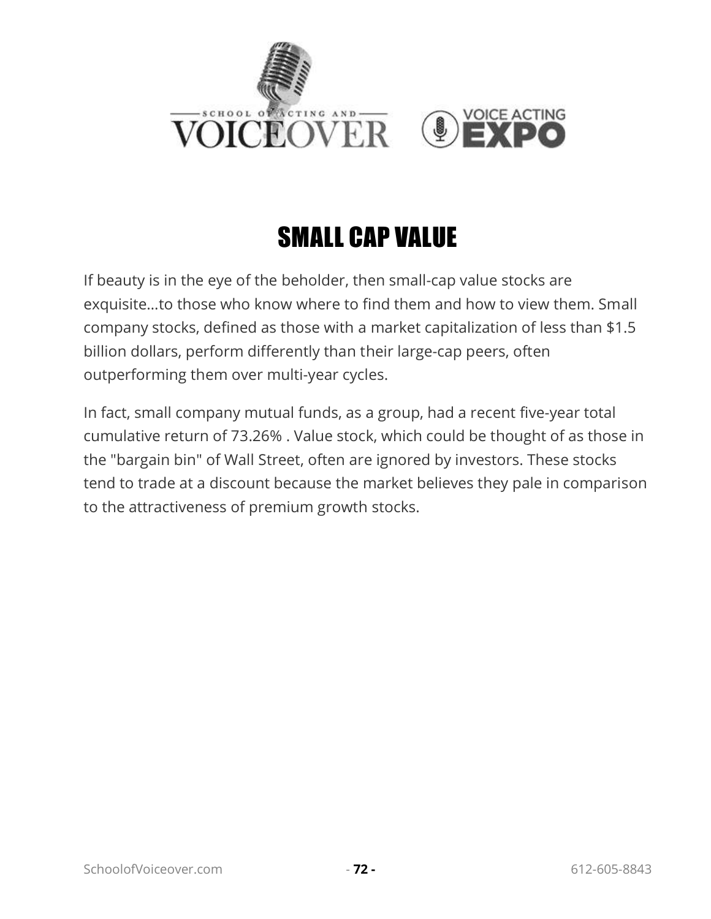# SMALL CAP VALUE

If beauty is in the eye of the beholder, then small-cap value stocks are exquisite...to those who know where to find them and how to view them. Small company stocks, defined as those with a market capitalization of less than $1.5 billion dollars, perform differently than their large-cap peers, often outperforming them over multi-year cycles.

In fact, small company mutual funds, as a group, had a recent five-year total cumulative return of 73.26% . Value stock, which could be thought of as those in the "bargain bin" of Wall Street, often are ignored by investors. These stocks tend to trade at a discount because the market believes they pale in comparison to the attractiveness of premium growth stocks.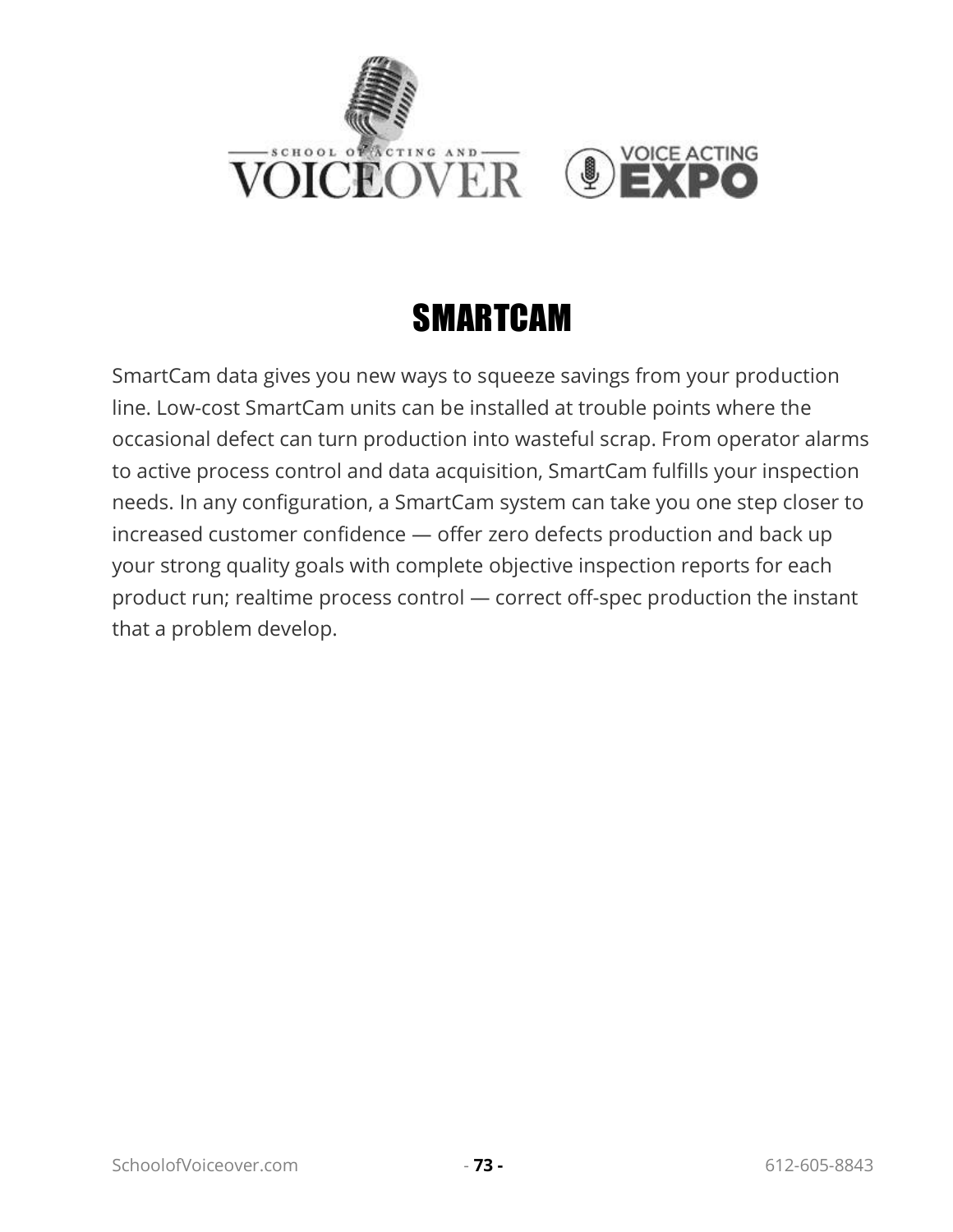# SMARTCAM

SmartCam data gives you new ways to squeeze savings from your production line. Low-cost SmartCam units can be installed at trouble points where the occasional defect can turn production into wasteful scrap. From operator alarms to active process control and data acquisition, SmartCam fulfills your inspection needs. In any configuration, a SmartCam system can take you one step closer to increased customer confidence — offer zero defects production and back up your strong quality goals with complete objective inspection reports for each product run; realtime process control — correct off-spec production the instant that a problem develop.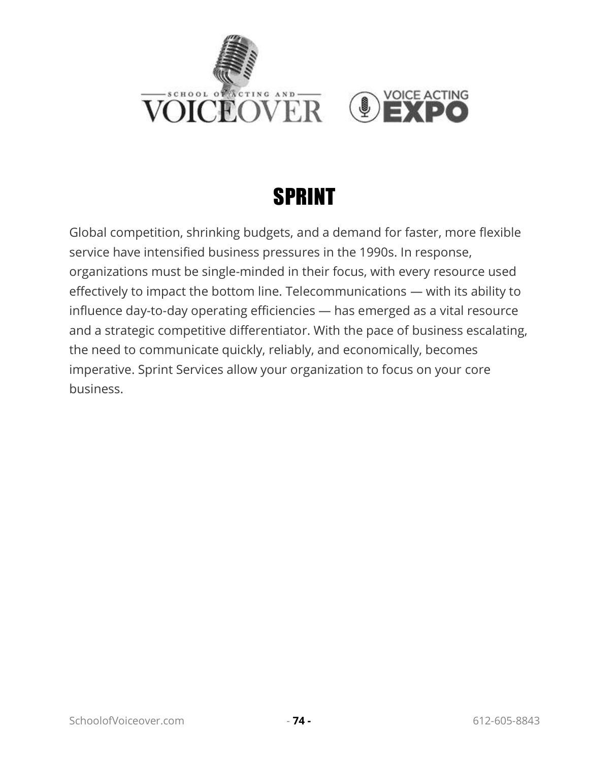# SPRINT

Global competition, shrinking budgets, and a demand for faster, more flexible service have intensified business pressures in the 1990s. In response, organizations must be single-minded in their focus, with every resource used effectively to impact the bottom line. Telecommunications — with its ability to influence day-to-day operating efficiencies — has emerged as a vital resource and a strategic competitive differentiator. With the pace of business escalating, the need to communicate quickly, reliably, and economically, becomes imperative. Sprint Services allow your organization to focus on your core business.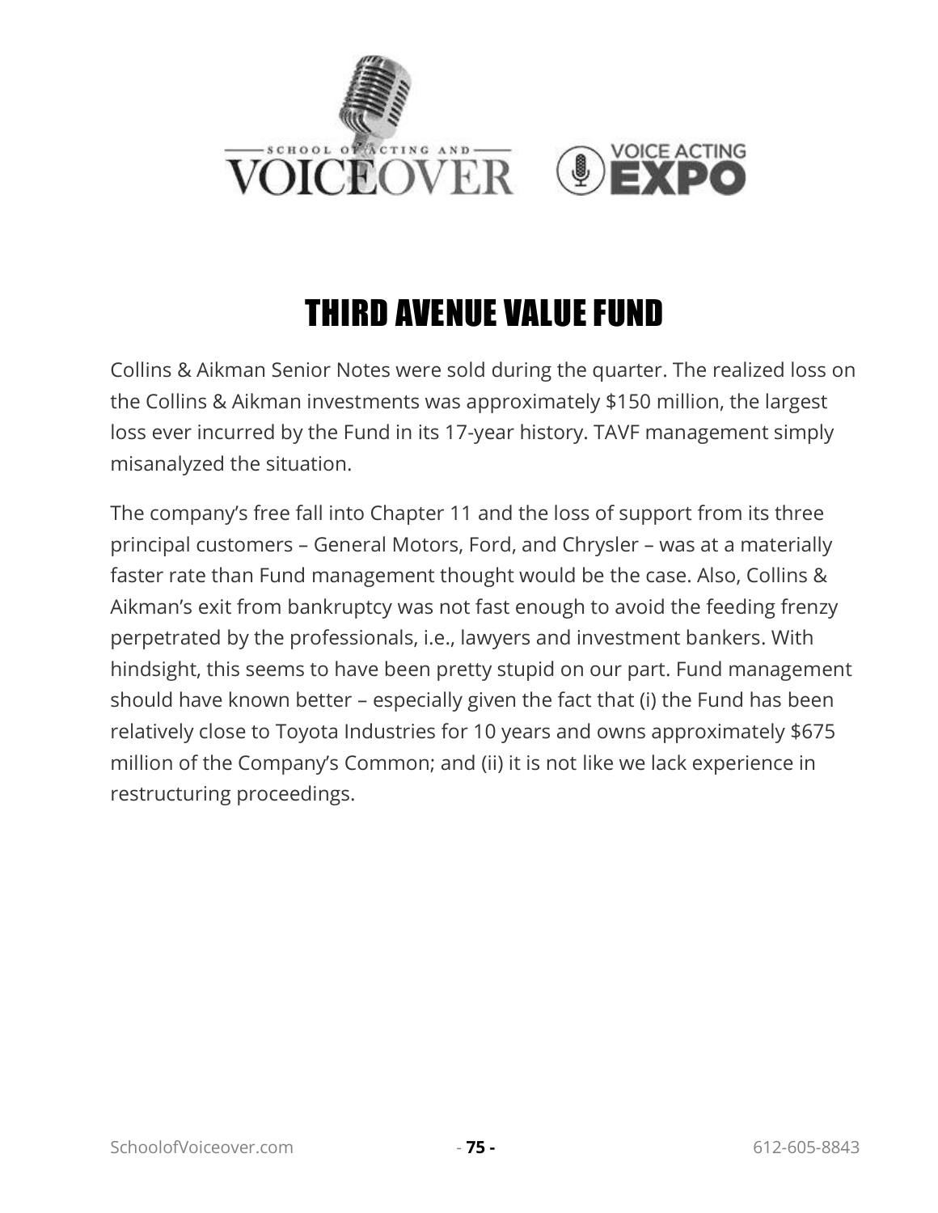# THIRD AVENUE VALUE FUND

Collins & Aikman Senior Notes were sold during the quarter. The realized loss on the Collins & Aikman investments was approximately $150 million, the largest loss ever incurred by the Fund in its 17-year history. TAVF management simply misanalyzed the situation.

The company's free fall into Chapter 11 and the loss of support from its three principal customers – General Motors, Ford, and Chrysler – was at a materially faster rate than Fund management thought would be the case. Also, Collins & Aikman's exit from bankruptcy was not fast enough to avoid the feeding frenzy perpetrated by the professionals, i.e., lawyers and investment bankers. With hindsight, this seems to have been pretty stupid on our part. Fund management should have known better – especially given the fact that (i) the Fund has been relatively close to Toyota Industries for 10 years and owns approximately $675 million of the Company's Common; and (ii) it is not like we lack experience in restructuring proceedings.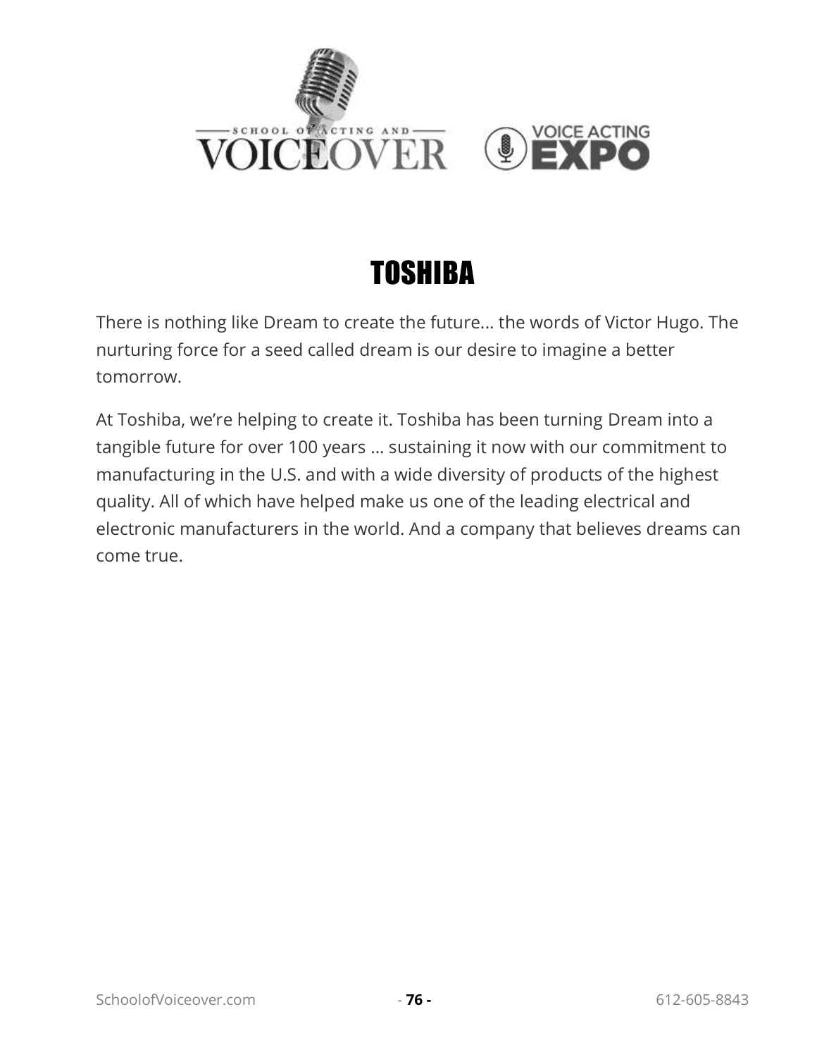# TOSHIBA

There is nothing like Dream to create the future... the words of Victor Hugo. The nurturing force for a seed called dream is our desire to imagine a better tomorrow.

At Toshiba, we're helping to create it. Toshiba has been turning Dream into a tangible future for over 100 years … sustaining it now with our commitment to manufacturing in the U.S. and with a wide diversity of products of the highest quality. All of which have helped make us one of the leading electrical and electronic manufacturers in the world. And a company that believes dreams can come true.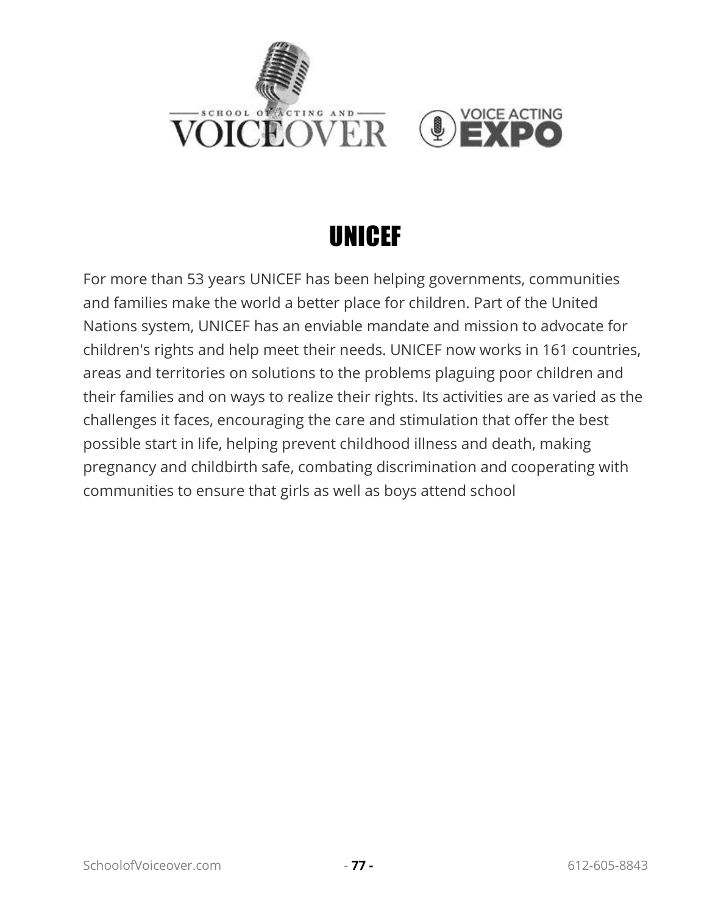# UNICEF

For more than 53 years UNICEF has been helping governments, communities and families make the world a better place for children. Part of the United Nations system, UNICEF has an enviable mandate and mission to advocate for children's rights and help meet their needs. UNICEF now works in 161 countries, areas and territories on solutions to the problems plaguing poor children and their families and on ways to realize their rights. Its activities are as varied as the challenges it faces, encouraging the care and stimulation that offer the best possible start in life, helping prevent childhood illness and death, making pregnancy and childbirth safe, combating discrimination and cooperating with communities to ensure that girls as well as boys attend school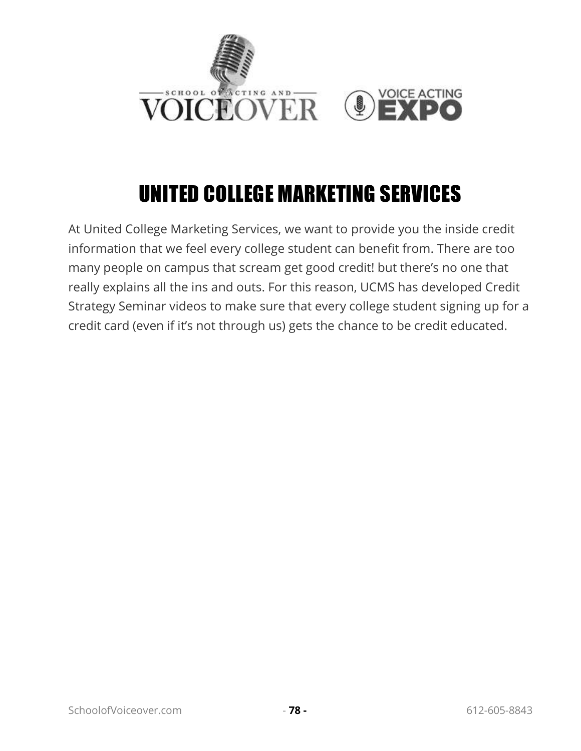# UNITED COLLEGE MARKETING SERVICES

At United College Marketing Services, we want to provide you the inside credit information that we feel every college student can benefit from. There are too many people on campus that scream get good credit! but there's no one that really explains all the ins and outs. For this reason, UCMS has developed Credit Strategy Seminar videos to make sure that every college student signing up for a credit card (even if it's not through us) gets the chance to be credit educated.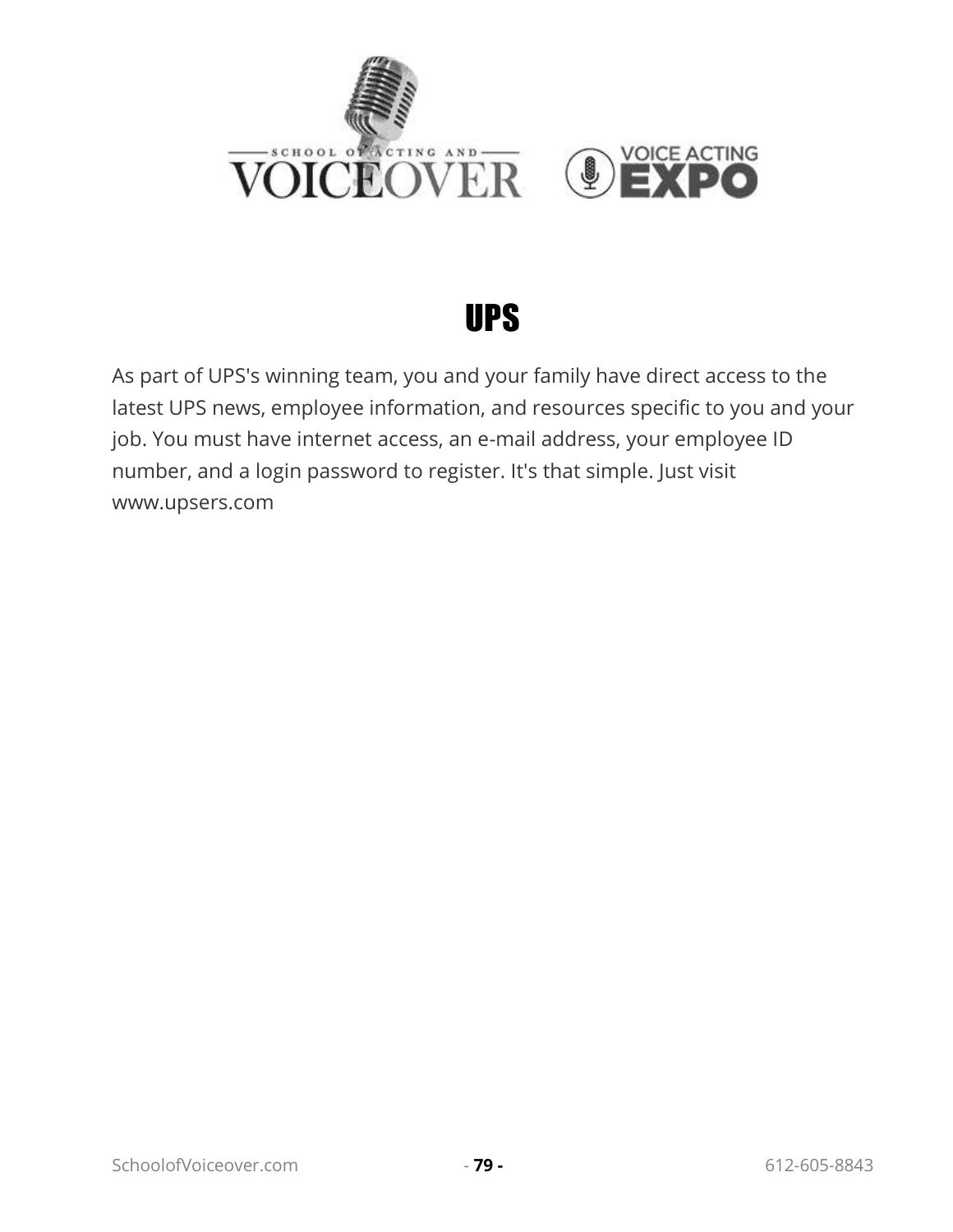# UPS

As part of UPS's winning team, you and your family have direct access to the latest UPS news, employee information, and resources specific to you and your job. You must have internet access, an e-mail address, your employee ID number, and a login password to register. It's that simple. Just visit www.upsers.com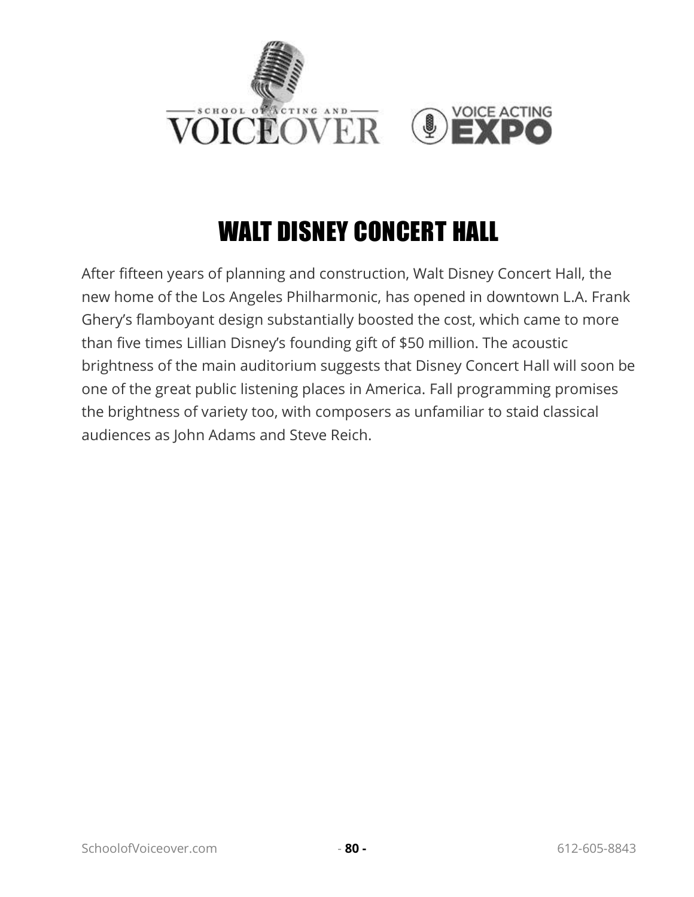# WALT DISNEY CONCERT HALL

After fifteen years of planning and construction, Walt Disney Concert Hall, the new home of the Los Angeles Philharmonic, has opened in downtown L.A. Frank Ghery's flamboyant design substantially boosted the cost, which came to more than five times Lillian Disney's founding gift of $50 million. The acoustic brightness of the main auditorium suggests that Disney Concert Hall will soon be one of the great public listening places in America. Fall programming promises the brightness of variety too, with composers as unfamiliar to staid classical audiences as John Adams and Steve Reich.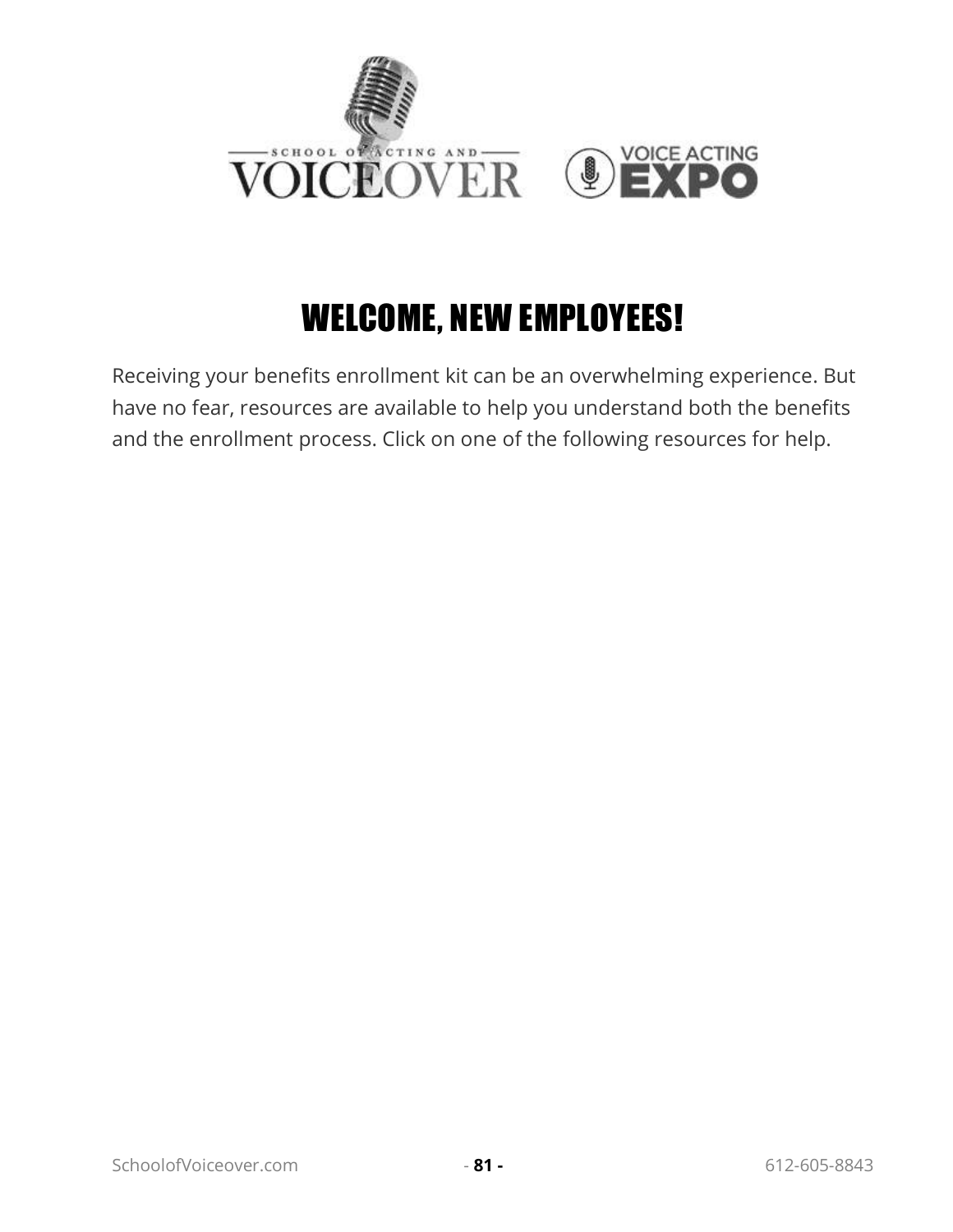# WELCOME, NEW EMPLOYEES!

Receiving your benefits enrollment kit can be an overwhelming experience. But have no fear, resources are available to help you understand both the benefits and the enrollment process. Click on one of the following resources for help.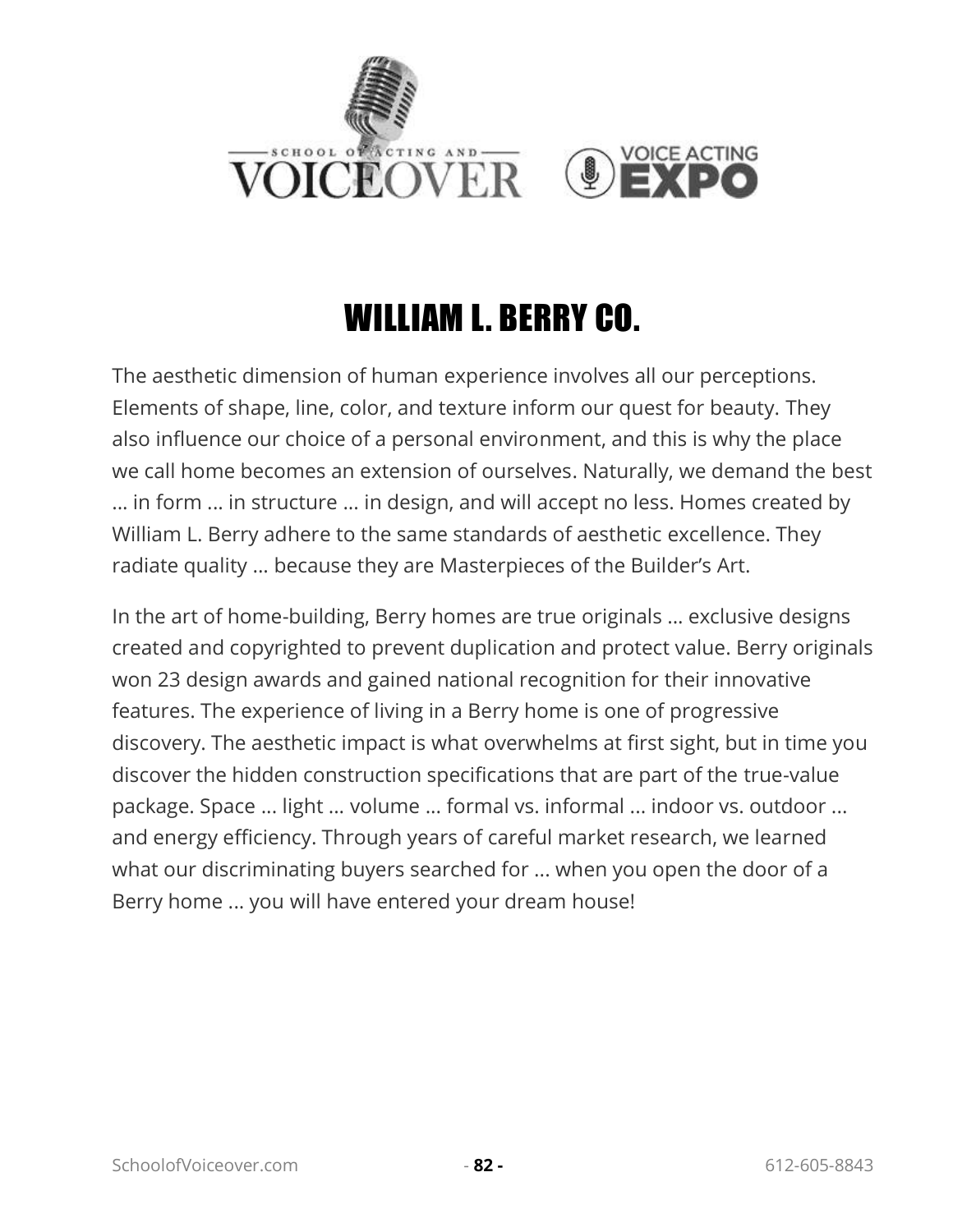# WILLIAM L. BERRY CO.

The aesthetic dimension of human experience involves all our perceptions. Elements of shape, line, color, and texture inform our quest for beauty. They also influence our choice of a personal environment, and this is why the place we call home becomes an extension of ourselves. Naturally, we demand the best … in form … in structure … in design, and will accept no less. Homes created by William L. Berry adhere to the same standards of aesthetic excellence. They radiate quality … because they are Masterpieces of the Builder's Art.

In the art of home-building, Berry homes are true originals … exclusive designs created and copyrighted to prevent duplication and protect value. Berry originals won 23 design awards and gained national recognition for their innovative features. The experience of living in a Berry home is one of progressive discovery. The aesthetic impact is what overwhelms at first sight, but in time you discover the hidden construction specifications that are part of the true-value package. Space … light … volume … formal vs. informal … indoor vs. outdoor … and energy efficiency. Through years of careful market research, we learned what our discriminating buyers searched for … when you open the door of a Berry home … you will have entered your dream house!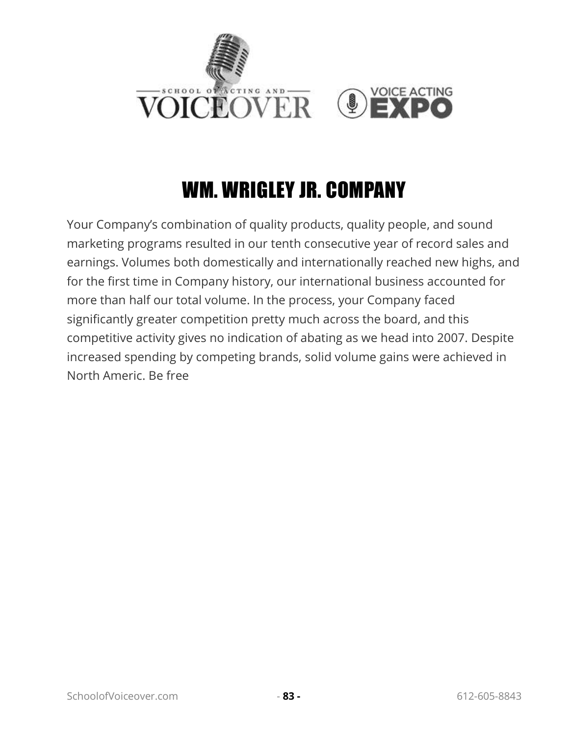# WM. WRIGLEY JR. COMPANY

Your Company's combination of quality products, quality people, and sound marketing programs resulted in our tenth consecutive year of record sales and earnings. Volumes both domestically and internationally reached new highs, and for the first time in Company history, our international business accounted for more than half our total volume. In the process, your Company faced significantly greater competition pretty much across the board, and this competitive activity gives no indication of abating as we head into 2007. Despite increased spending by competing brands, solid volume gains were achieved in North Americ. Be free